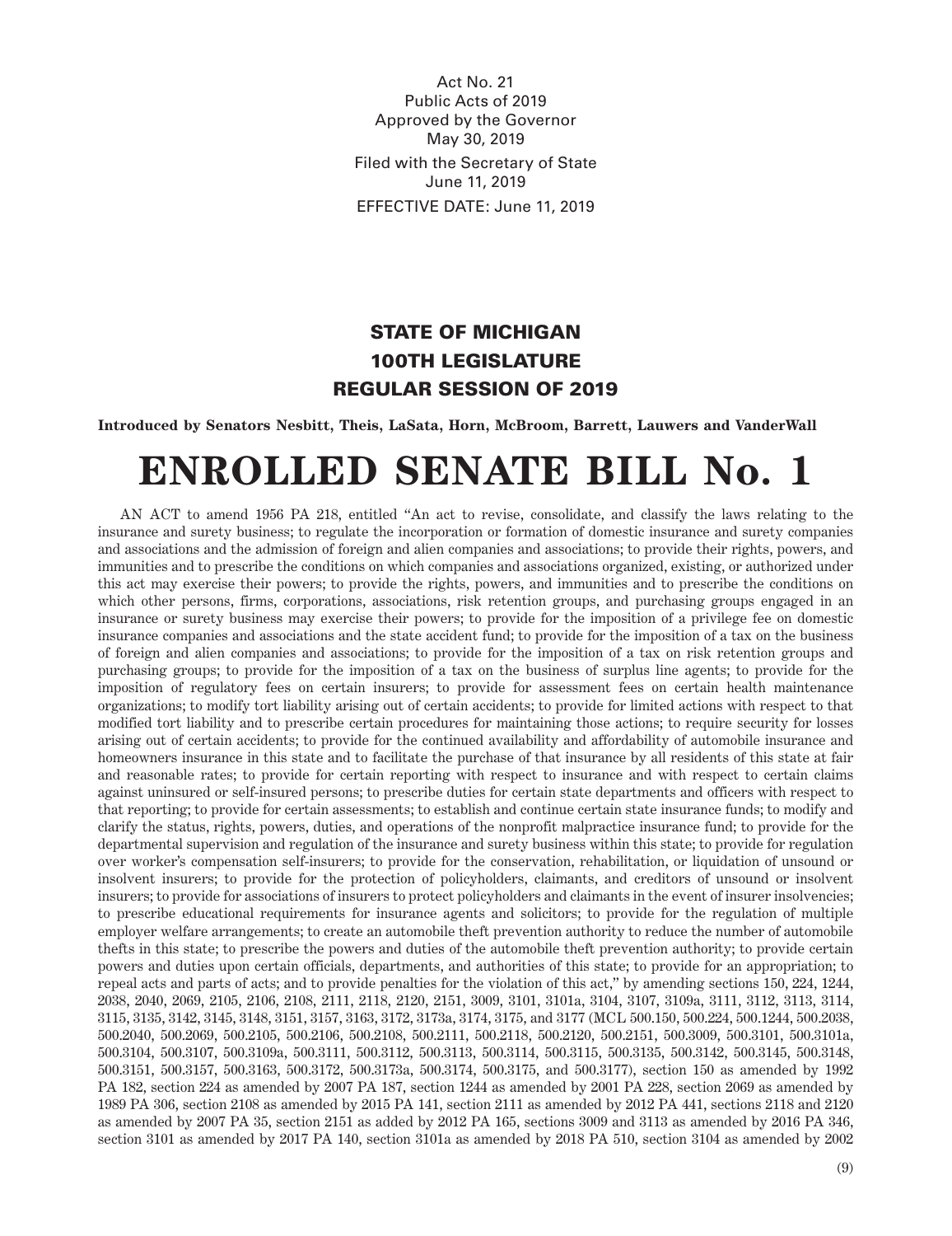Act No. 21
Public Acts of 2019
Approved by the Governor
May 30, 2019

Filed with the Secretary of State
June 11, 2019

EFFECTIVE DATE: June 11, 2019

## STATE OF MICHIGAN
## 100TH LEGISLATURE
## REGULAR SESSION OF 2019

**Introduced by Senators Nesbitt, Theis, LaSata, Horn, McBroom, Barrett, Lauwers and VanderWall**

# ENROLLED SENATE BILL No. 1

AN ACT to amend 1956 PA 218, entitled "An act to revise, consolidate, and classify the laws relating to the insurance and surety business; to regulate the incorporation or formation of domestic insurance and surety companies and associations and the admission of foreign and alien companies and associations; to provide their rights, powers, and immunities and to prescribe the conditions on which companies and associations organized, existing, or authorized under this act may exercise their powers; to provide the rights, powers, and immunities and to prescribe the conditions on which other persons, firms, corporations, associations, risk retention groups, and purchasing groups engaged in an insurance or surety business may exercise their powers; to provide for the imposition of a privilege fee on domestic insurance companies and associations and the state accident fund; to provide for the imposition of a tax on the business of foreign and alien companies and associations; to provide for the imposition of a tax on risk retention groups and purchasing groups; to provide for the imposition of a tax on the business of surplus line agents; to provide for the imposition of regulatory fees on certain insurers; to provide for assessment fees on certain health maintenance organizations; to modify tort liability arising out of certain accidents; to provide for limited actions with respect to that modified tort liability and to prescribe certain procedures for maintaining those actions; to require security for losses arising out of certain accidents; to provide for the continued availability and affordability of automobile insurance and homeowners insurance in this state and to facilitate the purchase of that insurance by all residents of this state at fair and reasonable rates; to provide for certain reporting with respect to insurance and with respect to certain claims against uninsured or self-insured persons; to prescribe duties for certain state departments and officers with respect to that reporting; to provide for certain assessments; to establish and continue certain state insurance funds; to modify and clarify the status, rights, powers, duties, and operations of the nonprofit malpractice insurance fund; to provide for the departmental supervision and regulation of the insurance and surety business within this state; to provide for regulation over worker's compensation self-insurers; to provide for the conservation, rehabilitation, or liquidation of unsound or insolvent insurers; to provide for the protection of policyholders, claimants, and creditors of unsound or insolvent insurers; to provide for associations of insurers to protect policyholders and claimants in the event of insurer insolvencies; to prescribe educational requirements for insurance agents and solicitors; to provide for the regulation of multiple employer welfare arrangements; to create an automobile theft prevention authority to reduce the number of automobile thefts in this state; to prescribe the powers and duties of the automobile theft prevention authority; to provide certain powers and duties upon certain officials, departments, and authorities of this state; to provide for an appropriation; to repeal acts and parts of acts; and to provide penalties for the violation of this act," by amending sections 150, 224, 1244, 2038, 2040, 2069, 2105, 2106, 2108, 2111, 2118, 2120, 2151, 3009, 3101, 3101a, 3104, 3107, 3109a, 3111, 3112, 3113, 3114, 3115, 3135, 3142, 3145, 3148, 3151, 3157, 3163, 3172, 3173a, 3174, 3175, and 3177 (MCL 500.150, 500.224, 500.1244, 500.2038, 500.2040, 500.2069, 500.2105, 500.2106, 500.2108, 500.2111, 500.2118, 500.2120, 500.2151, 500.3009, 500.3101, 500.3101a, 500.3104, 500.3107, 500.3109a, 500.3111, 500.3112, 500.3113, 500.3114, 500.3115, 500.3135, 500.3142, 500.3145, 500.3148, 500.3151, 500.3157, 500.3163, 500.3172, 500.3173a, 500.3174, 500.3175, and 500.3177), section 150 as amended by 1992 PA 182, section 224 as amended by 2007 PA 187, section 1244 as amended by 2001 PA 228, section 2069 as amended by 1989 PA 306, section 2108 as amended by 2015 PA 141, section 2111 as amended by 2012 PA 441, sections 2118 and 2120 as amended by 2007 PA 35, section 2151 as added by 2012 PA 165, sections 3009 and 3113 as amended by 2016 PA 346, section 3101 as amended by 2017 PA 140, section 3101a as amended by 2018 PA 510, section 3104 as amended by 2002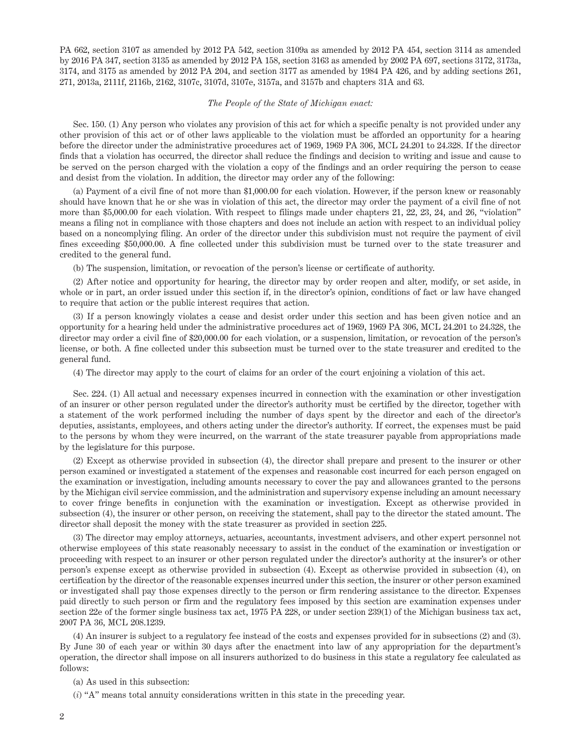PA 662, section 3107 as amended by 2012 PA 542, section 3109a as amended by 2012 PA 454, section 3114 as amended by 2016 PA 347, section 3135 as amended by 2012 PA 158, section 3163 as amended by 2002 PA 697, sections 3172, 3173a, 3174, and 3175 as amended by 2012 PA 204, and section 3177 as amended by 1984 PA 426, and by adding sections 261, 271, 2013a, 2111f, 2116b, 2162, 3107c, 3107d, 3107e, 3157a, and 3157b and chapters 31A and 63.

*The People of the State of Michigan enact:*

Sec. 150. (1) Any person who violates any provision of this act for which a specific penalty is not provided under any other provision of this act or of other laws applicable to the violation must be afforded an opportunity for a hearing before the director under the administrative procedures act of 1969, 1969 PA 306, MCL 24.201 to 24.328. If the director finds that a violation has occurred, the director shall reduce the findings and decision to writing and issue and cause to be served on the person charged with the violation a copy of the findings and an order requiring the person to cease and desist from the violation. In addition, the director may order any of the following:

(a) Payment of a civil fine of not more than $1,000.00 for each violation. However, if the person knew or reasonably should have known that he or she was in violation of this act, the director may order the payment of a civil fine of not more than $5,000.00 for each violation. With respect to filings made under chapters 21, 22, 23, 24, and 26, "violation" means a filing not in compliance with those chapters and does not include an action with respect to an individual policy based on a noncomplying filing. An order of the director under this subdivision must not require the payment of civil fines exceeding $50,000.00. A fine collected under this subdivision must be turned over to the state treasurer and credited to the general fund.

(b) The suspension, limitation, or revocation of the person's license or certificate of authority.

(2) After notice and opportunity for hearing, the director may by order reopen and alter, modify, or set aside, in whole or in part, an order issued under this section if, in the director's opinion, conditions of fact or law have changed to require that action or the public interest requires that action.

(3) If a person knowingly violates a cease and desist order under this section and has been given notice and an opportunity for a hearing held under the administrative procedures act of 1969, 1969 PA 306, MCL 24.201 to 24.328, the director may order a civil fine of $20,000.00 for each violation, or a suspension, limitation, or revocation of the person's license, or both. A fine collected under this subsection must be turned over to the state treasurer and credited to the general fund.

(4) The director may apply to the court of claims for an order of the court enjoining a violation of this act.

Sec. 224. (1) All actual and necessary expenses incurred in connection with the examination or other investigation of an insurer or other person regulated under the director's authority must be certified by the director, together with a statement of the work performed including the number of days spent by the director and each of the director's deputies, assistants, employees, and others acting under the director's authority. If correct, the expenses must be paid to the persons by whom they were incurred, on the warrant of the state treasurer payable from appropriations made by the legislature for this purpose.

(2) Except as otherwise provided in subsection (4), the director shall prepare and present to the insurer or other person examined or investigated a statement of the expenses and reasonable cost incurred for each person engaged on the examination or investigation, including amounts necessary to cover the pay and allowances granted to the persons by the Michigan civil service commission, and the administration and supervisory expense including an amount necessary to cover fringe benefits in conjunction with the examination or investigation. Except as otherwise provided in subsection (4), the insurer or other person, on receiving the statement, shall pay to the director the stated amount. The director shall deposit the money with the state treasurer as provided in section 225.

(3) The director may employ attorneys, actuaries, accountants, investment advisers, and other expert personnel not otherwise employees of this state reasonably necessary to assist in the conduct of the examination or investigation or proceeding with respect to an insurer or other person regulated under the director's authority at the insurer's or other person's expense except as otherwise provided in subsection (4). Except as otherwise provided in subsection (4), on certification by the director of the reasonable expenses incurred under this section, the insurer or other person examined or investigated shall pay those expenses directly to the person or firm rendering assistance to the director. Expenses paid directly to such person or firm and the regulatory fees imposed by this section are examination expenses under section 22e of the former single business tax act, 1975 PA 228, or under section 239(1) of the Michigan business tax act, 2007 PA 36, MCL 208.1239.

(4) An insurer is subject to a regulatory fee instead of the costs and expenses provided for in subsections (2) and (3). By June 30 of each year or within 30 days after the enactment into law of any appropriation for the department's operation, the director shall impose on all insurers authorized to do business in this state a regulatory fee calculated as follows:

(a) As used in this subsection:

(*i*) "A" means total annuity considerations written in this state in the preceding year.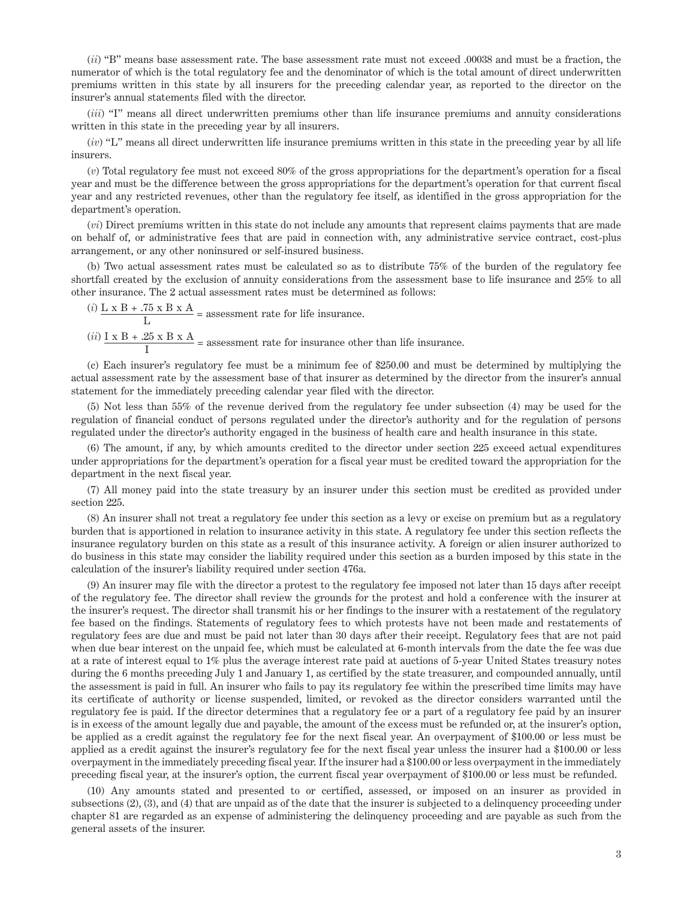(*ii*) "B" means base assessment rate. The base assessment rate must not exceed .00038 and must be a fraction, the numerator of which is the total regulatory fee and the denominator of which is the total amount of direct underwritten premiums written in this state by all insurers for the preceding calendar year, as reported to the director on the insurer's annual statements filed with the director.

(*iii*) "I" means all direct underwritten premiums other than life insurance premiums and annuity considerations written in this state in the preceding year by all insurers.

(*iv*) "L" means all direct underwritten life insurance premiums written in this state in the preceding year by all life insurers.

(*v*) Total regulatory fee must not exceed 80% of the gross appropriations for the department's operation for a fiscal year and must be the difference between the gross appropriations for the department's operation for that current fiscal year and any restricted revenues, other than the regulatory fee itself, as identified in the gross appropriation for the department's operation.

(*vi*) Direct premiums written in this state do not include any amounts that represent claims payments that are made on behalf of, or administrative fees that are paid in connection with, any administrative service contract, cost-plus arrangement, or any other noninsured or self-insured business.

(b) Two actual assessment rates must be calculated so as to distribute 75% of the burden of the regulatory fee shortfall created by the exclusion of annuity considerations from the assessment base to life insurance and 25% to all other insurance. The 2 actual assessment rates must be determined as follows:

(*i*) $\frac{L \times B + .75 \times B \times A}{L}$ = assessment rate for life insurance.

(*ii*) $\frac{I \times B + .25 \times B \times A}{I}$ = assessment rate for insurance other than life insurance.

(c) Each insurer's regulatory fee must be a minimum fee of $250.00 and must be determined by multiplying the actual assessment rate by the assessment base of that insurer as determined by the director from the insurer's annual statement for the immediately preceding calendar year filed with the director.

(5) Not less than 55% of the revenue derived from the regulatory fee under subsection (4) may be used for the regulation of financial conduct of persons regulated under the director's authority and for the regulation of persons regulated under the director's authority engaged in the business of health care and health insurance in this state.

(6) The amount, if any, by which amounts credited to the director under section 225 exceed actual expenditures under appropriations for the department's operation for a fiscal year must be credited toward the appropriation for the department in the next fiscal year.

(7) All money paid into the state treasury by an insurer under this section must be credited as provided under section 225.

(8) An insurer shall not treat a regulatory fee under this section as a levy or excise on premium but as a regulatory burden that is apportioned in relation to insurance activity in this state. A regulatory fee under this section reflects the insurance regulatory burden on this state as a result of this insurance activity. A foreign or alien insurer authorized to do business in this state may consider the liability required under this section as a burden imposed by this state in the calculation of the insurer's liability required under section 476a.

(9) An insurer may file with the director a protest to the regulatory fee imposed not later than 15 days after receipt of the regulatory fee. The director shall review the grounds for the protest and hold a conference with the insurer at the insurer's request. The director shall transmit his or her findings to the insurer with a restatement of the regulatory fee based on the findings. Statements of regulatory fees to which protests have not been made and restatements of regulatory fees are due and must be paid not later than 30 days after their receipt. Regulatory fees that are not paid when due bear interest on the unpaid fee, which must be calculated at 6-month intervals from the date the fee was due at a rate of interest equal to 1% plus the average interest rate paid at auctions of 5-year United States treasury notes during the 6 months preceding July 1 and January 1, as certified by the state treasurer, and compounded annually, until the assessment is paid in full. An insurer who fails to pay its regulatory fee within the prescribed time limits may have its certificate of authority or license suspended, limited, or revoked as the director considers warranted until the regulatory fee is paid. If the director determines that a regulatory fee or a part of a regulatory fee paid by an insurer is in excess of the amount legally due and payable, the amount of the excess must be refunded or, at the insurer's option, be applied as a credit against the regulatory fee for the next fiscal year. An overpayment of $100.00 or less must be applied as a credit against the insurer's regulatory fee for the next fiscal year unless the insurer had a $100.00 or less overpayment in the immediately preceding fiscal year. If the insurer had a $100.00 or less overpayment in the immediately preceding fiscal year, at the insurer's option, the current fiscal year overpayment of $100.00 or less must be refunded.

(10) Any amounts stated and presented to or certified, assessed, or imposed on an insurer as provided in subsections (2), (3), and (4) that are unpaid as of the date that the insurer is subjected to a delinquency proceeding under chapter 81 are regarded as an expense of administering the delinquency proceeding and are payable as such from the general assets of the insurer.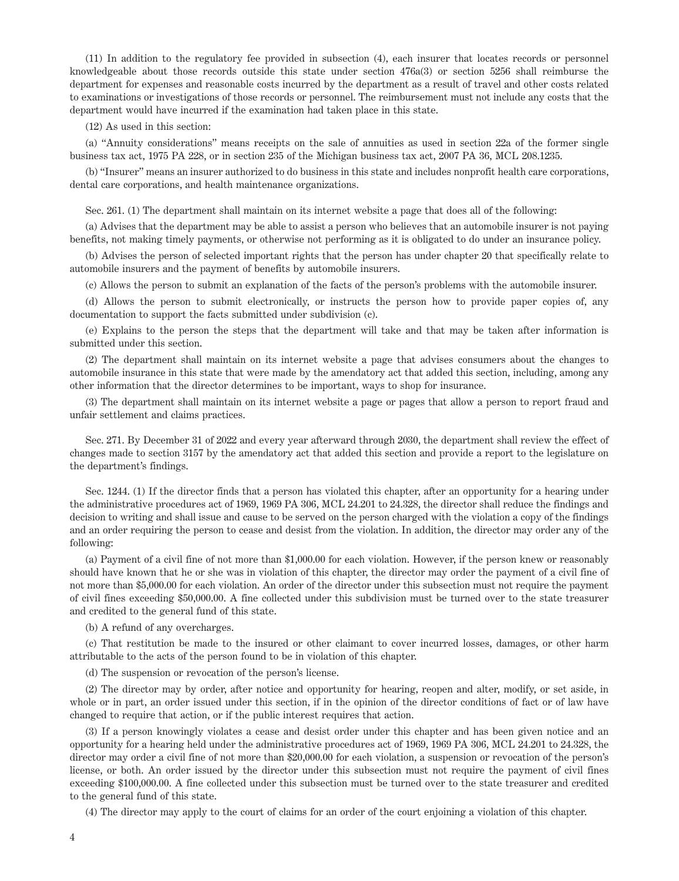(11) In addition to the regulatory fee provided in subsection (4), each insurer that locates records or personnel knowledgeable about those records outside this state under section 476a(3) or section 5256 shall reimburse the department for expenses and reasonable costs incurred by the department as a result of travel and other costs related to examinations or investigations of those records or personnel. The reimbursement must not include any costs that the department would have incurred if the examination had taken place in this state.

(12) As used in this section:

(a) "Annuity considerations" means receipts on the sale of annuities as used in section 22a of the former single business tax act, 1975 PA 228, or in section 235 of the Michigan business tax act, 2007 PA 36, MCL 208.1235.

(b) "Insurer" means an insurer authorized to do business in this state and includes nonprofit health care corporations, dental care corporations, and health maintenance organizations.

Sec. 261. (1) The department shall maintain on its internet website a page that does all of the following:

(a) Advises that the department may be able to assist a person who believes that an automobile insurer is not paying benefits, not making timely payments, or otherwise not performing as it is obligated to do under an insurance policy.

(b) Advises the person of selected important rights that the person has under chapter 20 that specifically relate to automobile insurers and the payment of benefits by automobile insurers.

(c) Allows the person to submit an explanation of the facts of the person's problems with the automobile insurer.

(d) Allows the person to submit electronically, or instructs the person how to provide paper copies of, any documentation to support the facts submitted under subdivision (c).

(e) Explains to the person the steps that the department will take and that may be taken after information is submitted under this section.

(2) The department shall maintain on its internet website a page that advises consumers about the changes to automobile insurance in this state that were made by the amendatory act that added this section, including, among any other information that the director determines to be important, ways to shop for insurance.

(3) The department shall maintain on its internet website a page or pages that allow a person to report fraud and unfair settlement and claims practices.

Sec. 271. By December 31 of 2022 and every year afterward through 2030, the department shall review the effect of changes made to section 3157 by the amendatory act that added this section and provide a report to the legislature on the department's findings.

Sec. 1244. (1) If the director finds that a person has violated this chapter, after an opportunity for a hearing under the administrative procedures act of 1969, 1969 PA 306, MCL 24.201 to 24.328, the director shall reduce the findings and decision to writing and shall issue and cause to be served on the person charged with the violation a copy of the findings and an order requiring the person to cease and desist from the violation. In addition, the director may order any of the following:

(a) Payment of a civil fine of not more than $1,000.00 for each violation. However, if the person knew or reasonably should have known that he or she was in violation of this chapter, the director may order the payment of a civil fine of not more than $5,000.00 for each violation. An order of the director under this subsection must not require the payment of civil fines exceeding $50,000.00. A fine collected under this subdivision must be turned over to the state treasurer and credited to the general fund of this state.

(b) A refund of any overcharges.

(c) That restitution be made to the insured or other claimant to cover incurred losses, damages, or other harm attributable to the acts of the person found to be in violation of this chapter.

(d) The suspension or revocation of the person's license.

(2) The director may by order, after notice and opportunity for hearing, reopen and alter, modify, or set aside, in whole or in part, an order issued under this section, if in the opinion of the director conditions of fact or of law have changed to require that action, or if the public interest requires that action.

(3) If a person knowingly violates a cease and desist order under this chapter and has been given notice and an opportunity for a hearing held under the administrative procedures act of 1969, 1969 PA 306, MCL 24.201 to 24.328, the director may order a civil fine of not more than $20,000.00 for each violation, a suspension or revocation of the person's license, or both. An order issued by the director under this subsection must not require the payment of civil fines exceeding $100,000.00. A fine collected under this subsection must be turned over to the state treasurer and credited to the general fund of this state.

(4) The director may apply to the court of claims for an order of the court enjoining a violation of this chapter.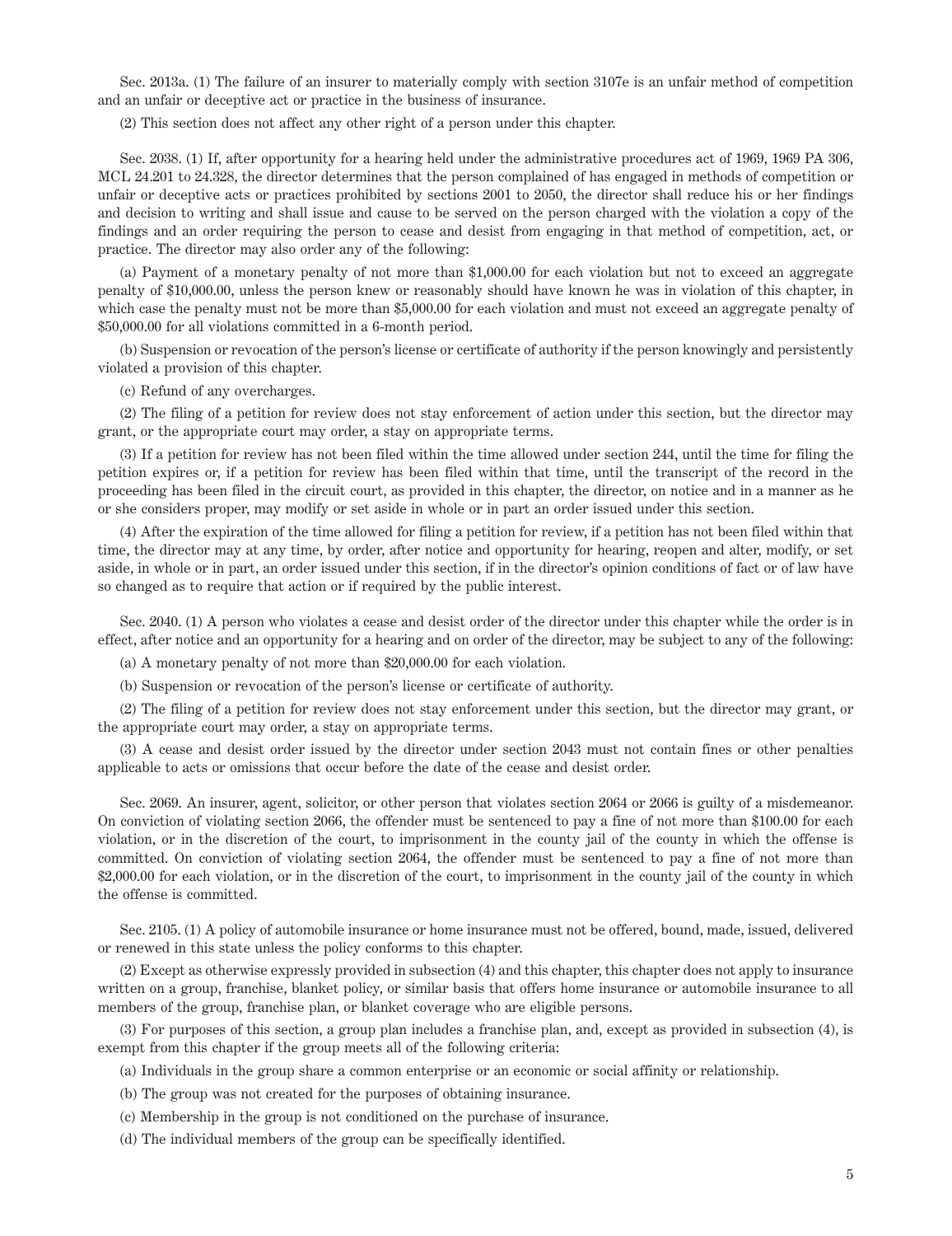Sec. 2013a. (1) The failure of an insurer to materially comply with section 3107e is an unfair method of competition and an unfair or deceptive act or practice in the business of insurance.

(2) This section does not affect any other right of a person under this chapter.

Sec. 2038. (1) If, after opportunity for a hearing held under the administrative procedures act of 1969, 1969 PA 306, MCL 24.201 to 24.328, the director determines that the person complained of has engaged in methods of competition or unfair or deceptive acts or practices prohibited by sections 2001 to 2050, the director shall reduce his or her findings and decision to writing and shall issue and cause to be served on the person charged with the violation a copy of the findings and an order requiring the person to cease and desist from engaging in that method of competition, act, or practice. The director may also order any of the following:

(a) Payment of a monetary penalty of not more than $1,000.00 for each violation but not to exceed an aggregate penalty of $10,000.00, unless the person knew or reasonably should have known he was in violation of this chapter, in which case the penalty must not be more than $5,000.00 for each violation and must not exceed an aggregate penalty of $50,000.00 for all violations committed in a 6-month period.

(b) Suspension or revocation of the person's license or certificate of authority if the person knowingly and persistently violated a provision of this chapter.

(c) Refund of any overcharges.

(2) The filing of a petition for review does not stay enforcement of action under this section, but the director may grant, or the appropriate court may order, a stay on appropriate terms.

(3) If a petition for review has not been filed within the time allowed under section 244, until the time for filing the petition expires or, if a petition for review has been filed within that time, until the transcript of the record in the proceeding has been filed in the circuit court, as provided in this chapter, the director, on notice and in a manner as he or she considers proper, may modify or set aside in whole or in part an order issued under this section.

(4) After the expiration of the time allowed for filing a petition for review, if a petition has not been filed within that time, the director may at any time, by order, after notice and opportunity for hearing, reopen and alter, modify, or set aside, in whole or in part, an order issued under this section, if in the director's opinion conditions of fact or of law have so changed as to require that action or if required by the public interest.

Sec. 2040. (1) A person who violates a cease and desist order of the director under this chapter while the order is in effect, after notice and an opportunity for a hearing and on order of the director, may be subject to any of the following:

(a) A monetary penalty of not more than $20,000.00 for each violation.

(b) Suspension or revocation of the person's license or certificate of authority.

(2) The filing of a petition for review does not stay enforcement under this section, but the director may grant, or the appropriate court may order, a stay on appropriate terms.

(3) A cease and desist order issued by the director under section 2043 must not contain fines or other penalties applicable to acts or omissions that occur before the date of the cease and desist order.

Sec. 2069. An insurer, agent, solicitor, or other person that violates section 2064 or 2066 is guilty of a misdemeanor. On conviction of violating section 2066, the offender must be sentenced to pay a fine of not more than $100.00 for each violation, or in the discretion of the court, to imprisonment in the county jail of the county in which the offense is committed. On conviction of violating section 2064, the offender must be sentenced to pay a fine of not more than $2,000.00 for each violation, or in the discretion of the court, to imprisonment in the county jail of the county in which the offense is committed.

Sec. 2105. (1) A policy of automobile insurance or home insurance must not be offered, bound, made, issued, delivered or renewed in this state unless the policy conforms to this chapter.

(2) Except as otherwise expressly provided in subsection (4) and this chapter, this chapter does not apply to insurance written on a group, franchise, blanket policy, or similar basis that offers home insurance or automobile insurance to all members of the group, franchise plan, or blanket coverage who are eligible persons.

(3) For purposes of this section, a group plan includes a franchise plan, and, except as provided in subsection (4), is exempt from this chapter if the group meets all of the following criteria:

(a) Individuals in the group share a common enterprise or an economic or social affinity or relationship.

(b) The group was not created for the purposes of obtaining insurance.

(c) Membership in the group is not conditioned on the purchase of insurance.

(d) The individual members of the group can be specifically identified.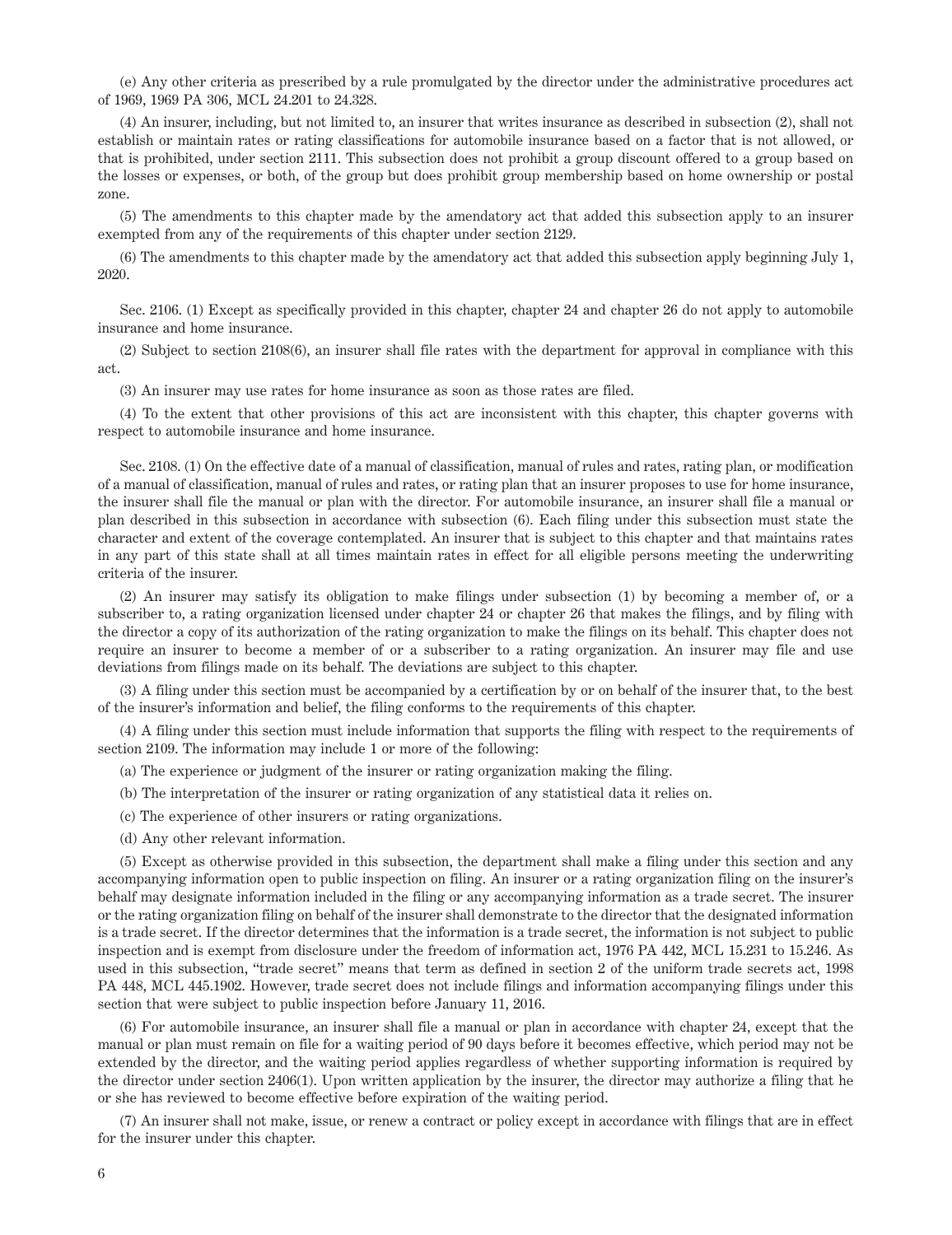(e) Any other criteria as prescribed by a rule promulgated by the director under the administrative procedures act of 1969, 1969 PA 306, MCL 24.201 to 24.328.

(4) An insurer, including, but not limited to, an insurer that writes insurance as described in subsection (2), shall not establish or maintain rates or rating classifications for automobile insurance based on a factor that is not allowed, or that is prohibited, under section 2111. This subsection does not prohibit a group discount offered to a group based on the losses or expenses, or both, of the group but does prohibit group membership based on home ownership or postal zone.

(5) The amendments to this chapter made by the amendatory act that added this subsection apply to an insurer exempted from any of the requirements of this chapter under section 2129.

(6) The amendments to this chapter made by the amendatory act that added this subsection apply beginning July 1, 2020.

Sec. 2106. (1) Except as specifically provided in this chapter, chapter 24 and chapter 26 do not apply to automobile insurance and home insurance.

(2) Subject to section 2108(6), an insurer shall file rates with the department for approval in compliance with this act.

(3) An insurer may use rates for home insurance as soon as those rates are filed.

(4) To the extent that other provisions of this act are inconsistent with this chapter, this chapter governs with respect to automobile insurance and home insurance.

Sec. 2108. (1) On the effective date of a manual of classification, manual of rules and rates, rating plan, or modification of a manual of classification, manual of rules and rates, or rating plan that an insurer proposes to use for home insurance, the insurer shall file the manual or plan with the director. For automobile insurance, an insurer shall file a manual or plan described in this subsection in accordance with subsection (6). Each filing under this subsection must state the character and extent of the coverage contemplated. An insurer that is subject to this chapter and that maintains rates in any part of this state shall at all times maintain rates in effect for all eligible persons meeting the underwriting criteria of the insurer.

(2) An insurer may satisfy its obligation to make filings under subsection (1) by becoming a member of, or a subscriber to, a rating organization licensed under chapter 24 or chapter 26 that makes the filings, and by filing with the director a copy of its authorization of the rating organization to make the filings on its behalf. This chapter does not require an insurer to become a member of or a subscriber to a rating organization. An insurer may file and use deviations from filings made on its behalf. The deviations are subject to this chapter.

(3) A filing under this section must be accompanied by a certification by or on behalf of the insurer that, to the best of the insurer's information and belief, the filing conforms to the requirements of this chapter.

(4) A filing under this section must include information that supports the filing with respect to the requirements of section 2109. The information may include 1 or more of the following:

(a) The experience or judgment of the insurer or rating organization making the filing.

(b) The interpretation of the insurer or rating organization of any statistical data it relies on.

(c) The experience of other insurers or rating organizations.

(d) Any other relevant information.

(5) Except as otherwise provided in this subsection, the department shall make a filing under this section and any accompanying information open to public inspection on filing. An insurer or a rating organization filing on the insurer's behalf may designate information included in the filing or any accompanying information as a trade secret. The insurer or the rating organization filing on behalf of the insurer shall demonstrate to the director that the designated information is a trade secret. If the director determines that the information is a trade secret, the information is not subject to public inspection and is exempt from disclosure under the freedom of information act, 1976 PA 442, MCL 15.231 to 15.246. As used in this subsection, "trade secret" means that term as defined in section 2 of the uniform trade secrets act, 1998 PA 448, MCL 445.1902. However, trade secret does not include filings and information accompanying filings under this section that were subject to public inspection before January 11, 2016.

(6) For automobile insurance, an insurer shall file a manual or plan in accordance with chapter 24, except that the manual or plan must remain on file for a waiting period of 90 days before it becomes effective, which period may not be extended by the director, and the waiting period applies regardless of whether supporting information is required by the director under section 2406(1). Upon written application by the insurer, the director may authorize a filing that he or she has reviewed to become effective before expiration of the waiting period.

(7) An insurer shall not make, issue, or renew a contract or policy except in accordance with filings that are in effect for the insurer under this chapter.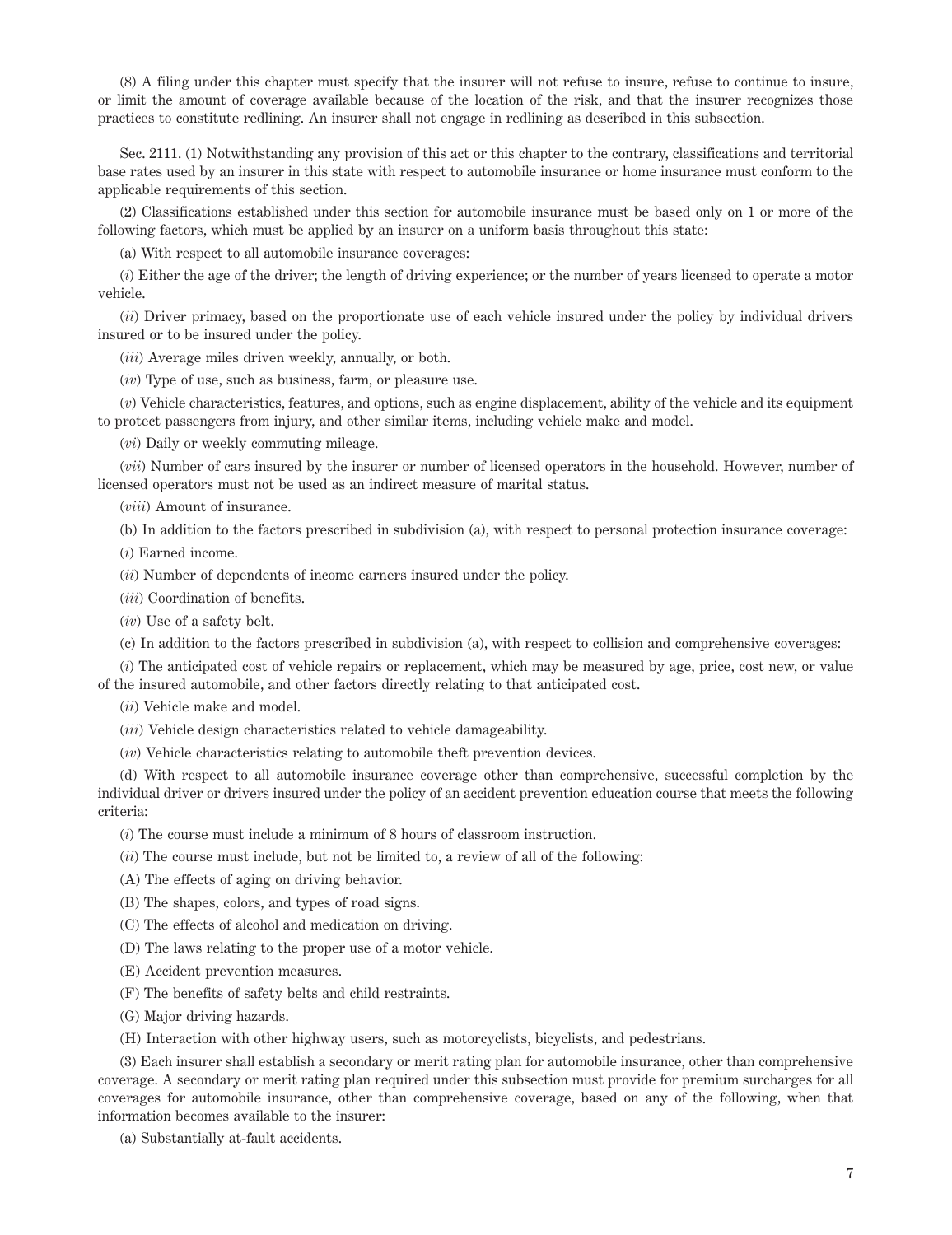(8) A filing under this chapter must specify that the insurer will not refuse to insure, refuse to continue to insure, or limit the amount of coverage available because of the location of the risk, and that the insurer recognizes those practices to constitute redlining. An insurer shall not engage in redlining as described in this subsection.

Sec. 2111. (1) Notwithstanding any provision of this act or this chapter to the contrary, classifications and territorial base rates used by an insurer in this state with respect to automobile insurance or home insurance must conform to the applicable requirements of this section.

(2) Classifications established under this section for automobile insurance must be based only on 1 or more of the following factors, which must be applied by an insurer on a uniform basis throughout this state:

(a) With respect to all automobile insurance coverages:

(*i*) Either the age of the driver; the length of driving experience; or the number of years licensed to operate a motor vehicle.

(*ii*) Driver primacy, based on the proportionate use of each vehicle insured under the policy by individual drivers insured or to be insured under the policy.

(*iii*) Average miles driven weekly, annually, or both.

(*iv*) Type of use, such as business, farm, or pleasure use.

(*v*) Vehicle characteristics, features, and options, such as engine displacement, ability of the vehicle and its equipment to protect passengers from injury, and other similar items, including vehicle make and model.

(*vi*) Daily or weekly commuting mileage.

(*vii*) Number of cars insured by the insurer or number of licensed operators in the household. However, number of licensed operators must not be used as an indirect measure of marital status.

(*viii*) Amount of insurance.

(b) In addition to the factors prescribed in subdivision (a), with respect to personal protection insurance coverage:

(*i*) Earned income.

(*ii*) Number of dependents of income earners insured under the policy.

(*iii*) Coordination of benefits.

(*iv*) Use of a safety belt.

(c) In addition to the factors prescribed in subdivision (a), with respect to collision and comprehensive coverages:

(*i*) The anticipated cost of vehicle repairs or replacement, which may be measured by age, price, cost new, or value of the insured automobile, and other factors directly relating to that anticipated cost.

(*ii*) Vehicle make and model.

(*iii*) Vehicle design characteristics related to vehicle damageability.

(*iv*) Vehicle characteristics relating to automobile theft prevention devices.

(d) With respect to all automobile insurance coverage other than comprehensive, successful completion by the individual driver or drivers insured under the policy of an accident prevention education course that meets the following criteria:

(*i*) The course must include a minimum of 8 hours of classroom instruction.

(*ii*) The course must include, but not be limited to, a review of all of the following:

(A) The effects of aging on driving behavior.

(B) The shapes, colors, and types of road signs.

(C) The effects of alcohol and medication on driving.

(D) The laws relating to the proper use of a motor vehicle.

(E) Accident prevention measures.

(F) The benefits of safety belts and child restraints.

(G) Major driving hazards.

(H) Interaction with other highway users, such as motorcyclists, bicyclists, and pedestrians.

(3) Each insurer shall establish a secondary or merit rating plan for automobile insurance, other than comprehensive coverage. A secondary or merit rating plan required under this subsection must provide for premium surcharges for all coverages for automobile insurance, other than comprehensive coverage, based on any of the following, when that information becomes available to the insurer:

(a) Substantially at-fault accidents.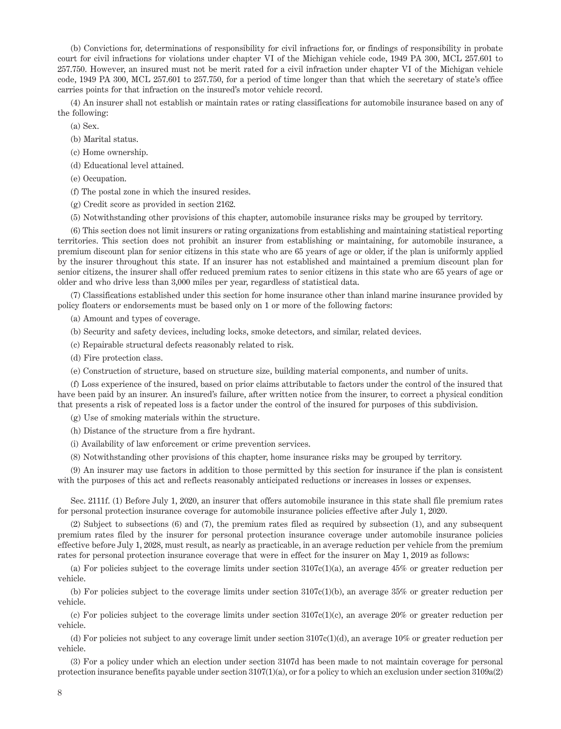(b) Convictions for, determinations of responsibility for civil infractions for, or findings of responsibility in probate court for civil infractions for violations under chapter VI of the Michigan vehicle code, 1949 PA 300, MCL 257.601 to 257.750. However, an insured must not be merit rated for a civil infraction under chapter VI of the Michigan vehicle code, 1949 PA 300, MCL 257.601 to 257.750, for a period of time longer than that which the secretary of state's office carries points for that infraction on the insured's motor vehicle record.

(4) An insurer shall not establish or maintain rates or rating classifications for automobile insurance based on any of the following:

(a) Sex.

(b) Marital status.

(c) Home ownership.

(d) Educational level attained.

(e) Occupation.

(f) The postal zone in which the insured resides.

(g) Credit score as provided in section 2162.

(5) Notwithstanding other provisions of this chapter, automobile insurance risks may be grouped by territory.

(6) This section does not limit insurers or rating organizations from establishing and maintaining statistical reporting territories. This section does not prohibit an insurer from establishing or maintaining, for automobile insurance, a premium discount plan for senior citizens in this state who are 65 years of age or older, if the plan is uniformly applied by the insurer throughout this state. If an insurer has not established and maintained a premium discount plan for senior citizens, the insurer shall offer reduced premium rates to senior citizens in this state who are 65 years of age or older and who drive less than 3,000 miles per year, regardless of statistical data.

(7) Classifications established under this section for home insurance other than inland marine insurance provided by policy floaters or endorsements must be based only on 1 or more of the following factors:

(a) Amount and types of coverage.

(b) Security and safety devices, including locks, smoke detectors, and similar, related devices.

(c) Repairable structural defects reasonably related to risk.

(d) Fire protection class.

(e) Construction of structure, based on structure size, building material components, and number of units.

(f) Loss experience of the insured, based on prior claims attributable to factors under the control of the insured that have been paid by an insurer. An insured's failure, after written notice from the insurer, to correct a physical condition that presents a risk of repeated loss is a factor under the control of the insured for purposes of this subdivision.

(g) Use of smoking materials within the structure.

(h) Distance of the structure from a fire hydrant.

(i) Availability of law enforcement or crime prevention services.

(8) Notwithstanding other provisions of this chapter, home insurance risks may be grouped by territory.

(9) An insurer may use factors in addition to those permitted by this section for insurance if the plan is consistent with the purposes of this act and reflects reasonably anticipated reductions or increases in losses or expenses.

Sec. 2111f. (1) Before July 1, 2020, an insurer that offers automobile insurance in this state shall file premium rates for personal protection insurance coverage for automobile insurance policies effective after July 1, 2020.

(2) Subject to subsections (6) and (7), the premium rates filed as required by subsection (1), and any subsequent premium rates filed by the insurer for personal protection insurance coverage under automobile insurance policies effective before July 1, 2028, must result, as nearly as practicable, in an average reduction per vehicle from the premium rates for personal protection insurance coverage that were in effect for the insurer on May 1, 2019 as follows:

(a) For policies subject to the coverage limits under section 3107c(1)(a), an average 45% or greater reduction per vehicle.

(b) For policies subject to the coverage limits under section 3107c(1)(b), an average 35% or greater reduction per vehicle.

(c) For policies subject to the coverage limits under section 3107c(1)(c), an average 20% or greater reduction per vehicle.

(d) For policies not subject to any coverage limit under section 3107c(1)(d), an average 10% or greater reduction per vehicle.

(3) For a policy under which an election under section 3107d has been made to not maintain coverage for personal protection insurance benefits payable under section 3107(1)(a), or for a policy to which an exclusion under section 3109a(2)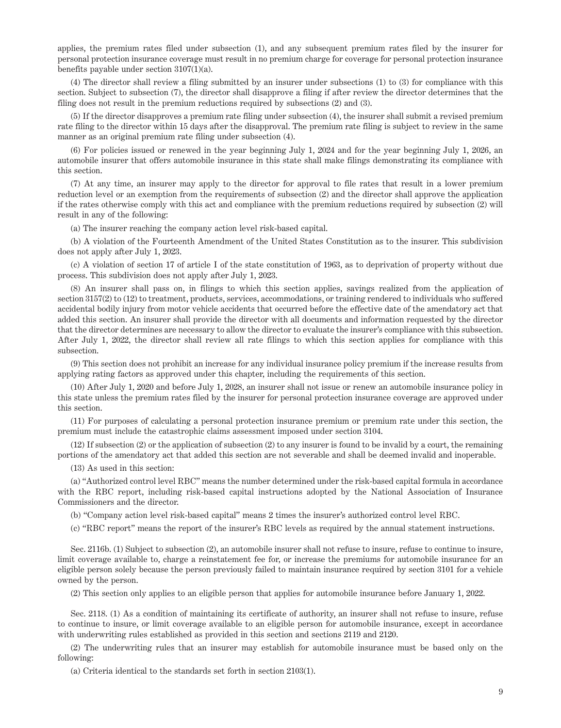applies, the premium rates filed under subsection (1), and any subsequent premium rates filed by the insurer for personal protection insurance coverage must result in no premium charge for coverage for personal protection insurance benefits payable under section 3107(1)(a).

(4) The director shall review a filing submitted by an insurer under subsections (1) to (3) for compliance with this section. Subject to subsection (7), the director shall disapprove a filing if after review the director determines that the filing does not result in the premium reductions required by subsections (2) and (3).

(5) If the director disapproves a premium rate filing under subsection (4), the insurer shall submit a revised premium rate filing to the director within 15 days after the disapproval. The premium rate filing is subject to review in the same manner as an original premium rate filing under subsection (4).

(6) For policies issued or renewed in the year beginning July 1, 2024 and for the year beginning July 1, 2026, an automobile insurer that offers automobile insurance in this state shall make filings demonstrating its compliance with this section.

(7) At any time, an insurer may apply to the director for approval to file rates that result in a lower premium reduction level or an exemption from the requirements of subsection (2) and the director shall approve the application if the rates otherwise comply with this act and compliance with the premium reductions required by subsection (2) will result in any of the following:

(a) The insurer reaching the company action level risk-based capital.

(b) A violation of the Fourteenth Amendment of the United States Constitution as to the insurer. This subdivision does not apply after July 1, 2023.

(c) A violation of section 17 of article I of the state constitution of 1963, as to deprivation of property without due process. This subdivision does not apply after July 1, 2023.

(8) An insurer shall pass on, in filings to which this section applies, savings realized from the application of section 3157(2) to (12) to treatment, products, services, accommodations, or training rendered to individuals who suffered accidental bodily injury from motor vehicle accidents that occurred before the effective date of the amendatory act that added this section. An insurer shall provide the director with all documents and information requested by the director that the director determines are necessary to allow the director to evaluate the insurer's compliance with this subsection. After July 1, 2022, the director shall review all rate filings to which this section applies for compliance with this subsection.

(9) This section does not prohibit an increase for any individual insurance policy premium if the increase results from applying rating factors as approved under this chapter, including the requirements of this section.

(10) After July 1, 2020 and before July 1, 2028, an insurer shall not issue or renew an automobile insurance policy in this state unless the premium rates filed by the insurer for personal protection insurance coverage are approved under this section.

(11) For purposes of calculating a personal protection insurance premium or premium rate under this section, the premium must include the catastrophic claims assessment imposed under section 3104.

(12) If subsection (2) or the application of subsection (2) to any insurer is found to be invalid by a court, the remaining portions of the amendatory act that added this section are not severable and shall be deemed invalid and inoperable.

(13) As used in this section:

(a) "Authorized control level RBC" means the number determined under the risk-based capital formula in accordance with the RBC report, including risk-based capital instructions adopted by the National Association of Insurance Commissioners and the director.

(b) "Company action level risk-based capital" means 2 times the insurer's authorized control level RBC.

(c) "RBC report" means the report of the insurer's RBC levels as required by the annual statement instructions.

Sec. 2116b. (1) Subject to subsection (2), an automobile insurer shall not refuse to insure, refuse to continue to insure, limit coverage available to, charge a reinstatement fee for, or increase the premiums for automobile insurance for an eligible person solely because the person previously failed to maintain insurance required by section 3101 for a vehicle owned by the person.

(2) This section only applies to an eligible person that applies for automobile insurance before January 1, 2022.

Sec. 2118. (1) As a condition of maintaining its certificate of authority, an insurer shall not refuse to insure, refuse to continue to insure, or limit coverage available to an eligible person for automobile insurance, except in accordance with underwriting rules established as provided in this section and sections 2119 and 2120.

(2) The underwriting rules that an insurer may establish for automobile insurance must be based only on the following:

(a) Criteria identical to the standards set forth in section 2103(1).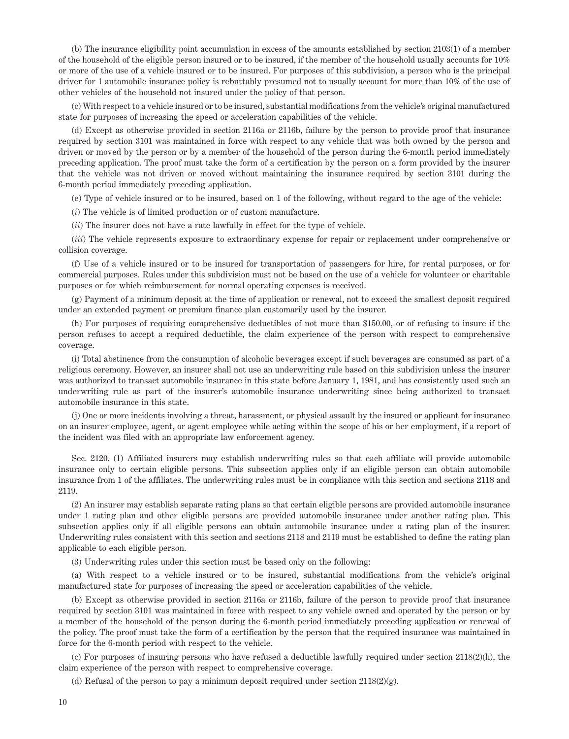(b) The insurance eligibility point accumulation in excess of the amounts established by section 2103(1) of a member of the household of the eligible person insured or to be insured, if the member of the household usually accounts for 10% or more of the use of a vehicle insured or to be insured. For purposes of this subdivision, a person who is the principal driver for 1 automobile insurance policy is rebuttably presumed not to usually account for more than 10% of the use of other vehicles of the household not insured under the policy of that person.

(c) With respect to a vehicle insured or to be insured, substantial modifications from the vehicle's original manufactured state for purposes of increasing the speed or acceleration capabilities of the vehicle.

(d) Except as otherwise provided in section 2116a or 2116b, failure by the person to provide proof that insurance required by section 3101 was maintained in force with respect to any vehicle that was both owned by the person and driven or moved by the person or by a member of the household of the person during the 6-month period immediately preceding application. The proof must take the form of a certification by the person on a form provided by the insurer that the vehicle was not driven or moved without maintaining the insurance required by section 3101 during the 6-month period immediately preceding application.

(e) Type of vehicle insured or to be insured, based on 1 of the following, without regard to the age of the vehicle:

(*i*) The vehicle is of limited production or of custom manufacture.

(*ii*) The insurer does not have a rate lawfully in effect for the type of vehicle.

(*iii*) The vehicle represents exposure to extraordinary expense for repair or replacement under comprehensive or collision coverage.

(f) Use of a vehicle insured or to be insured for transportation of passengers for hire, for rental purposes, or for commercial purposes. Rules under this subdivision must not be based on the use of a vehicle for volunteer or charitable purposes or for which reimbursement for normal operating expenses is received.

(g) Payment of a minimum deposit at the time of application or renewal, not to exceed the smallest deposit required under an extended payment or premium finance plan customarily used by the insurer.

(h) For purposes of requiring comprehensive deductibles of not more than $150.00, or of refusing to insure if the person refuses to accept a required deductible, the claim experience of the person with respect to comprehensive coverage.

(i) Total abstinence from the consumption of alcoholic beverages except if such beverages are consumed as part of a religious ceremony. However, an insurer shall not use an underwriting rule based on this subdivision unless the insurer was authorized to transact automobile insurance in this state before January 1, 1981, and has consistently used such an underwriting rule as part of the insurer's automobile insurance underwriting since being authorized to transact automobile insurance in this state.

(j) One or more incidents involving a threat, harassment, or physical assault by the insured or applicant for insurance on an insurer employee, agent, or agent employee while acting within the scope of his or her employment, if a report of the incident was filed with an appropriate law enforcement agency.

Sec. 2120. (1) Affiliated insurers may establish underwriting rules so that each affiliate will provide automobile insurance only to certain eligible persons. This subsection applies only if an eligible person can obtain automobile insurance from 1 of the affiliates. The underwriting rules must be in compliance with this section and sections 2118 and 2119.

(2) An insurer may establish separate rating plans so that certain eligible persons are provided automobile insurance under 1 rating plan and other eligible persons are provided automobile insurance under another rating plan. This subsection applies only if all eligible persons can obtain automobile insurance under a rating plan of the insurer. Underwriting rules consistent with this section and sections 2118 and 2119 must be established to define the rating plan applicable to each eligible person.

(3) Underwriting rules under this section must be based only on the following:

(a) With respect to a vehicle insured or to be insured, substantial modifications from the vehicle's original manufactured state for purposes of increasing the speed or acceleration capabilities of the vehicle.

(b) Except as otherwise provided in section 2116a or 2116b, failure of the person to provide proof that insurance required by section 3101 was maintained in force with respect to any vehicle owned and operated by the person or by a member of the household of the person during the 6-month period immediately preceding application or renewal of the policy. The proof must take the form of a certification by the person that the required insurance was maintained in force for the 6-month period with respect to the vehicle.

(c) For purposes of insuring persons who have refused a deductible lawfully required under section 2118(2)(h), the claim experience of the person with respect to comprehensive coverage.

(d) Refusal of the person to pay a minimum deposit required under section 2118(2)(g).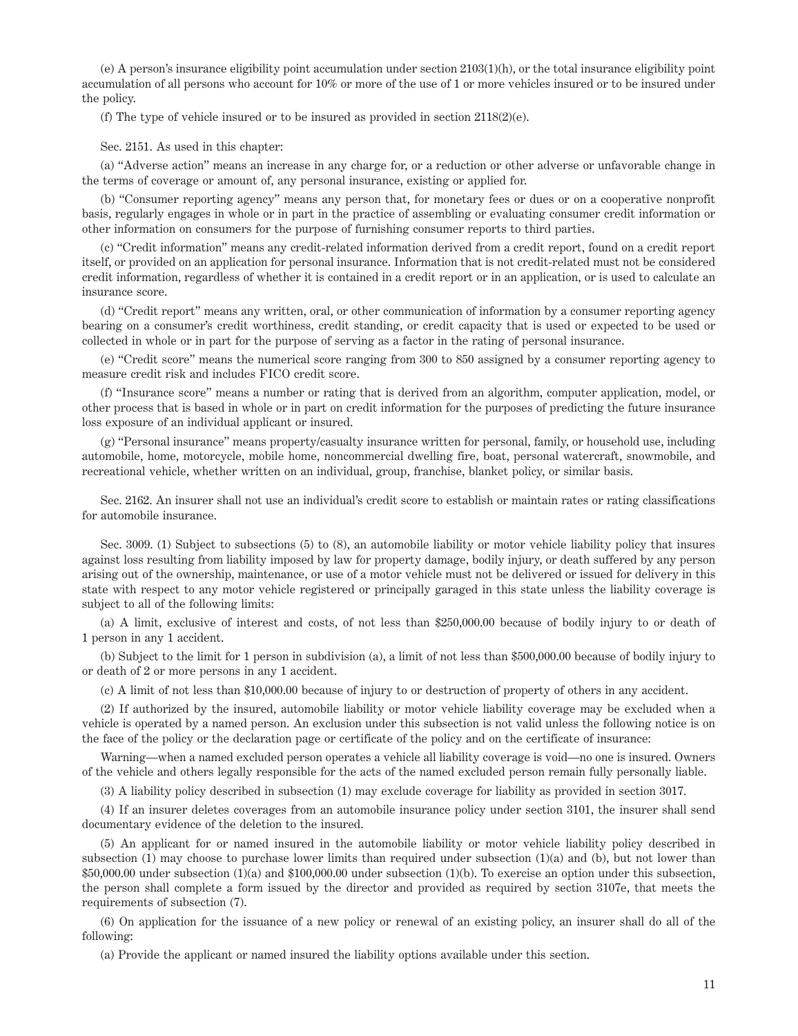(e) A person's insurance eligibility point accumulation under section 2103(1)(h), or the total insurance eligibility point accumulation of all persons who account for 10% or more of the use of 1 or more vehicles insured or to be insured under the policy.

(f) The type of vehicle insured or to be insured as provided in section 2118(2)(e).

Sec. 2151. As used in this chapter:

(a) "Adverse action" means an increase in any charge for, or a reduction or other adverse or unfavorable change in the terms of coverage or amount of, any personal insurance, existing or applied for.

(b) "Consumer reporting agency" means any person that, for monetary fees or dues or on a cooperative nonprofit basis, regularly engages in whole or in part in the practice of assembling or evaluating consumer credit information or other information on consumers for the purpose of furnishing consumer reports to third parties.

(c) "Credit information" means any credit-related information derived from a credit report, found on a credit report itself, or provided on an application for personal insurance. Information that is not credit-related must not be considered credit information, regardless of whether it is contained in a credit report or in an application, or is used to calculate an insurance score.

(d) "Credit report" means any written, oral, or other communication of information by a consumer reporting agency bearing on a consumer's credit worthiness, credit standing, or credit capacity that is used or expected to be used or collected in whole or in part for the purpose of serving as a factor in the rating of personal insurance.

(e) "Credit score" means the numerical score ranging from 300 to 850 assigned by a consumer reporting agency to measure credit risk and includes FICO credit score.

(f) "Insurance score" means a number or rating that is derived from an algorithm, computer application, model, or other process that is based in whole or in part on credit information for the purposes of predicting the future insurance loss exposure of an individual applicant or insured.

(g) "Personal insurance" means property/casualty insurance written for personal, family, or household use, including automobile, home, motorcycle, mobile home, noncommercial dwelling fire, boat, personal watercraft, snowmobile, and recreational vehicle, whether written on an individual, group, franchise, blanket policy, or similar basis.

Sec. 2162. An insurer shall not use an individual's credit score to establish or maintain rates or rating classifications for automobile insurance.

Sec. 3009. (1) Subject to subsections (5) to (8), an automobile liability or motor vehicle liability policy that insures against loss resulting from liability imposed by law for property damage, bodily injury, or death suffered by any person arising out of the ownership, maintenance, or use of a motor vehicle must not be delivered or issued for delivery in this state with respect to any motor vehicle registered or principally garaged in this state unless the liability coverage is subject to all of the following limits:

(a) A limit, exclusive of interest and costs, of not less than $250,000.00 because of bodily injury to or death of 1 person in any 1 accident.

(b) Subject to the limit for 1 person in subdivision (a), a limit of not less than $500,000.00 because of bodily injury to or death of 2 or more persons in any 1 accident.

(c) A limit of not less than $10,000.00 because of injury to or destruction of property of others in any accident.

(2) If authorized by the insured, automobile liability or motor vehicle liability coverage may be excluded when a vehicle is operated by a named person. An exclusion under this subsection is not valid unless the following notice is on the face of the policy or the declaration page or certificate of the policy and on the certificate of insurance:

Warning—when a named excluded person operates a vehicle all liability coverage is void—no one is insured. Owners of the vehicle and others legally responsible for the acts of the named excluded person remain fully personally liable.

(3) A liability policy described in subsection (1) may exclude coverage for liability as provided in section 3017.

(4) If an insurer deletes coverages from an automobile insurance policy under section 3101, the insurer shall send documentary evidence of the deletion to the insured.

(5) An applicant for or named insured in the automobile liability or motor vehicle liability policy described in subsection (1) may choose to purchase lower limits than required under subsection (1)(a) and (b), but not lower than $50,000.00 under subsection (1)(a) and $100,000.00 under subsection (1)(b). To exercise an option under this subsection, the person shall complete a form issued by the director and provided as required by section 3107e, that meets the requirements of subsection (7).

(6) On application for the issuance of a new policy or renewal of an existing policy, an insurer shall do all of the following:

(a) Provide the applicant or named insured the liability options available under this section.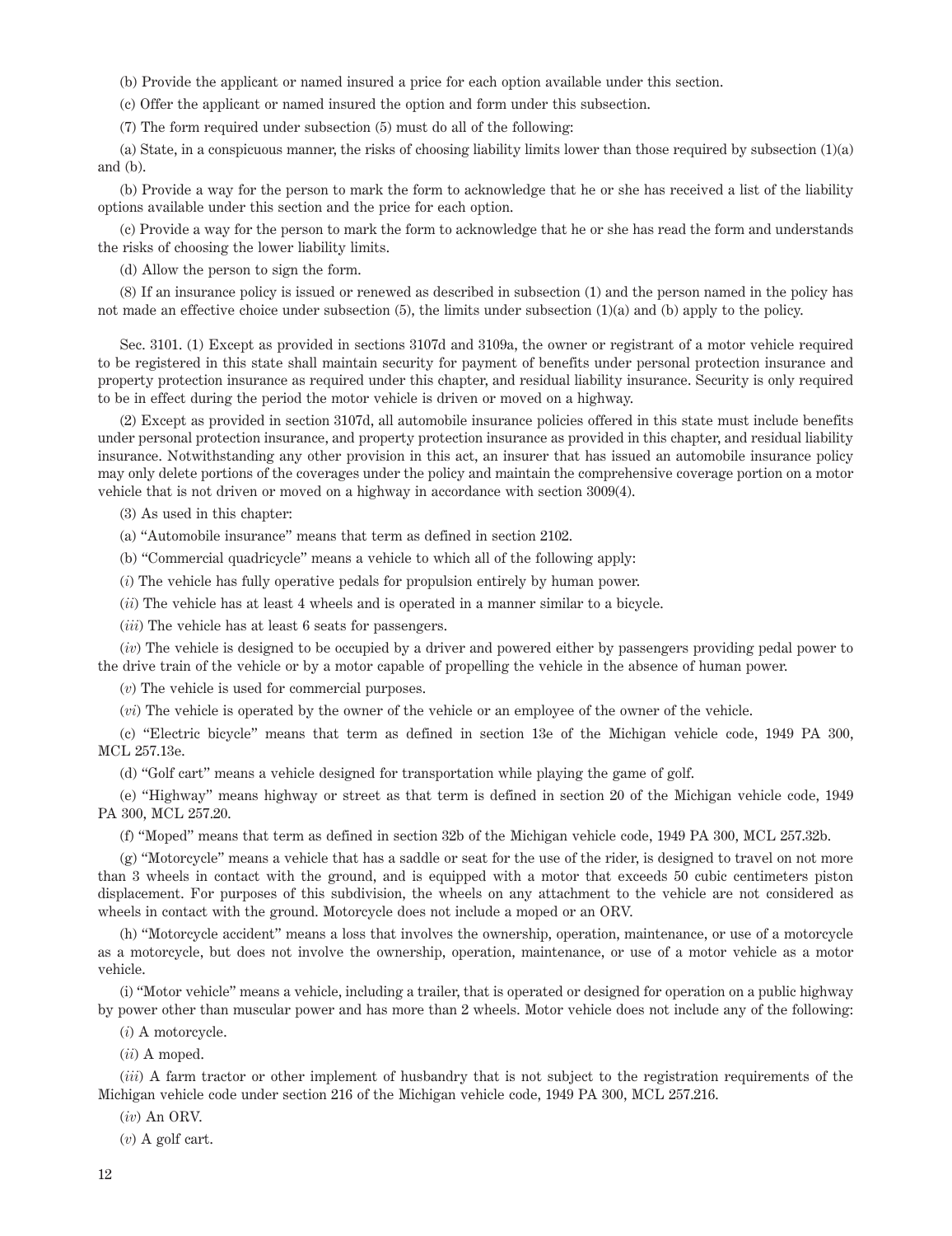(b) Provide the applicant or named insured a price for each option available under this section.

(c) Offer the applicant or named insured the option and form under this subsection.

(7) The form required under subsection (5) must do all of the following:

(a) State, in a conspicuous manner, the risks of choosing liability limits lower than those required by subsection (1)(a) and (b).

(b) Provide a way for the person to mark the form to acknowledge that he or she has received a list of the liability options available under this section and the price for each option.

(c) Provide a way for the person to mark the form to acknowledge that he or she has read the form and understands the risks of choosing the lower liability limits.

(d) Allow the person to sign the form.

(8) If an insurance policy is issued or renewed as described in subsection (1) and the person named in the policy has not made an effective choice under subsection (5), the limits under subsection (1)(a) and (b) apply to the policy.

Sec. 3101. (1) Except as provided in sections 3107d and 3109a, the owner or registrant of a motor vehicle required to be registered in this state shall maintain security for payment of benefits under personal protection insurance and property protection insurance as required under this chapter, and residual liability insurance. Security is only required to be in effect during the period the motor vehicle is driven or moved on a highway.

(2) Except as provided in section 3107d, all automobile insurance policies offered in this state must include benefits under personal protection insurance, and property protection insurance as provided in this chapter, and residual liability insurance. Notwithstanding any other provision in this act, an insurer that has issued an automobile insurance policy may only delete portions of the coverages under the policy and maintain the comprehensive coverage portion on a motor vehicle that is not driven or moved on a highway in accordance with section 3009(4).

(3) As used in this chapter:

(a) "Automobile insurance" means that term as defined in section 2102.

(b) "Commercial quadricycle" means a vehicle to which all of the following apply:

(*i*) The vehicle has fully operative pedals for propulsion entirely by human power.

(*ii*) The vehicle has at least 4 wheels and is operated in a manner similar to a bicycle.

(*iii*) The vehicle has at least 6 seats for passengers.

(*iv*) The vehicle is designed to be occupied by a driver and powered either by passengers providing pedal power to the drive train of the vehicle or by a motor capable of propelling the vehicle in the absence of human power.

(*v*) The vehicle is used for commercial purposes.

(*vi*) The vehicle is operated by the owner of the vehicle or an employee of the owner of the vehicle.

(c) "Electric bicycle" means that term as defined in section 13e of the Michigan vehicle code, 1949 PA 300, MCL 257.13e.

(d) "Golf cart" means a vehicle designed for transportation while playing the game of golf.

(e) "Highway" means highway or street as that term is defined in section 20 of the Michigan vehicle code, 1949 PA 300, MCL 257.20.

(f) "Moped" means that term as defined in section 32b of the Michigan vehicle code, 1949 PA 300, MCL 257.32b.

(g) "Motorcycle" means a vehicle that has a saddle or seat for the use of the rider, is designed to travel on not more than 3 wheels in contact with the ground, and is equipped with a motor that exceeds 50 cubic centimeters piston displacement. For purposes of this subdivision, the wheels on any attachment to the vehicle are not considered as wheels in contact with the ground. Motorcycle does not include a moped or an ORV.

(h) "Motorcycle accident" means a loss that involves the ownership, operation, maintenance, or use of a motorcycle as a motorcycle, but does not involve the ownership, operation, maintenance, or use of a motor vehicle as a motor vehicle.

(i) "Motor vehicle" means a vehicle, including a trailer, that is operated or designed for operation on a public highway by power other than muscular power and has more than 2 wheels. Motor vehicle does not include any of the following:

(*i*) A motorcycle.

(*ii*) A moped.

(*iii*) A farm tractor or other implement of husbandry that is not subject to the registration requirements of the Michigan vehicle code under section 216 of the Michigan vehicle code, 1949 PA 300, MCL 257.216.

(*iv*) An ORV.

(*v*) A golf cart.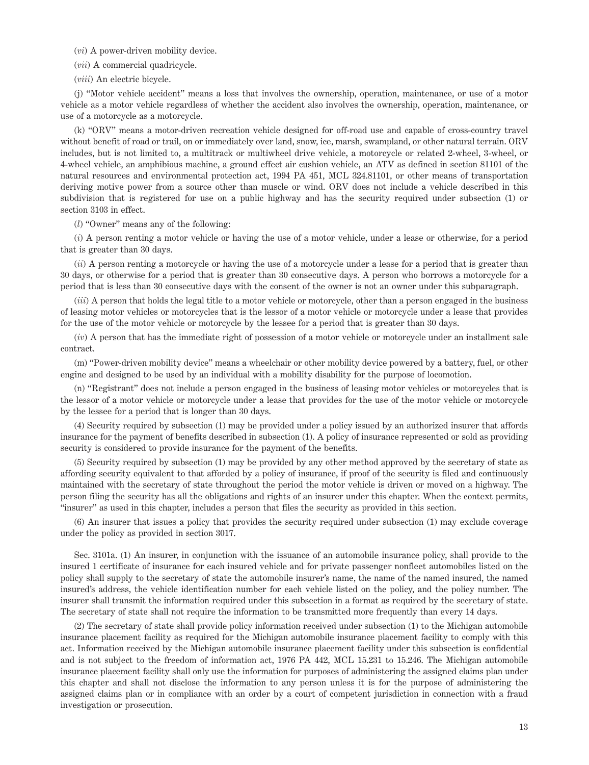(*vi*) A power-driven mobility device.

(*vii*) A commercial quadricycle.

(*viii*) An electric bicycle.

(j) "Motor vehicle accident" means a loss that involves the ownership, operation, maintenance, or use of a motor vehicle as a motor vehicle regardless of whether the accident also involves the ownership, operation, maintenance, or use of a motorcycle as a motorcycle.

(k) "ORV" means a motor-driven recreation vehicle designed for off-road use and capable of cross-country travel without benefit of road or trail, on or immediately over land, snow, ice, marsh, swampland, or other natural terrain. ORV includes, but is not limited to, a multitrack or multiwheel drive vehicle, a motorcycle or related 2-wheel, 3-wheel, or 4-wheel vehicle, an amphibious machine, a ground effect air cushion vehicle, an ATV as defined in section 81101 of the natural resources and environmental protection act, 1994 PA 451, MCL 324.81101, or other means of transportation deriving motive power from a source other than muscle or wind. ORV does not include a vehicle described in this subdivision that is registered for use on a public highway and has the security required under subsection (1) or section 3103 in effect.

(*l*) "Owner" means any of the following:

(*i*) A person renting a motor vehicle or having the use of a motor vehicle, under a lease or otherwise, for a period that is greater than 30 days.

(*ii*) A person renting a motorcycle or having the use of a motorcycle under a lease for a period that is greater than 30 days, or otherwise for a period that is greater than 30 consecutive days. A person who borrows a motorcycle for a period that is less than 30 consecutive days with the consent of the owner is not an owner under this subparagraph.

(*iii*) A person that holds the legal title to a motor vehicle or motorcycle, other than a person engaged in the business of leasing motor vehicles or motorcycles that is the lessor of a motor vehicle or motorcycle under a lease that provides for the use of the motor vehicle or motorcycle by the lessee for a period that is greater than 30 days.

(*iv*) A person that has the immediate right of possession of a motor vehicle or motorcycle under an installment sale contract.

(m) "Power-driven mobility device" means a wheelchair or other mobility device powered by a battery, fuel, or other engine and designed to be used by an individual with a mobility disability for the purpose of locomotion.

(n) "Registrant" does not include a person engaged in the business of leasing motor vehicles or motorcycles that is the lessor of a motor vehicle or motorcycle under a lease that provides for the use of the motor vehicle or motorcycle by the lessee for a period that is longer than 30 days.

(4) Security required by subsection (1) may be provided under a policy issued by an authorized insurer that affords insurance for the payment of benefits described in subsection (1). A policy of insurance represented or sold as providing security is considered to provide insurance for the payment of the benefits.

(5) Security required by subsection (1) may be provided by any other method approved by the secretary of state as affording security equivalent to that afforded by a policy of insurance, if proof of the security is filed and continuously maintained with the secretary of state throughout the period the motor vehicle is driven or moved on a highway. The person filing the security has all the obligations and rights of an insurer under this chapter. When the context permits, "insurer" as used in this chapter, includes a person that files the security as provided in this section.

(6) An insurer that issues a policy that provides the security required under subsection (1) may exclude coverage under the policy as provided in section 3017.

Sec. 3101a. (1) An insurer, in conjunction with the issuance of an automobile insurance policy, shall provide to the insured 1 certificate of insurance for each insured vehicle and for private passenger nonfleet automobiles listed on the policy shall supply to the secretary of state the automobile insurer's name, the name of the named insured, the named insured's address, the vehicle identification number for each vehicle listed on the policy, and the policy number. The insurer shall transmit the information required under this subsection in a format as required by the secretary of state. The secretary of state shall not require the information to be transmitted more frequently than every 14 days.

(2) The secretary of state shall provide policy information received under subsection (1) to the Michigan automobile insurance placement facility as required for the Michigan automobile insurance placement facility to comply with this act. Information received by the Michigan automobile insurance placement facility under this subsection is confidential and is not subject to the freedom of information act, 1976 PA 442, MCL 15.231 to 15.246. The Michigan automobile insurance placement facility shall only use the information for purposes of administering the assigned claims plan under this chapter and shall not disclose the information to any person unless it is for the purpose of administering the assigned claims plan or in compliance with an order by a court of competent jurisdiction in connection with a fraud investigation or prosecution.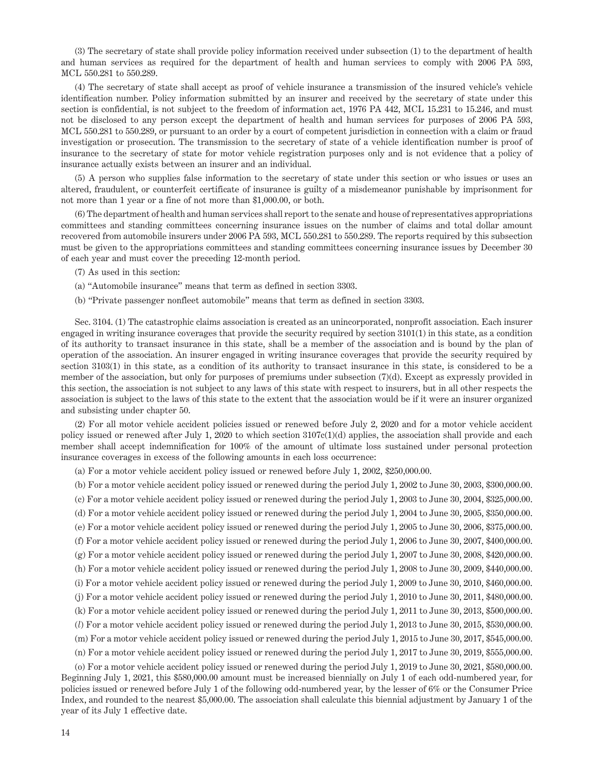(3) The secretary of state shall provide policy information received under subsection (1) to the department of health and human services as required for the department of health and human services to comply with 2006 PA 593, MCL 550.281 to 550.289.

(4) The secretary of state shall accept as proof of vehicle insurance a transmission of the insured vehicle's vehicle identification number. Policy information submitted by an insurer and received by the secretary of state under this section is confidential, is not subject to the freedom of information act, 1976 PA 442, MCL 15.231 to 15.246, and must not be disclosed to any person except the department of health and human services for purposes of 2006 PA 593, MCL 550.281 to 550.289, or pursuant to an order by a court of competent jurisdiction in connection with a claim or fraud investigation or prosecution. The transmission to the secretary of state of a vehicle identification number is proof of insurance to the secretary of state for motor vehicle registration purposes only and is not evidence that a policy of insurance actually exists between an insurer and an individual.

(5) A person who supplies false information to the secretary of state under this section or who issues or uses an altered, fraudulent, or counterfeit certificate of insurance is guilty of a misdemeanor punishable by imprisonment for not more than 1 year or a fine of not more than $1,000.00, or both.

(6) The department of health and human services shall report to the senate and house of representatives appropriations committees and standing committees concerning insurance issues on the number of claims and total dollar amount recovered from automobile insurers under 2006 PA 593, MCL 550.281 to 550.289. The reports required by this subsection must be given to the appropriations committees and standing committees concerning insurance issues by December 30 of each year and must cover the preceding 12-month period.

(7) As used in this section:

(a) "Automobile insurance" means that term as defined in section 3303.

(b) "Private passenger nonfleet automobile" means that term as defined in section 3303.

Sec. 3104. (1) The catastrophic claims association is created as an unincorporated, nonprofit association. Each insurer engaged in writing insurance coverages that provide the security required by section 3101(1) in this state, as a condition of its authority to transact insurance in this state, shall be a member of the association and is bound by the plan of operation of the association. An insurer engaged in writing insurance coverages that provide the security required by section 3103(1) in this state, as a condition of its authority to transact insurance in this state, is considered to be a member of the association, but only for purposes of premiums under subsection (7)(d). Except as expressly provided in this section, the association is not subject to any laws of this state with respect to insurers, but in all other respects the association is subject to the laws of this state to the extent that the association would be if it were an insurer organized and subsisting under chapter 50.

(2) For all motor vehicle accident policies issued or renewed before July 2, 2020 and for a motor vehicle accident policy issued or renewed after July 1, 2020 to which section 3107c(1)(d) applies, the association shall provide and each member shall accept indemnification for 100% of the amount of ultimate loss sustained under personal protection insurance coverages in excess of the following amounts in each loss occurrence:

(a) For a motor vehicle accident policy issued or renewed before July 1, 2002, $250,000.00.

(b) For a motor vehicle accident policy issued or renewed during the period July 1, 2002 to June 30, 2003, $300,000.00.

(c) For a motor vehicle accident policy issued or renewed during the period July 1, 2003 to June 30, 2004, $325,000.00.

(d) For a motor vehicle accident policy issued or renewed during the period July 1, 2004 to June 30, 2005, $350,000.00.

(e) For a motor vehicle accident policy issued or renewed during the period July 1, 2005 to June 30, 2006, $375,000.00.

(f) For a motor vehicle accident policy issued or renewed during the period July 1, 2006 to June 30, 2007, $400,000.00.

(g) For a motor vehicle accident policy issued or renewed during the period July 1, 2007 to June 30, 2008, $420,000.00.

(h) For a motor vehicle accident policy issued or renewed during the period July 1, 2008 to June 30, 2009, $440,000.00.

(i) For a motor vehicle accident policy issued or renewed during the period July 1, 2009 to June 30, 2010, $460,000.00.

(j) For a motor vehicle accident policy issued or renewed during the period July 1, 2010 to June 30, 2011, $480,000.00.

(k) For a motor vehicle accident policy issued or renewed during the period July 1, 2011 to June 30, 2013, $500,000.00.

(*l*) For a motor vehicle accident policy issued or renewed during the period July 1, 2013 to June 30, 2015, $530,000.00.

(m) For a motor vehicle accident policy issued or renewed during the period July 1, 2015 to June 30, 2017, $545,000.00.

(n) For a motor vehicle accident policy issued or renewed during the period July 1, 2017 to June 30, 2019, $555,000.00.

(o) For a motor vehicle accident policy issued or renewed during the period July 1, 2019 to June 30, 2021, $580,000.00. Beginning July 1, 2021, this $580,000.00 amount must be increased biennially on July 1 of each odd-numbered year, for policies issued or renewed before July 1 of the following odd-numbered year, by the lesser of 6% or the Consumer Price Index, and rounded to the nearest $5,000.00. The association shall calculate this biennial adjustment by January 1 of the year of its July 1 effective date.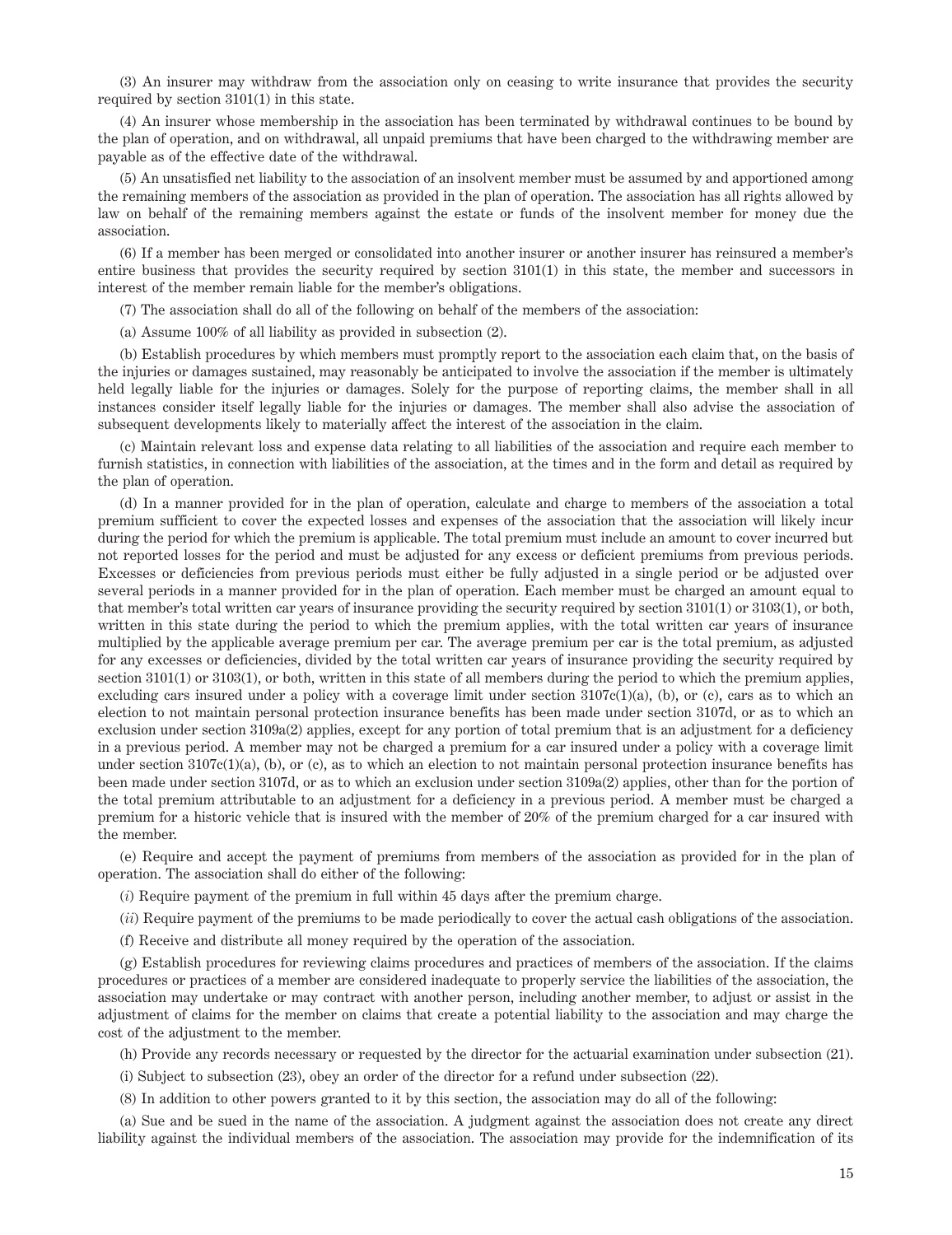(3) An insurer may withdraw from the association only on ceasing to write insurance that provides the security required by section 3101(1) in this state.

(4) An insurer whose membership in the association has been terminated by withdrawal continues to be bound by the plan of operation, and on withdrawal, all unpaid premiums that have been charged to the withdrawing member are payable as of the effective date of the withdrawal.

(5) An unsatisfied net liability to the association of an insolvent member must be assumed by and apportioned among the remaining members of the association as provided in the plan of operation. The association has all rights allowed by law on behalf of the remaining members against the estate or funds of the insolvent member for money due the association.

(6) If a member has been merged or consolidated into another insurer or another insurer has reinsured a member's entire business that provides the security required by section 3101(1) in this state, the member and successors in interest of the member remain liable for the member's obligations.

(7) The association shall do all of the following on behalf of the members of the association:

(a) Assume 100% of all liability as provided in subsection (2).

(b) Establish procedures by which members must promptly report to the association each claim that, on the basis of the injuries or damages sustained, may reasonably be anticipated to involve the association if the member is ultimately held legally liable for the injuries or damages. Solely for the purpose of reporting claims, the member shall in all instances consider itself legally liable for the injuries or damages. The member shall also advise the association of subsequent developments likely to materially affect the interest of the association in the claim.

(c) Maintain relevant loss and expense data relating to all liabilities of the association and require each member to furnish statistics, in connection with liabilities of the association, at the times and in the form and detail as required by the plan of operation.

(d) In a manner provided for in the plan of operation, calculate and charge to members of the association a total premium sufficient to cover the expected losses and expenses of the association that the association will likely incur during the period for which the premium is applicable. The total premium must include an amount to cover incurred but not reported losses for the period and must be adjusted for any excess or deficient premiums from previous periods. Excesses or deficiencies from previous periods must either be fully adjusted in a single period or be adjusted over several periods in a manner provided for in the plan of operation. Each member must be charged an amount equal to that member's total written car years of insurance providing the security required by section 3101(1) or 3103(1), or both, written in this state during the period to which the premium applies, with the total written car years of insurance multiplied by the applicable average premium per car. The average premium per car is the total premium, as adjusted for any excesses or deficiencies, divided by the total written car years of insurance providing the security required by section 3101(1) or 3103(1), or both, written in this state of all members during the period to which the premium applies, excluding cars insured under a policy with a coverage limit under section 3107c(1)(a), (b), or (c), cars as to which an election to not maintain personal protection insurance benefits has been made under section 3107d, or as to which an exclusion under section 3109a(2) applies, except for any portion of total premium that is an adjustment for a deficiency in a previous period. A member may not be charged a premium for a car insured under a policy with a coverage limit under section 3107c(1)(a), (b), or (c), as to which an election to not maintain personal protection insurance benefits has been made under section 3107d, or as to which an exclusion under section 3109a(2) applies, other than for the portion of the total premium attributable to an adjustment for a deficiency in a previous period. A member must be charged a premium for a historic vehicle that is insured with the member of 20% of the premium charged for a car insured with the member.

(e) Require and accept the payment of premiums from members of the association as provided for in the plan of operation. The association shall do either of the following:

(*i*) Require payment of the premium in full within 45 days after the premium charge.

(*ii*) Require payment of the premiums to be made periodically to cover the actual cash obligations of the association.

(f) Receive and distribute all money required by the operation of the association.

(g) Establish procedures for reviewing claims procedures and practices of members of the association. If the claims procedures or practices of a member are considered inadequate to properly service the liabilities of the association, the association may undertake or may contract with another person, including another member, to adjust or assist in the adjustment of claims for the member on claims that create a potential liability to the association and may charge the cost of the adjustment to the member.

(h) Provide any records necessary or requested by the director for the actuarial examination under subsection (21).

(i) Subject to subsection (23), obey an order of the director for a refund under subsection (22).

(8) In addition to other powers granted to it by this section, the association may do all of the following:

(a) Sue and be sued in the name of the association. A judgment against the association does not create any direct liability against the individual members of the association. The association may provide for the indemnification of its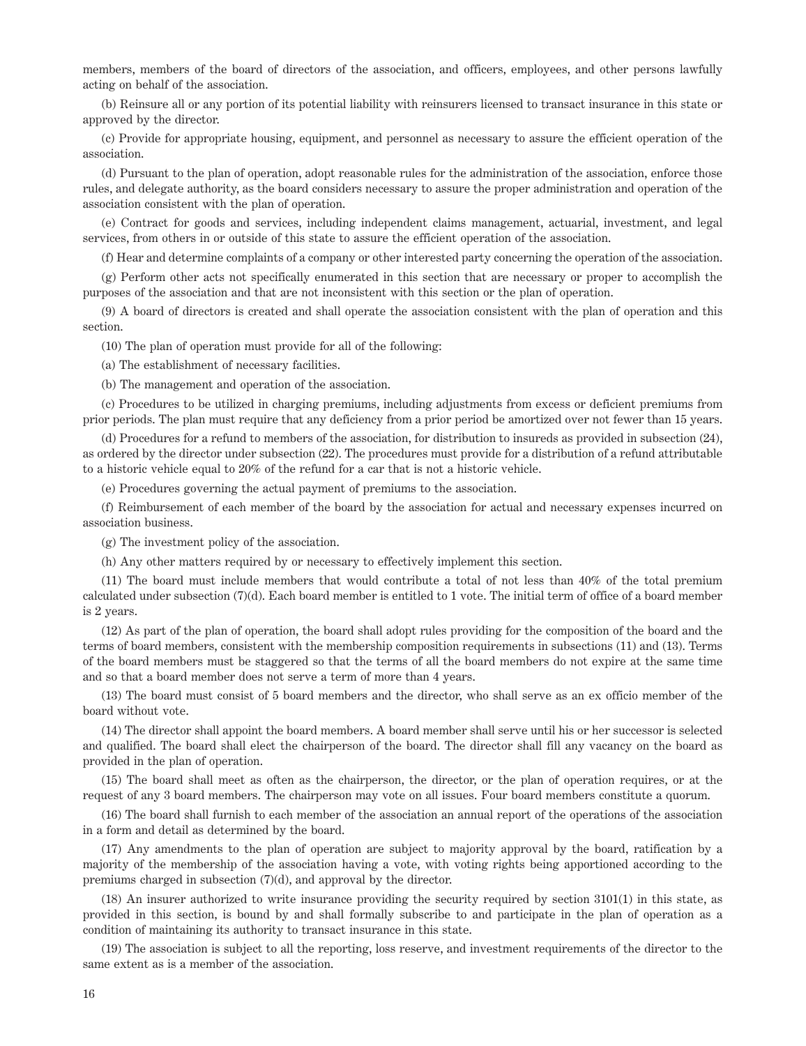members, members of the board of directors of the association, and officers, employees, and other persons lawfully acting on behalf of the association.

(b) Reinsure all or any portion of its potential liability with reinsurers licensed to transact insurance in this state or approved by the director.

(c) Provide for appropriate housing, equipment, and personnel as necessary to assure the efficient operation of the association.

(d) Pursuant to the plan of operation, adopt reasonable rules for the administration of the association, enforce those rules, and delegate authority, as the board considers necessary to assure the proper administration and operation of the association consistent with the plan of operation.

(e) Contract for goods and services, including independent claims management, actuarial, investment, and legal services, from others in or outside of this state to assure the efficient operation of the association.

(f) Hear and determine complaints of a company or other interested party concerning the operation of the association.

(g) Perform other acts not specifically enumerated in this section that are necessary or proper to accomplish the purposes of the association and that are not inconsistent with this section or the plan of operation.

(9) A board of directors is created and shall operate the association consistent with the plan of operation and this section.

(10) The plan of operation must provide for all of the following:

(a) The establishment of necessary facilities.

(b) The management and operation of the association.

(c) Procedures to be utilized in charging premiums, including adjustments from excess or deficient premiums from prior periods. The plan must require that any deficiency from a prior period be amortized over not fewer than 15 years.

(d) Procedures for a refund to members of the association, for distribution to insureds as provided in subsection (24), as ordered by the director under subsection (22). The procedures must provide for a distribution of a refund attributable to a historic vehicle equal to 20% of the refund for a car that is not a historic vehicle.

(e) Procedures governing the actual payment of premiums to the association.

(f) Reimbursement of each member of the board by the association for actual and necessary expenses incurred on association business.

(g) The investment policy of the association.

(h) Any other matters required by or necessary to effectively implement this section.

(11) The board must include members that would contribute a total of not less than 40% of the total premium calculated under subsection (7)(d). Each board member is entitled to 1 vote. The initial term of office of a board member is 2 years.

(12) As part of the plan of operation, the board shall adopt rules providing for the composition of the board and the terms of board members, consistent with the membership composition requirements in subsections (11) and (13). Terms of the board members must be staggered so that the terms of all the board members do not expire at the same time and so that a board member does not serve a term of more than 4 years.

(13) The board must consist of 5 board members and the director, who shall serve as an ex officio member of the board without vote.

(14) The director shall appoint the board members. A board member shall serve until his or her successor is selected and qualified. The board shall elect the chairperson of the board. The director shall fill any vacancy on the board as provided in the plan of operation.

(15) The board shall meet as often as the chairperson, the director, or the plan of operation requires, or at the request of any 3 board members. The chairperson may vote on all issues. Four board members constitute a quorum.

(16) The board shall furnish to each member of the association an annual report of the operations of the association in a form and detail as determined by the board.

(17) Any amendments to the plan of operation are subject to majority approval by the board, ratification by a majority of the membership of the association having a vote, with voting rights being apportioned according to the premiums charged in subsection (7)(d), and approval by the director.

(18) An insurer authorized to write insurance providing the security required by section 3101(1) in this state, as provided in this section, is bound by and shall formally subscribe to and participate in the plan of operation as a condition of maintaining its authority to transact insurance in this state.

(19) The association is subject to all the reporting, loss reserve, and investment requirements of the director to the same extent as is a member of the association.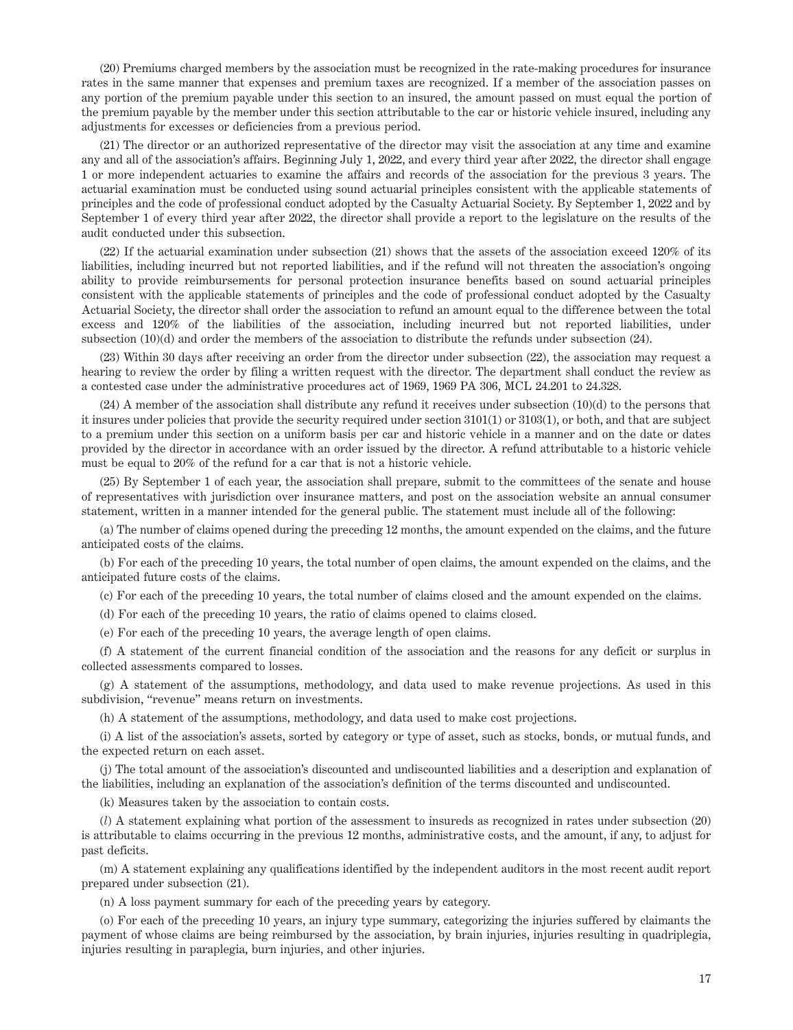(20) Premiums charged members by the association must be recognized in the rate-making procedures for insurance rates in the same manner that expenses and premium taxes are recognized. If a member of the association passes on any portion of the premium payable under this section to an insured, the amount passed on must equal the portion of the premium payable by the member under this section attributable to the car or historic vehicle insured, including any adjustments for excesses or deficiencies from a previous period.

(21) The director or an authorized representative of the director may visit the association at any time and examine any and all of the association's affairs. Beginning July 1, 2022, and every third year after 2022, the director shall engage 1 or more independent actuaries to examine the affairs and records of the association for the previous 3 years. The actuarial examination must be conducted using sound actuarial principles consistent with the applicable statements of principles and the code of professional conduct adopted by the Casualty Actuarial Society. By September 1, 2022 and by September 1 of every third year after 2022, the director shall provide a report to the legislature on the results of the audit conducted under this subsection.

(22) If the actuarial examination under subsection (21) shows that the assets of the association exceed 120% of its liabilities, including incurred but not reported liabilities, and if the refund will not threaten the association's ongoing ability to provide reimbursements for personal protection insurance benefits based on sound actuarial principles consistent with the applicable statements of principles and the code of professional conduct adopted by the Casualty Actuarial Society, the director shall order the association to refund an amount equal to the difference between the total excess and 120% of the liabilities of the association, including incurred but not reported liabilities, under subsection (10)(d) and order the members of the association to distribute the refunds under subsection (24).

(23) Within 30 days after receiving an order from the director under subsection (22), the association may request a hearing to review the order by filing a written request with the director. The department shall conduct the review as a contested case under the administrative procedures act of 1969, 1969 PA 306, MCL 24.201 to 24.328.

(24) A member of the association shall distribute any refund it receives under subsection (10)(d) to the persons that it insures under policies that provide the security required under section 3101(1) or 3103(1), or both, and that are subject to a premium under this section on a uniform basis per car and historic vehicle in a manner and on the date or dates provided by the director in accordance with an order issued by the director. A refund attributable to a historic vehicle must be equal to 20% of the refund for a car that is not a historic vehicle.

(25) By September 1 of each year, the association shall prepare, submit to the committees of the senate and house of representatives with jurisdiction over insurance matters, and post on the association website an annual consumer statement, written in a manner intended for the general public. The statement must include all of the following:

(a) The number of claims opened during the preceding 12 months, the amount expended on the claims, and the future anticipated costs of the claims.

(b) For each of the preceding 10 years, the total number of open claims, the amount expended on the claims, and the anticipated future costs of the claims.

(c) For each of the preceding 10 years, the total number of claims closed and the amount expended on the claims.

(d) For each of the preceding 10 years, the ratio of claims opened to claims closed.

(e) For each of the preceding 10 years, the average length of open claims.

(f) A statement of the current financial condition of the association and the reasons for any deficit or surplus in collected assessments compared to losses.

(g) A statement of the assumptions, methodology, and data used to make revenue projections. As used in this subdivision, "revenue" means return on investments.

(h) A statement of the assumptions, methodology, and data used to make cost projections.

(i) A list of the association's assets, sorted by category or type of asset, such as stocks, bonds, or mutual funds, and the expected return on each asset.

(j) The total amount of the association's discounted and undiscounted liabilities and a description and explanation of the liabilities, including an explanation of the association's definition of the terms discounted and undiscounted.

(k) Measures taken by the association to contain costs.

(*l*) A statement explaining what portion of the assessment to insureds as recognized in rates under subsection (20) is attributable to claims occurring in the previous 12 months, administrative costs, and the amount, if any, to adjust for past deficits.

(m) A statement explaining any qualifications identified by the independent auditors in the most recent audit report prepared under subsection (21).

(n) A loss payment summary for each of the preceding years by category.

(o) For each of the preceding 10 years, an injury type summary, categorizing the injuries suffered by claimants the payment of whose claims are being reimbursed by the association, by brain injuries, injuries resulting in quadriplegia, injuries resulting in paraplegia, burn injuries, and other injuries.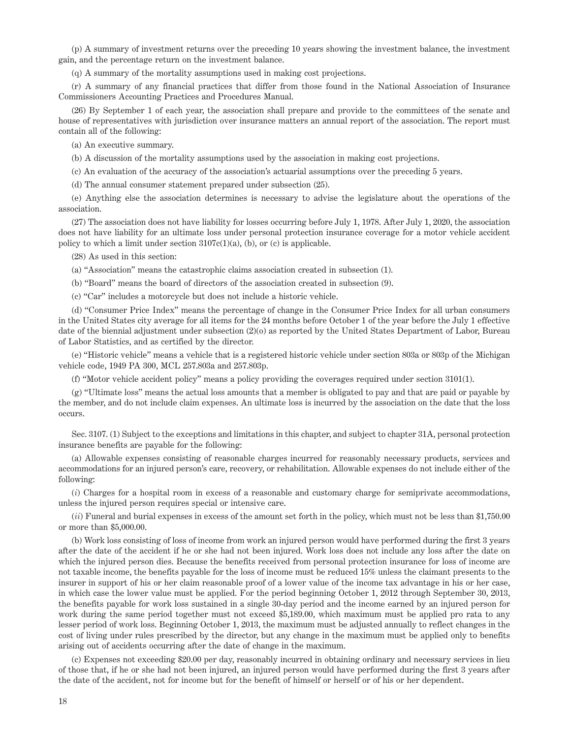(p) A summary of investment returns over the preceding 10 years showing the investment balance, the investment gain, and the percentage return on the investment balance.

(q) A summary of the mortality assumptions used in making cost projections.

(r) A summary of any financial practices that differ from those found in the National Association of Insurance Commissioners Accounting Practices and Procedures Manual.

(26) By September 1 of each year, the association shall prepare and provide to the committees of the senate and house of representatives with jurisdiction over insurance matters an annual report of the association. The report must contain all of the following:

(a) An executive summary.

(b) A discussion of the mortality assumptions used by the association in making cost projections.

(c) An evaluation of the accuracy of the association's actuarial assumptions over the preceding 5 years.

(d) The annual consumer statement prepared under subsection (25).

(e) Anything else the association determines is necessary to advise the legislature about the operations of the association.

(27) The association does not have liability for losses occurring before July 1, 1978. After July 1, 2020, the association does not have liability for an ultimate loss under personal protection insurance coverage for a motor vehicle accident policy to which a limit under section 3107c(1)(a), (b), or (c) is applicable.

(28) As used in this section:

(a) "Association" means the catastrophic claims association created in subsection (1).

(b) "Board" means the board of directors of the association created in subsection (9).

(c) "Car" includes a motorcycle but does not include a historic vehicle.

(d) "Consumer Price Index" means the percentage of change in the Consumer Price Index for all urban consumers in the United States city average for all items for the 24 months before October 1 of the year before the July 1 effective date of the biennial adjustment under subsection (2)(o) as reported by the United States Department of Labor, Bureau of Labor Statistics, and as certified by the director.

(e) "Historic vehicle" means a vehicle that is a registered historic vehicle under section 803a or 803p of the Michigan vehicle code, 1949 PA 300, MCL 257.803a and 257.803p.

(f) "Motor vehicle accident policy" means a policy providing the coverages required under section 3101(1).

(g) "Ultimate loss" means the actual loss amounts that a member is obligated to pay and that are paid or payable by the member, and do not include claim expenses. An ultimate loss is incurred by the association on the date that the loss occurs.

Sec. 3107. (1) Subject to the exceptions and limitations in this chapter, and subject to chapter 31A, personal protection insurance benefits are payable for the following:

(a) Allowable expenses consisting of reasonable charges incurred for reasonably necessary products, services and accommodations for an injured person's care, recovery, or rehabilitation. Allowable expenses do not include either of the following:

(*i*) Charges for a hospital room in excess of a reasonable and customary charge for semiprivate accommodations, unless the injured person requires special or intensive care.

(*ii*) Funeral and burial expenses in excess of the amount set forth in the policy, which must not be less than $1,750.00 or more than $5,000.00.

(b) Work loss consisting of loss of income from work an injured person would have performed during the first 3 years after the date of the accident if he or she had not been injured. Work loss does not include any loss after the date on which the injured person dies. Because the benefits received from personal protection insurance for loss of income are not taxable income, the benefits payable for the loss of income must be reduced 15% unless the claimant presents to the insurer in support of his or her claim reasonable proof of a lower value of the income tax advantage in his or her case, in which case the lower value must be applied. For the period beginning October 1, 2012 through September 30, 2013, the benefits payable for work loss sustained in a single 30-day period and the income earned by an injured person for work during the same period together must not exceed $5,189.00, which maximum must be applied pro rata to any lesser period of work loss. Beginning October 1, 2013, the maximum must be adjusted annually to reflect changes in the cost of living under rules prescribed by the director, but any change in the maximum must be applied only to benefits arising out of accidents occurring after the date of change in the maximum.

(c) Expenses not exceeding $20.00 per day, reasonably incurred in obtaining ordinary and necessary services in lieu of those that, if he or she had not been injured, an injured person would have performed during the first 3 years after the date of the accident, not for income but for the benefit of himself or herself or of his or her dependent.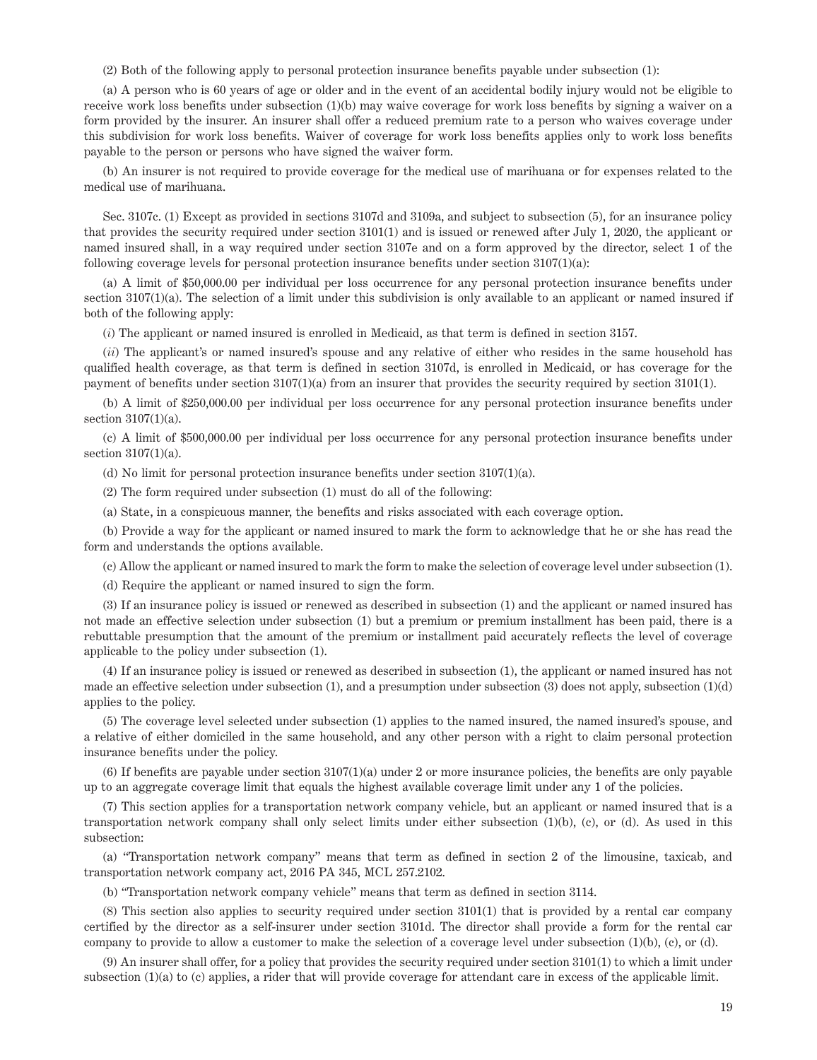(2) Both of the following apply to personal protection insurance benefits payable under subsection (1):

(a) A person who is 60 years of age or older and in the event of an accidental bodily injury would not be eligible to receive work loss benefits under subsection (1)(b) may waive coverage for work loss benefits by signing a waiver on a form provided by the insurer. An insurer shall offer a reduced premium rate to a person who waives coverage under this subdivision for work loss benefits. Waiver of coverage for work loss benefits applies only to work loss benefits payable to the person or persons who have signed the waiver form.

(b) An insurer is not required to provide coverage for the medical use of marihuana or for expenses related to the medical use of marihuana.

Sec. 3107c. (1) Except as provided in sections 3107d and 3109a, and subject to subsection (5), for an insurance policy that provides the security required under section 3101(1) and is issued or renewed after July 1, 2020, the applicant or named insured shall, in a way required under section 3107e and on a form approved by the director, select 1 of the following coverage levels for personal protection insurance benefits under section 3107(1)(a):

(a) A limit of $50,000.00 per individual per loss occurrence for any personal protection insurance benefits under section 3107(1)(a). The selection of a limit under this subdivision is only available to an applicant or named insured if both of the following apply:

(*i*) The applicant or named insured is enrolled in Medicaid, as that term is defined in section 3157.

(*ii*) The applicant's or named insured's spouse and any relative of either who resides in the same household has qualified health coverage, as that term is defined in section 3107d, is enrolled in Medicaid, or has coverage for the payment of benefits under section 3107(1)(a) from an insurer that provides the security required by section 3101(1).

(b) A limit of $250,000.00 per individual per loss occurrence for any personal protection insurance benefits under section 3107(1)(a).

(c) A limit of $500,000.00 per individual per loss occurrence for any personal protection insurance benefits under section 3107(1)(a).

(d) No limit for personal protection insurance benefits under section 3107(1)(a).

(2) The form required under subsection (1) must do all of the following:

(a) State, in a conspicuous manner, the benefits and risks associated with each coverage option.

(b) Provide a way for the applicant or named insured to mark the form to acknowledge that he or she has read the form and understands the options available.

(c) Allow the applicant or named insured to mark the form to make the selection of coverage level under subsection (1).

(d) Require the applicant or named insured to sign the form.

(3) If an insurance policy is issued or renewed as described in subsection (1) and the applicant or named insured has not made an effective selection under subsection (1) but a premium or premium installment has been paid, there is a rebuttable presumption that the amount of the premium or installment paid accurately reflects the level of coverage applicable to the policy under subsection (1).

(4) If an insurance policy is issued or renewed as described in subsection (1), the applicant or named insured has not made an effective selection under subsection (1), and a presumption under subsection (3) does not apply, subsection (1)(d) applies to the policy.

(5) The coverage level selected under subsection (1) applies to the named insured, the named insured's spouse, and a relative of either domiciled in the same household, and any other person with a right to claim personal protection insurance benefits under the policy.

(6) If benefits are payable under section 3107(1)(a) under 2 or more insurance policies, the benefits are only payable up to an aggregate coverage limit that equals the highest available coverage limit under any 1 of the policies.

(7) This section applies for a transportation network company vehicle, but an applicant or named insured that is a transportation network company shall only select limits under either subsection (1)(b), (c), or (d). As used in this subsection:

(a) "Transportation network company" means that term as defined in section 2 of the limousine, taxicab, and transportation network company act, 2016 PA 345, MCL 257.2102.

(b) "Transportation network company vehicle" means that term as defined in section 3114.

(8) This section also applies to security required under section 3101(1) that is provided by a rental car company certified by the director as a self-insurer under section 3101d. The director shall provide a form for the rental car company to provide to allow a customer to make the selection of a coverage level under subsection (1)(b), (c), or (d).

(9) An insurer shall offer, for a policy that provides the security required under section 3101(1) to which a limit under subsection (1)(a) to (c) applies, a rider that will provide coverage for attendant care in excess of the applicable limit.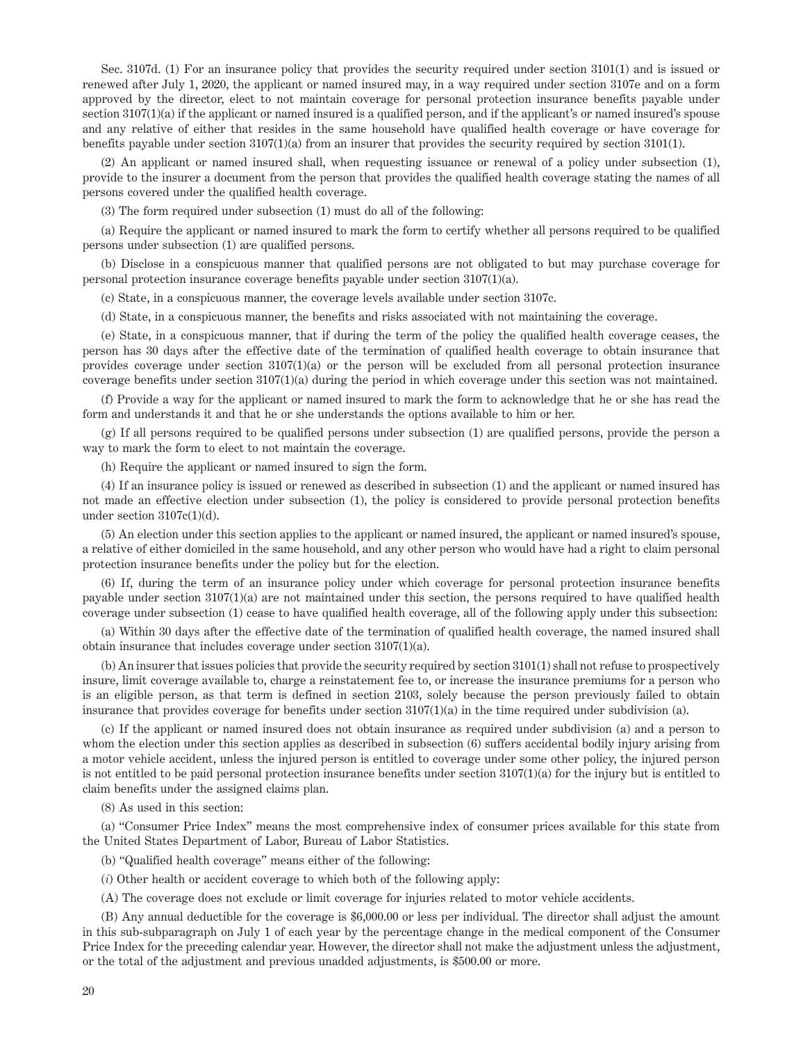Sec. 3107d. (1) For an insurance policy that provides the security required under section 3101(1) and is issued or renewed after July 1, 2020, the applicant or named insured may, in a way required under section 3107e and on a form approved by the director, elect to not maintain coverage for personal protection insurance benefits payable under section 3107(1)(a) if the applicant or named insured is a qualified person, and if the applicant's or named insured's spouse and any relative of either that resides in the same household have qualified health coverage or have coverage for benefits payable under section 3107(1)(a) from an insurer that provides the security required by section 3101(1).

(2) An applicant or named insured shall, when requesting issuance or renewal of a policy under subsection (1), provide to the insurer a document from the person that provides the qualified health coverage stating the names of all persons covered under the qualified health coverage.

(3) The form required under subsection (1) must do all of the following:

(a) Require the applicant or named insured to mark the form to certify whether all persons required to be qualified persons under subsection (1) are qualified persons.

(b) Disclose in a conspicuous manner that qualified persons are not obligated to but may purchase coverage for personal protection insurance coverage benefits payable under section 3107(1)(a).

(c) State, in a conspicuous manner, the coverage levels available under section 3107c.

(d) State, in a conspicuous manner, the benefits and risks associated with not maintaining the coverage.

(e) State, in a conspicuous manner, that if during the term of the policy the qualified health coverage ceases, the person has 30 days after the effective date of the termination of qualified health coverage to obtain insurance that provides coverage under section 3107(1)(a) or the person will be excluded from all personal protection insurance coverage benefits under section 3107(1)(a) during the period in which coverage under this section was not maintained.

(f) Provide a way for the applicant or named insured to mark the form to acknowledge that he or she has read the form and understands it and that he or she understands the options available to him or her.

(g) If all persons required to be qualified persons under subsection (1) are qualified persons, provide the person a way to mark the form to elect to not maintain the coverage.

(h) Require the applicant or named insured to sign the form.

(4) If an insurance policy is issued or renewed as described in subsection (1) and the applicant or named insured has not made an effective election under subsection (1), the policy is considered to provide personal protection benefits under section 3107c(1)(d).

(5) An election under this section applies to the applicant or named insured, the applicant or named insured's spouse, a relative of either domiciled in the same household, and any other person who would have had a right to claim personal protection insurance benefits under the policy but for the election.

(6) If, during the term of an insurance policy under which coverage for personal protection insurance benefits payable under section 3107(1)(a) are not maintained under this section, the persons required to have qualified health coverage under subsection (1) cease to have qualified health coverage, all of the following apply under this subsection:

(a) Within 30 days after the effective date of the termination of qualified health coverage, the named insured shall obtain insurance that includes coverage under section 3107(1)(a).

(b) An insurer that issues policies that provide the security required by section 3101(1) shall not refuse to prospectively insure, limit coverage available to, charge a reinstatement fee to, or increase the insurance premiums for a person who is an eligible person, as that term is defined in section 2103, solely because the person previously failed to obtain insurance that provides coverage for benefits under section 3107(1)(a) in the time required under subdivision (a).

(c) If the applicant or named insured does not obtain insurance as required under subdivision (a) and a person to whom the election under this section applies as described in subsection (6) suffers accidental bodily injury arising from a motor vehicle accident, unless the injured person is entitled to coverage under some other policy, the injured person is not entitled to be paid personal protection insurance benefits under section 3107(1)(a) for the injury but is entitled to claim benefits under the assigned claims plan.

(8) As used in this section:

(a) "Consumer Price Index" means the most comprehensive index of consumer prices available for this state from the United States Department of Labor, Bureau of Labor Statistics.

(b) "Qualified health coverage" means either of the following:

(*i*) Other health or accident coverage to which both of the following apply:

(A) The coverage does not exclude or limit coverage for injuries related to motor vehicle accidents.

(B) Any annual deductible for the coverage is $6,000.00 or less per individual. The director shall adjust the amount in this sub-subparagraph on July 1 of each year by the percentage change in the medical component of the Consumer Price Index for the preceding calendar year. However, the director shall not make the adjustment unless the adjustment, or the total of the adjustment and previous unadded adjustments, is $500.00 or more.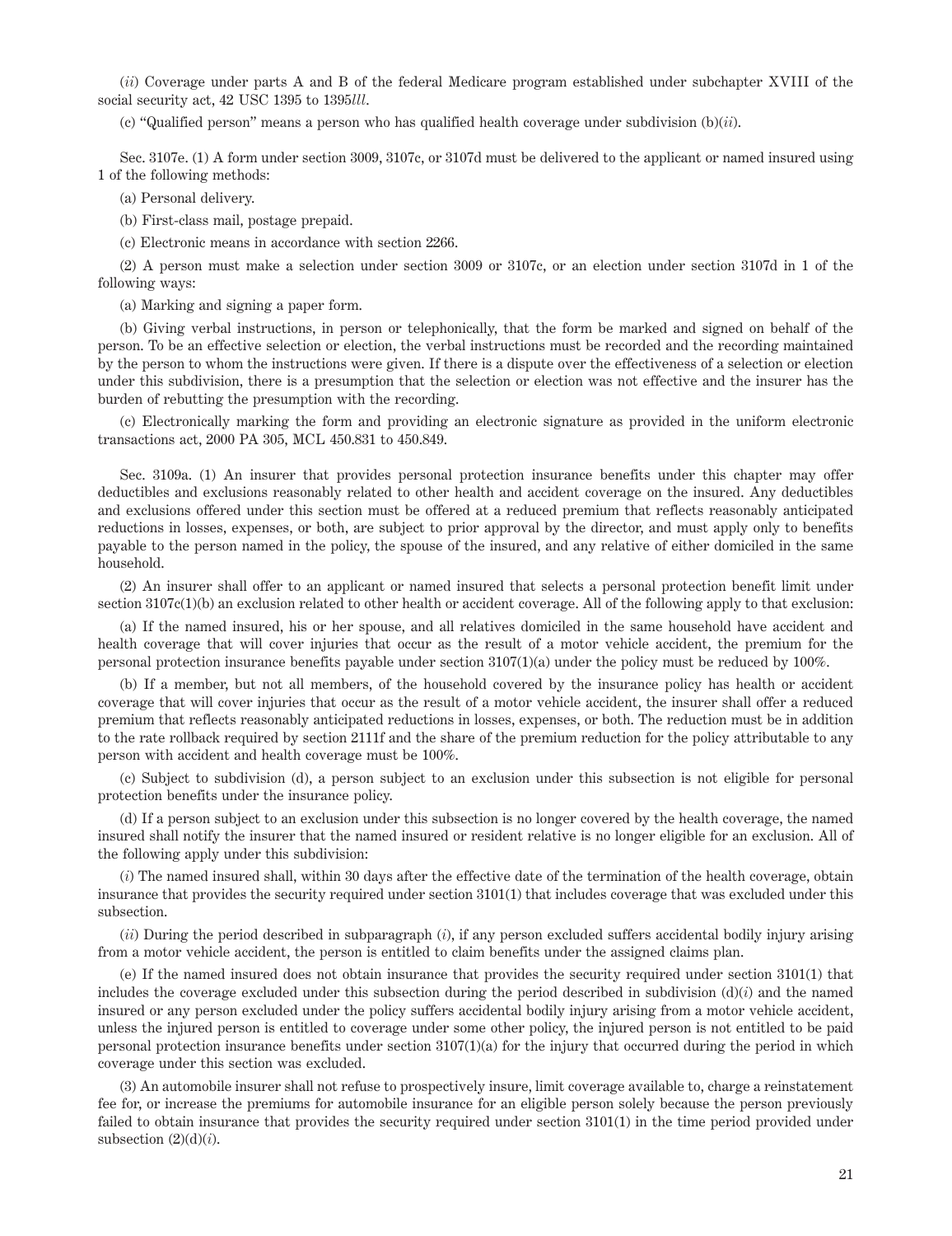(*ii*) Coverage under parts A and B of the federal Medicare program established under subchapter XVIII of the social security act, 42 USC 1395 to 1395*lll*.

(c) "Qualified person" means a person who has qualified health coverage under subdivision (b)(*ii*).

Sec. 3107e. (1) A form under section 3009, 3107c, or 3107d must be delivered to the applicant or named insured using 1 of the following methods:

(a) Personal delivery.

(b) First-class mail, postage prepaid.

(c) Electronic means in accordance with section 2266.

(2) A person must make a selection under section 3009 or 3107c, or an election under section 3107d in 1 of the following ways:

(a) Marking and signing a paper form.

(b) Giving verbal instructions, in person or telephonically, that the form be marked and signed on behalf of the person. To be an effective selection or election, the verbal instructions must be recorded and the recording maintained by the person to whom the instructions were given. If there is a dispute over the effectiveness of a selection or election under this subdivision, there is a presumption that the selection or election was not effective and the insurer has the burden of rebutting the presumption with the recording.

(c) Electronically marking the form and providing an electronic signature as provided in the uniform electronic transactions act, 2000 PA 305, MCL 450.831 to 450.849.

Sec. 3109a. (1) An insurer that provides personal protection insurance benefits under this chapter may offer deductibles and exclusions reasonably related to other health and accident coverage on the insured. Any deductibles and exclusions offered under this section must be offered at a reduced premium that reflects reasonably anticipated reductions in losses, expenses, or both, are subject to prior approval by the director, and must apply only to benefits payable to the person named in the policy, the spouse of the insured, and any relative of either domiciled in the same household.

(2) An insurer shall offer to an applicant or named insured that selects a personal protection benefit limit under section 3107c(1)(b) an exclusion related to other health or accident coverage. All of the following apply to that exclusion:

(a) If the named insured, his or her spouse, and all relatives domiciled in the same household have accident and health coverage that will cover injuries that occur as the result of a motor vehicle accident, the premium for the personal protection insurance benefits payable under section 3107(1)(a) under the policy must be reduced by 100%.

(b) If a member, but not all members, of the household covered by the insurance policy has health or accident coverage that will cover injuries that occur as the result of a motor vehicle accident, the insurer shall offer a reduced premium that reflects reasonably anticipated reductions in losses, expenses, or both. The reduction must be in addition to the rate rollback required by section 2111f and the share of the premium reduction for the policy attributable to any person with accident and health coverage must be 100%.

(c) Subject to subdivision (d), a person subject to an exclusion under this subsection is not eligible for personal protection benefits under the insurance policy.

(d) If a person subject to an exclusion under this subsection is no longer covered by the health coverage, the named insured shall notify the insurer that the named insured or resident relative is no longer eligible for an exclusion. All of the following apply under this subdivision:

(*i*) The named insured shall, within 30 days after the effective date of the termination of the health coverage, obtain insurance that provides the security required under section 3101(1) that includes coverage that was excluded under this subsection.

(*ii*) During the period described in subparagraph (*i*), if any person excluded suffers accidental bodily injury arising from a motor vehicle accident, the person is entitled to claim benefits under the assigned claims plan.

(e) If the named insured does not obtain insurance that provides the security required under section 3101(1) that includes the coverage excluded under this subsection during the period described in subdivision (d)(*i*) and the named insured or any person excluded under the policy suffers accidental bodily injury arising from a motor vehicle accident, unless the injured person is entitled to coverage under some other policy, the injured person is not entitled to be paid personal protection insurance benefits under section 3107(1)(a) for the injury that occurred during the period in which coverage under this section was excluded.

(3) An automobile insurer shall not refuse to prospectively insure, limit coverage available to, charge a reinstatement fee for, or increase the premiums for automobile insurance for an eligible person solely because the person previously failed to obtain insurance that provides the security required under section 3101(1) in the time period provided under subsection (2)(d)(*i*).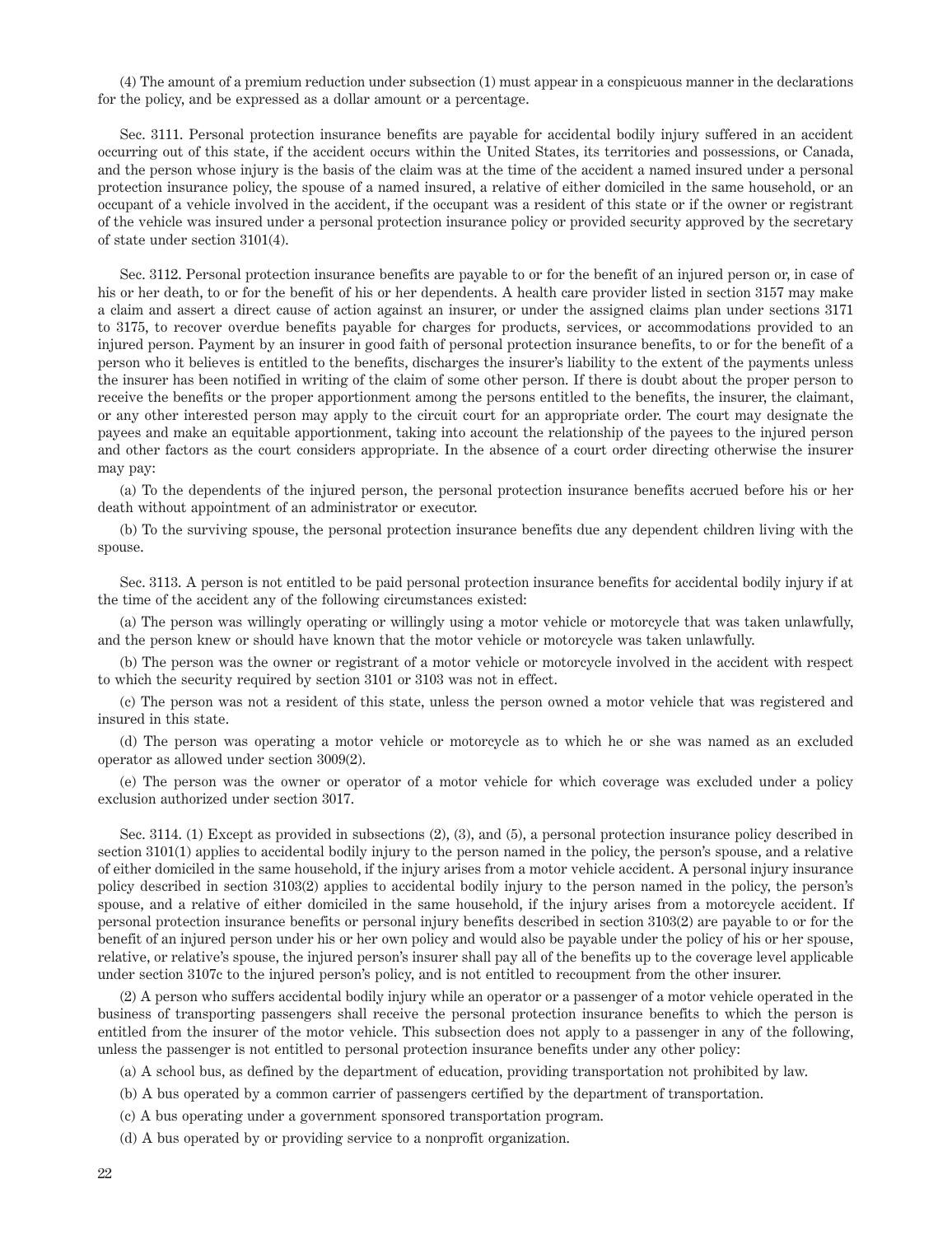(4) The amount of a premium reduction under subsection (1) must appear in a conspicuous manner in the declarations for the policy, and be expressed as a dollar amount or a percentage.

Sec. 3111. Personal protection insurance benefits are payable for accidental bodily injury suffered in an accident occurring out of this state, if the accident occurs within the United States, its territories and possessions, or Canada, and the person whose injury is the basis of the claim was at the time of the accident a named insured under a personal protection insurance policy, the spouse of a named insured, a relative of either domiciled in the same household, or an occupant of a vehicle involved in the accident, if the occupant was a resident of this state or if the owner or registrant of the vehicle was insured under a personal protection insurance policy or provided security approved by the secretary of state under section 3101(4).

Sec. 3112. Personal protection insurance benefits are payable to or for the benefit of an injured person or, in case of his or her death, to or for the benefit of his or her dependents. A health care provider listed in section 3157 may make a claim and assert a direct cause of action against an insurer, or under the assigned claims plan under sections 3171 to 3175, to recover overdue benefits payable for charges for products, services, or accommodations provided to an injured person. Payment by an insurer in good faith of personal protection insurance benefits, to or for the benefit of a person who it believes is entitled to the benefits, discharges the insurer's liability to the extent of the payments unless the insurer has been notified in writing of the claim of some other person. If there is doubt about the proper person to receive the benefits or the proper apportionment among the persons entitled to the benefits, the insurer, the claimant, or any other interested person may apply to the circuit court for an appropriate order. The court may designate the payees and make an equitable apportionment, taking into account the relationship of the payees to the injured person and other factors as the court considers appropriate. In the absence of a court order directing otherwise the insurer may pay:

(a) To the dependents of the injured person, the personal protection insurance benefits accrued before his or her death without appointment of an administrator or executor.

(b) To the surviving spouse, the personal protection insurance benefits due any dependent children living with the spouse.

Sec. 3113. A person is not entitled to be paid personal protection insurance benefits for accidental bodily injury if at the time of the accident any of the following circumstances existed:

(a) The person was willingly operating or willingly using a motor vehicle or motorcycle that was taken unlawfully, and the person knew or should have known that the motor vehicle or motorcycle was taken unlawfully.

(b) The person was the owner or registrant of a motor vehicle or motorcycle involved in the accident with respect to which the security required by section 3101 or 3103 was not in effect.

(c) The person was not a resident of this state, unless the person owned a motor vehicle that was registered and insured in this state.

(d) The person was operating a motor vehicle or motorcycle as to which he or she was named as an excluded operator as allowed under section 3009(2).

(e) The person was the owner or operator of a motor vehicle for which coverage was excluded under a policy exclusion authorized under section 3017.

Sec. 3114. (1) Except as provided in subsections (2), (3), and (5), a personal protection insurance policy described in section 3101(1) applies to accidental bodily injury to the person named in the policy, the person's spouse, and a relative of either domiciled in the same household, if the injury arises from a motor vehicle accident. A personal injury insurance policy described in section 3103(2) applies to accidental bodily injury to the person named in the policy, the person's spouse, and a relative of either domiciled in the same household, if the injury arises from a motorcycle accident. If personal protection insurance benefits or personal injury benefits described in section 3103(2) are payable to or for the benefit of an injured person under his or her own policy and would also be payable under the policy of his or her spouse, relative, or relative's spouse, the injured person's insurer shall pay all of the benefits up to the coverage level applicable under section 3107c to the injured person's policy, and is not entitled to recoupment from the other insurer.

(2) A person who suffers accidental bodily injury while an operator or a passenger of a motor vehicle operated in the business of transporting passengers shall receive the personal protection insurance benefits to which the person is entitled from the insurer of the motor vehicle. This subsection does not apply to a passenger in any of the following, unless the passenger is not entitled to personal protection insurance benefits under any other policy:

(a) A school bus, as defined by the department of education, providing transportation not prohibited by law.

(b) A bus operated by a common carrier of passengers certified by the department of transportation.

(c) A bus operating under a government sponsored transportation program.

(d) A bus operated by or providing service to a nonprofit organization.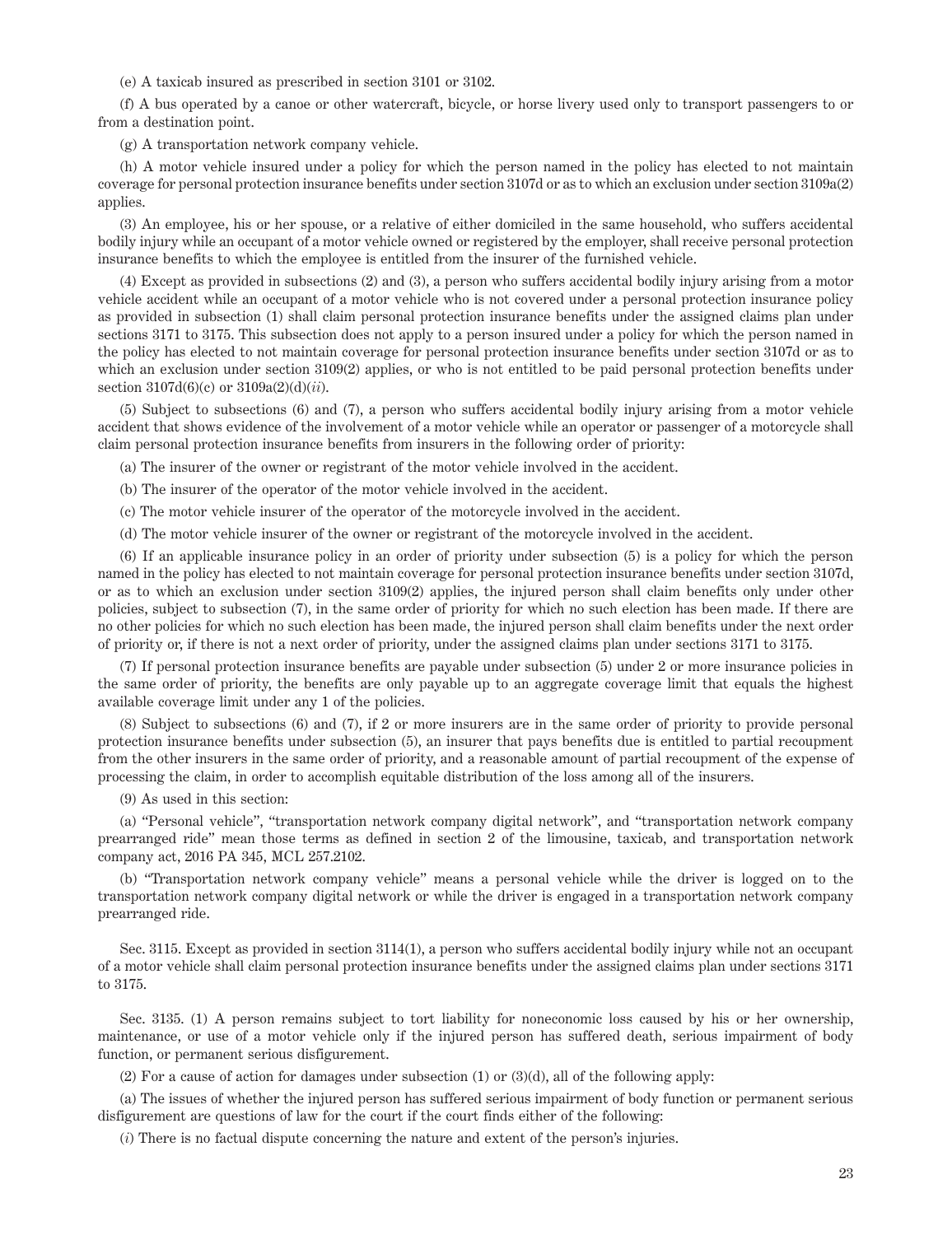(e) A taxicab insured as prescribed in section 3101 or 3102.

(f) A bus operated by a canoe or other watercraft, bicycle, or horse livery used only to transport passengers to or from a destination point.

(g) A transportation network company vehicle.

(h) A motor vehicle insured under a policy for which the person named in the policy has elected to not maintain coverage for personal protection insurance benefits under section 3107d or as to which an exclusion under section 3109a(2) applies.

(3) An employee, his or her spouse, or a relative of either domiciled in the same household, who suffers accidental bodily injury while an occupant of a motor vehicle owned or registered by the employer, shall receive personal protection insurance benefits to which the employee is entitled from the insurer of the furnished vehicle.

(4) Except as provided in subsections (2) and (3), a person who suffers accidental bodily injury arising from a motor vehicle accident while an occupant of a motor vehicle who is not covered under a personal protection insurance policy as provided in subsection (1) shall claim personal protection insurance benefits under the assigned claims plan under sections 3171 to 3175. This subsection does not apply to a person insured under a policy for which the person named in the policy has elected to not maintain coverage for personal protection insurance benefits under section 3107d or as to which an exclusion under section 3109(2) applies, or who is not entitled to be paid personal protection benefits under section 3107d(6)(c) or 3109a(2)(d)(*ii*).

(5) Subject to subsections (6) and (7), a person who suffers accidental bodily injury arising from a motor vehicle accident that shows evidence of the involvement of a motor vehicle while an operator or passenger of a motorcycle shall claim personal protection insurance benefits from insurers in the following order of priority:

(a) The insurer of the owner or registrant of the motor vehicle involved in the accident.

(b) The insurer of the operator of the motor vehicle involved in the accident.

(c) The motor vehicle insurer of the operator of the motorcycle involved in the accident.

(d) The motor vehicle insurer of the owner or registrant of the motorcycle involved in the accident.

(6) If an applicable insurance policy in an order of priority under subsection (5) is a policy for which the person named in the policy has elected to not maintain coverage for personal protection insurance benefits under section 3107d, or as to which an exclusion under section 3109(2) applies, the injured person shall claim benefits only under other policies, subject to subsection (7), in the same order of priority for which no such election has been made. If there are no other policies for which no such election has been made, the injured person shall claim benefits under the next order of priority or, if there is not a next order of priority, under the assigned claims plan under sections 3171 to 3175.

(7) If personal protection insurance benefits are payable under subsection (5) under 2 or more insurance policies in the same order of priority, the benefits are only payable up to an aggregate coverage limit that equals the highest available coverage limit under any 1 of the policies.

(8) Subject to subsections (6) and (7), if 2 or more insurers are in the same order of priority to provide personal protection insurance benefits under subsection (5), an insurer that pays benefits due is entitled to partial recoupment from the other insurers in the same order of priority, and a reasonable amount of partial recoupment of the expense of processing the claim, in order to accomplish equitable distribution of the loss among all of the insurers.

(9) As used in this section:

(a) "Personal vehicle", "transportation network company digital network", and "transportation network company prearranged ride" mean those terms as defined in section 2 of the limousine, taxicab, and transportation network company act, 2016 PA 345, MCL 257.2102.

(b) "Transportation network company vehicle" means a personal vehicle while the driver is logged on to the transportation network company digital network or while the driver is engaged in a transportation network company prearranged ride.

Sec. 3115. Except as provided in section 3114(1), a person who suffers accidental bodily injury while not an occupant of a motor vehicle shall claim personal protection insurance benefits under the assigned claims plan under sections 3171 to 3175.

Sec. 3135. (1) A person remains subject to tort liability for noneconomic loss caused by his or her ownership, maintenance, or use of a motor vehicle only if the injured person has suffered death, serious impairment of body function, or permanent serious disfigurement.

(2) For a cause of action for damages under subsection (1) or (3)(d), all of the following apply:

(a) The issues of whether the injured person has suffered serious impairment of body function or permanent serious disfigurement are questions of law for the court if the court finds either of the following:

(*i*) There is no factual dispute concerning the nature and extent of the person's injuries.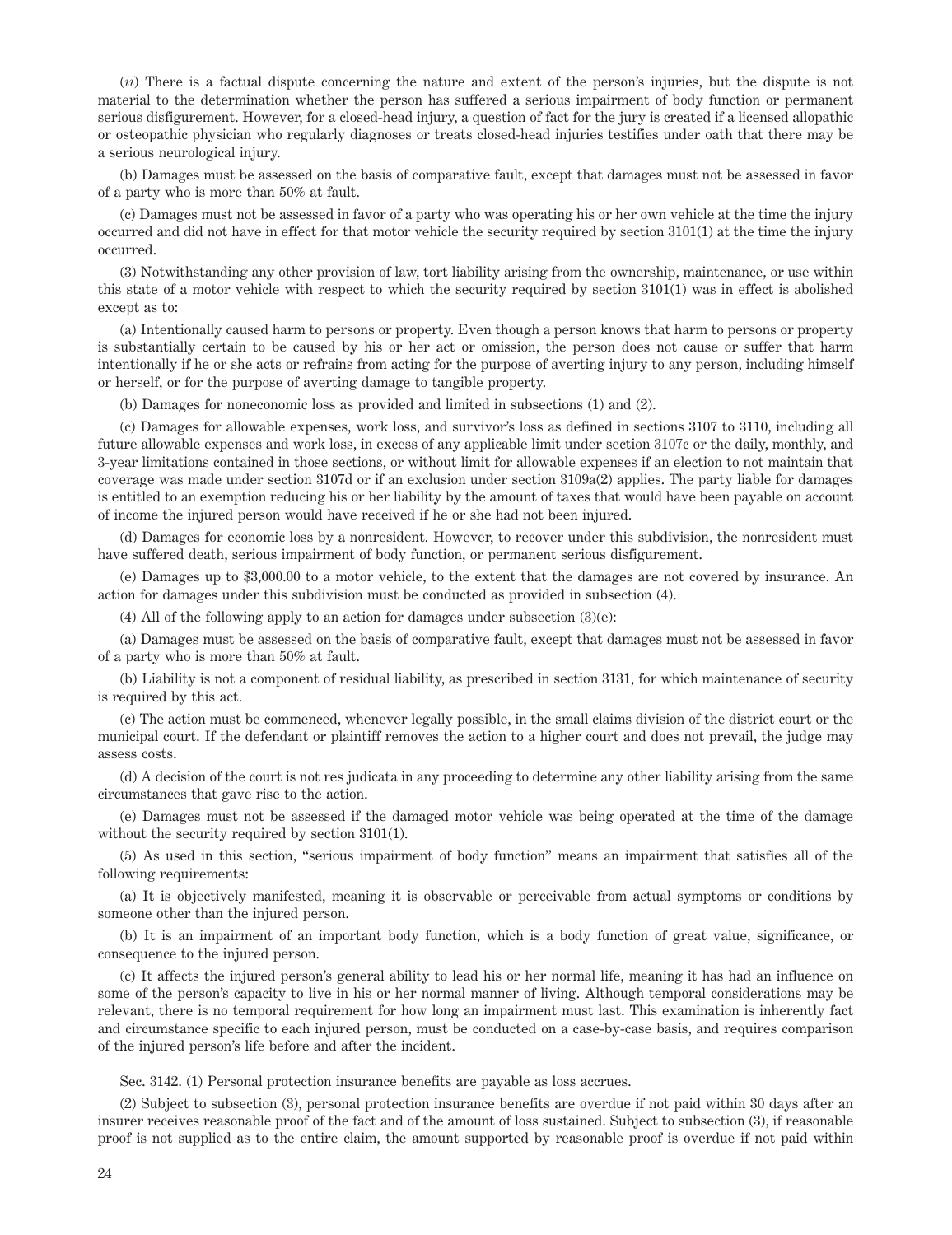(*ii*) There is a factual dispute concerning the nature and extent of the person's injuries, but the dispute is not material to the determination whether the person has suffered a serious impairment of body function or permanent serious disfigurement. However, for a closed-head injury, a question of fact for the jury is created if a licensed allopathic or osteopathic physician who regularly diagnoses or treats closed-head injuries testifies under oath that there may be a serious neurological injury.

(b) Damages must be assessed on the basis of comparative fault, except that damages must not be assessed in favor of a party who is more than 50% at fault.

(c) Damages must not be assessed in favor of a party who was operating his or her own vehicle at the time the injury occurred and did not have in effect for that motor vehicle the security required by section 3101(1) at the time the injury occurred.

(3) Notwithstanding any other provision of law, tort liability arising from the ownership, maintenance, or use within this state of a motor vehicle with respect to which the security required by section 3101(1) was in effect is abolished except as to:

(a) Intentionally caused harm to persons or property. Even though a person knows that harm to persons or property is substantially certain to be caused by his or her act or omission, the person does not cause or suffer that harm intentionally if he or she acts or refrains from acting for the purpose of averting injury to any person, including himself or herself, or for the purpose of averting damage to tangible property.

(b) Damages for noneconomic loss as provided and limited in subsections (1) and (2).

(c) Damages for allowable expenses, work loss, and survivor's loss as defined in sections 3107 to 3110, including all future allowable expenses and work loss, in excess of any applicable limit under section 3107c or the daily, monthly, and 3-year limitations contained in those sections, or without limit for allowable expenses if an election to not maintain that coverage was made under section 3107d or if an exclusion under section 3109a(2) applies. The party liable for damages is entitled to an exemption reducing his or her liability by the amount of taxes that would have been payable on account of income the injured person would have received if he or she had not been injured.

(d) Damages for economic loss by a nonresident. However, to recover under this subdivision, the nonresident must have suffered death, serious impairment of body function, or permanent serious disfigurement.

(e) Damages up to $3,000.00 to a motor vehicle, to the extent that the damages are not covered by insurance. An action for damages under this subdivision must be conducted as provided in subsection (4).

(4) All of the following apply to an action for damages under subsection (3)(e):

(a) Damages must be assessed on the basis of comparative fault, except that damages must not be assessed in favor of a party who is more than 50% at fault.

(b) Liability is not a component of residual liability, as prescribed in section 3131, for which maintenance of security is required by this act.

(c) The action must be commenced, whenever legally possible, in the small claims division of the district court or the municipal court. If the defendant or plaintiff removes the action to a higher court and does not prevail, the judge may assess costs.

(d) A decision of the court is not res judicata in any proceeding to determine any other liability arising from the same circumstances that gave rise to the action.

(e) Damages must not be assessed if the damaged motor vehicle was being operated at the time of the damage without the security required by section 3101(1).

(5) As used in this section, "serious impairment of body function" means an impairment that satisfies all of the following requirements:

(a) It is objectively manifested, meaning it is observable or perceivable from actual symptoms or conditions by someone other than the injured person.

(b) It is an impairment of an important body function, which is a body function of great value, significance, or consequence to the injured person.

(c) It affects the injured person's general ability to lead his or her normal life, meaning it has had an influence on some of the person's capacity to live in his or her normal manner of living. Although temporal considerations may be relevant, there is no temporal requirement for how long an impairment must last. This examination is inherently fact and circumstance specific to each injured person, must be conducted on a case-by-case basis, and requires comparison of the injured person's life before and after the incident.

Sec. 3142. (1) Personal protection insurance benefits are payable as loss accrues.

(2) Subject to subsection (3), personal protection insurance benefits are overdue if not paid within 30 days after an insurer receives reasonable proof of the fact and of the amount of loss sustained. Subject to subsection (3), if reasonable proof is not supplied as to the entire claim, the amount supported by reasonable proof is overdue if not paid within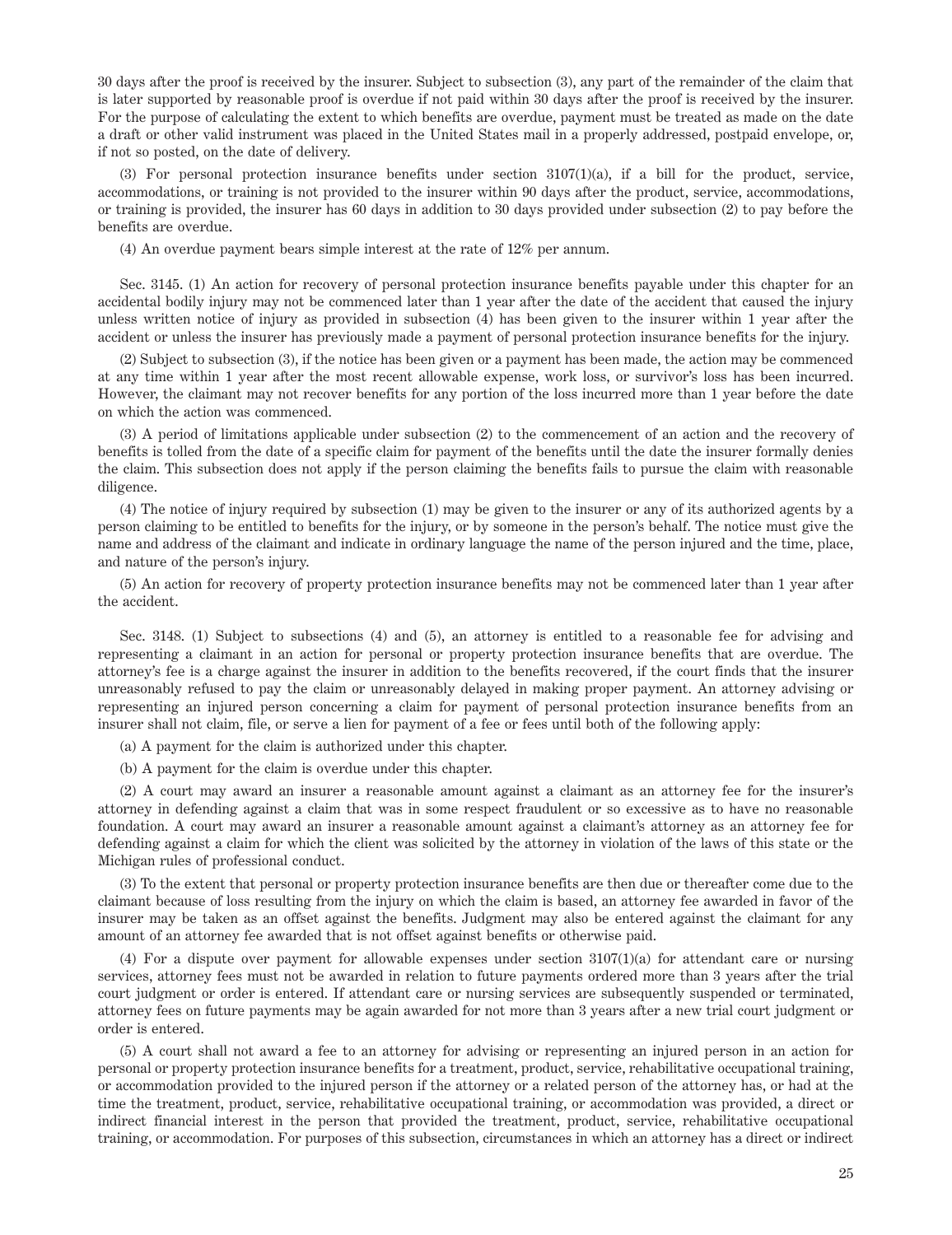30 days after the proof is received by the insurer. Subject to subsection (3), any part of the remainder of the claim that is later supported by reasonable proof is overdue if not paid within 30 days after the proof is received by the insurer. For the purpose of calculating the extent to which benefits are overdue, payment must be treated as made on the date a draft or other valid instrument was placed in the United States mail in a properly addressed, postpaid envelope, or, if not so posted, on the date of delivery.

(3) For personal protection insurance benefits under section 3107(1)(a), if a bill for the product, service, accommodations, or training is not provided to the insurer within 90 days after the product, service, accommodations, or training is provided, the insurer has 60 days in addition to 30 days provided under subsection (2) to pay before the benefits are overdue.

(4) An overdue payment bears simple interest at the rate of 12% per annum.

Sec. 3145. (1) An action for recovery of personal protection insurance benefits payable under this chapter for an accidental bodily injury may not be commenced later than 1 year after the date of the accident that caused the injury unless written notice of injury as provided in subsection (4) has been given to the insurer within 1 year after the accident or unless the insurer has previously made a payment of personal protection insurance benefits for the injury.

(2) Subject to subsection (3), if the notice has been given or a payment has been made, the action may be commenced at any time within 1 year after the most recent allowable expense, work loss, or survivor's loss has been incurred. However, the claimant may not recover benefits for any portion of the loss incurred more than 1 year before the date on which the action was commenced.

(3) A period of limitations applicable under subsection (2) to the commencement of an action and the recovery of benefits is tolled from the date of a specific claim for payment of the benefits until the date the insurer formally denies the claim. This subsection does not apply if the person claiming the benefits fails to pursue the claim with reasonable diligence.

(4) The notice of injury required by subsection (1) may be given to the insurer or any of its authorized agents by a person claiming to be entitled to benefits for the injury, or by someone in the person's behalf. The notice must give the name and address of the claimant and indicate in ordinary language the name of the person injured and the time, place, and nature of the person's injury.

(5) An action for recovery of property protection insurance benefits may not be commenced later than 1 year after the accident.

Sec. 3148. (1) Subject to subsections (4) and (5), an attorney is entitled to a reasonable fee for advising and representing a claimant in an action for personal or property protection insurance benefits that are overdue. The attorney's fee is a charge against the insurer in addition to the benefits recovered, if the court finds that the insurer unreasonably refused to pay the claim or unreasonably delayed in making proper payment. An attorney advising or representing an injured person concerning a claim for payment of personal protection insurance benefits from an insurer shall not claim, file, or serve a lien for payment of a fee or fees until both of the following apply:

(a) A payment for the claim is authorized under this chapter.

(b) A payment for the claim is overdue under this chapter.

(2) A court may award an insurer a reasonable amount against a claimant as an attorney fee for the insurer's attorney in defending against a claim that was in some respect fraudulent or so excessive as to have no reasonable foundation. A court may award an insurer a reasonable amount against a claimant's attorney as an attorney fee for defending against a claim for which the client was solicited by the attorney in violation of the laws of this state or the Michigan rules of professional conduct.

(3) To the extent that personal or property protection insurance benefits are then due or thereafter come due to the claimant because of loss resulting from the injury on which the claim is based, an attorney fee awarded in favor of the insurer may be taken as an offset against the benefits. Judgment may also be entered against the claimant for any amount of an attorney fee awarded that is not offset against benefits or otherwise paid.

(4) For a dispute over payment for allowable expenses under section 3107(1)(a) for attendant care or nursing services, attorney fees must not be awarded in relation to future payments ordered more than 3 years after the trial court judgment or order is entered. If attendant care or nursing services are subsequently suspended or terminated, attorney fees on future payments may be again awarded for not more than 3 years after a new trial court judgment or order is entered.

(5) A court shall not award a fee to an attorney for advising or representing an injured person in an action for personal or property protection insurance benefits for a treatment, product, service, rehabilitative occupational training, or accommodation provided to the injured person if the attorney or a related person of the attorney has, or had at the time the treatment, product, service, rehabilitative occupational training, or accommodation was provided, a direct or indirect financial interest in the person that provided the treatment, product, service, rehabilitative occupational training, or accommodation. For purposes of this subsection, circumstances in which an attorney has a direct or indirect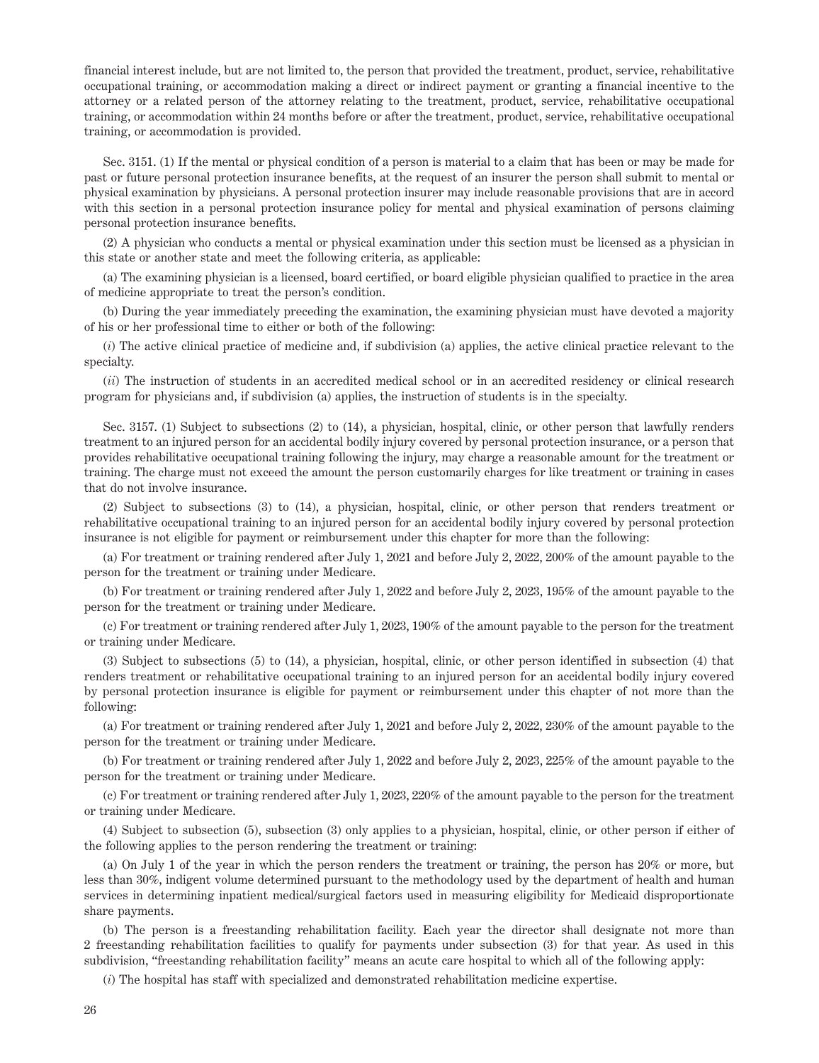financial interest include, but are not limited to, the person that provided the treatment, product, service, rehabilitative occupational training, or accommodation making a direct or indirect payment or granting a financial incentive to the attorney or a related person of the attorney relating to the treatment, product, service, rehabilitative occupational training, or accommodation within 24 months before or after the treatment, product, service, rehabilitative occupational training, or accommodation is provided.

Sec. 3151. (1) If the mental or physical condition of a person is material to a claim that has been or may be made for past or future personal protection insurance benefits, at the request of an insurer the person shall submit to mental or physical examination by physicians. A personal protection insurer may include reasonable provisions that are in accord with this section in a personal protection insurance policy for mental and physical examination of persons claiming personal protection insurance benefits.

(2) A physician who conducts a mental or physical examination under this section must be licensed as a physician in this state or another state and meet the following criteria, as applicable:

(a) The examining physician is a licensed, board certified, or board eligible physician qualified to practice in the area of medicine appropriate to treat the person's condition.

(b) During the year immediately preceding the examination, the examining physician must have devoted a majority of his or her professional time to either or both of the following:

(*i*) The active clinical practice of medicine and, if subdivision (a) applies, the active clinical practice relevant to the specialty.

(*ii*) The instruction of students in an accredited medical school or in an accredited residency or clinical research program for physicians and, if subdivision (a) applies, the instruction of students is in the specialty.

Sec. 3157. (1) Subject to subsections (2) to (14), a physician, hospital, clinic, or other person that lawfully renders treatment to an injured person for an accidental bodily injury covered by personal protection insurance, or a person that provides rehabilitative occupational training following the injury, may charge a reasonable amount for the treatment or training. The charge must not exceed the amount the person customarily charges for like treatment or training in cases that do not involve insurance.

(2) Subject to subsections (3) to (14), a physician, hospital, clinic, or other person that renders treatment or rehabilitative occupational training to an injured person for an accidental bodily injury covered by personal protection insurance is not eligible for payment or reimbursement under this chapter for more than the following:

(a) For treatment or training rendered after July 1, 2021 and before July 2, 2022, 200% of the amount payable to the person for the treatment or training under Medicare.

(b) For treatment or training rendered after July 1, 2022 and before July 2, 2023, 195% of the amount payable to the person for the treatment or training under Medicare.

(c) For treatment or training rendered after July 1, 2023, 190% of the amount payable to the person for the treatment or training under Medicare.

(3) Subject to subsections (5) to (14), a physician, hospital, clinic, or other person identified in subsection (4) that renders treatment or rehabilitative occupational training to an injured person for an accidental bodily injury covered by personal protection insurance is eligible for payment or reimbursement under this chapter of not more than the following:

(a) For treatment or training rendered after July 1, 2021 and before July 2, 2022, 230% of the amount payable to the person for the treatment or training under Medicare.

(b) For treatment or training rendered after July 1, 2022 and before July 2, 2023, 225% of the amount payable to the person for the treatment or training under Medicare.

(c) For treatment or training rendered after July 1, 2023, 220% of the amount payable to the person for the treatment or training under Medicare.

(4) Subject to subsection (5), subsection (3) only applies to a physician, hospital, clinic, or other person if either of the following applies to the person rendering the treatment or training:

(a) On July 1 of the year in which the person renders the treatment or training, the person has 20% or more, but less than 30%, indigent volume determined pursuant to the methodology used by the department of health and human services in determining inpatient medical/surgical factors used in measuring eligibility for Medicaid disproportionate share payments.

(b) The person is a freestanding rehabilitation facility. Each year the director shall designate not more than 2 freestanding rehabilitation facilities to qualify for payments under subsection (3) for that year. As used in this subdivision, "freestanding rehabilitation facility" means an acute care hospital to which all of the following apply:

(*i*) The hospital has staff with specialized and demonstrated rehabilitation medicine expertise.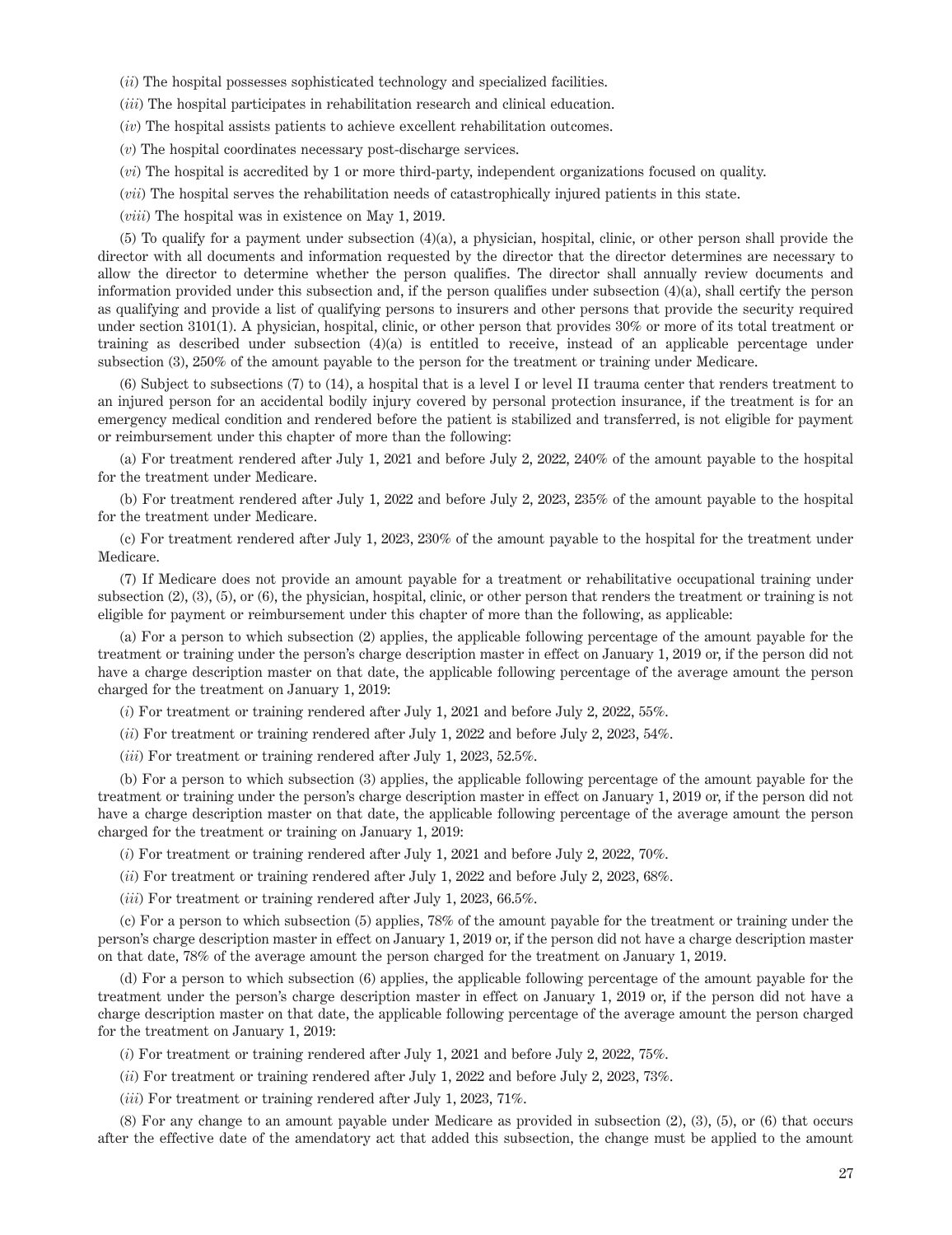(*ii*) The hospital possesses sophisticated technology and specialized facilities.

(*iii*) The hospital participates in rehabilitation research and clinical education.

(*iv*) The hospital assists patients to achieve excellent rehabilitation outcomes.

(*v*) The hospital coordinates necessary post-discharge services.

(*vi*) The hospital is accredited by 1 or more third-party, independent organizations focused on quality.

(*vii*) The hospital serves the rehabilitation needs of catastrophically injured patients in this state.

(*viii*) The hospital was in existence on May 1, 2019.

(5) To qualify for a payment under subsection (4)(a), a physician, hospital, clinic, or other person shall provide the director with all documents and information requested by the director that the director determines are necessary to allow the director to determine whether the person qualifies. The director shall annually review documents and information provided under this subsection and, if the person qualifies under subsection (4)(a), shall certify the person as qualifying and provide a list of qualifying persons to insurers and other persons that provide the security required under section 3101(1). A physician, hospital, clinic, or other person that provides 30% or more of its total treatment or training as described under subsection (4)(a) is entitled to receive, instead of an applicable percentage under subsection (3), 250% of the amount payable to the person for the treatment or training under Medicare.

(6) Subject to subsections (7) to (14), a hospital that is a level I or level II trauma center that renders treatment to an injured person for an accidental bodily injury covered by personal protection insurance, if the treatment is for an emergency medical condition and rendered before the patient is stabilized and transferred, is not eligible for payment or reimbursement under this chapter of more than the following:

(a) For treatment rendered after July 1, 2021 and before July 2, 2022, 240% of the amount payable to the hospital for the treatment under Medicare.

(b) For treatment rendered after July 1, 2022 and before July 2, 2023, 235% of the amount payable to the hospital for the treatment under Medicare.

(c) For treatment rendered after July 1, 2023, 230% of the amount payable to the hospital for the treatment under Medicare.

(7) If Medicare does not provide an amount payable for a treatment or rehabilitative occupational training under subsection (2), (3), (5), or (6), the physician, hospital, clinic, or other person that renders the treatment or training is not eligible for payment or reimbursement under this chapter of more than the following, as applicable:

(a) For a person to which subsection (2) applies, the applicable following percentage of the amount payable for the treatment or training under the person's charge description master in effect on January 1, 2019 or, if the person did not have a charge description master on that date, the applicable following percentage of the average amount the person charged for the treatment on January 1, 2019:

(*i*) For treatment or training rendered after July 1, 2021 and before July 2, 2022, 55%.

(*ii*) For treatment or training rendered after July 1, 2022 and before July 2, 2023, 54%.

(*iii*) For treatment or training rendered after July 1, 2023, 52.5%.

(b) For a person to which subsection (3) applies, the applicable following percentage of the amount payable for the treatment or training under the person's charge description master in effect on January 1, 2019 or, if the person did not have a charge description master on that date, the applicable following percentage of the average amount the person charged for the treatment or training on January 1, 2019:

(*i*) For treatment or training rendered after July 1, 2021 and before July 2, 2022, 70%.

(*ii*) For treatment or training rendered after July 1, 2022 and before July 2, 2023, 68%.

(*iii*) For treatment or training rendered after July 1, 2023, 66.5%.

(c) For a person to which subsection (5) applies, 78% of the amount payable for the treatment or training under the person's charge description master in effect on January 1, 2019 or, if the person did not have a charge description master on that date, 78% of the average amount the person charged for the treatment on January 1, 2019.

(d) For a person to which subsection (6) applies, the applicable following percentage of the amount payable for the treatment under the person's charge description master in effect on January 1, 2019 or, if the person did not have a charge description master on that date, the applicable following percentage of the average amount the person charged for the treatment on January 1, 2019:

(*i*) For treatment or training rendered after July 1, 2021 and before July 2, 2022, 75%.

(*ii*) For treatment or training rendered after July 1, 2022 and before July 2, 2023, 73%.

(*iii*) For treatment or training rendered after July 1, 2023, 71%.

(8) For any change to an amount payable under Medicare as provided in subsection (2), (3), (5), or (6) that occurs after the effective date of the amendatory act that added this subsection, the change must be applied to the amount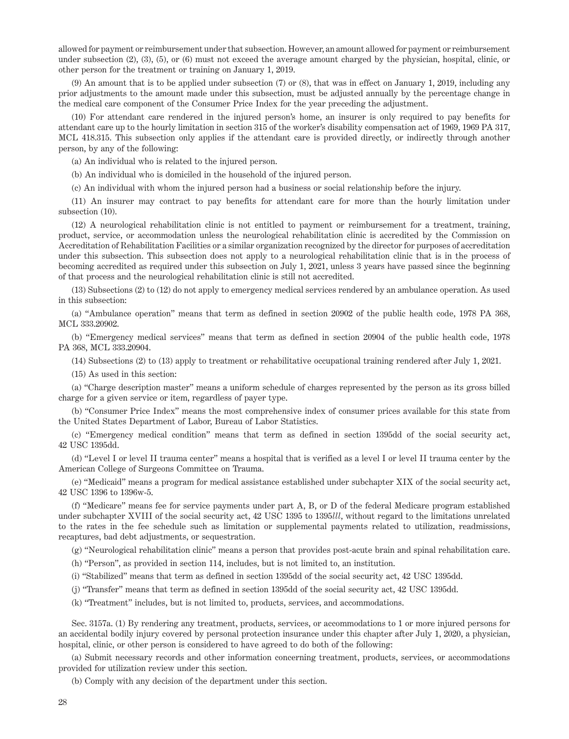allowed for payment or reimbursement under that subsection. However, an amount allowed for payment or reimbursement under subsection (2), (3), (5), or (6) must not exceed the average amount charged by the physician, hospital, clinic, or other person for the treatment or training on January 1, 2019.

(9) An amount that is to be applied under subsection (7) or (8), that was in effect on January 1, 2019, including any prior adjustments to the amount made under this subsection, must be adjusted annually by the percentage change in the medical care component of the Consumer Price Index for the year preceding the adjustment.

(10) For attendant care rendered in the injured person's home, an insurer is only required to pay benefits for attendant care up to the hourly limitation in section 315 of the worker's disability compensation act of 1969, 1969 PA 317, MCL 418.315. This subsection only applies if the attendant care is provided directly, or indirectly through another person, by any of the following:

(a) An individual who is related to the injured person.

(b) An individual who is domiciled in the household of the injured person.

(c) An individual with whom the injured person had a business or social relationship before the injury.

(11) An insurer may contract to pay benefits for attendant care for more than the hourly limitation under subsection (10).

(12) A neurological rehabilitation clinic is not entitled to payment or reimbursement for a treatment, training, product, service, or accommodation unless the neurological rehabilitation clinic is accredited by the Commission on Accreditation of Rehabilitation Facilities or a similar organization recognized by the director for purposes of accreditation under this subsection. This subsection does not apply to a neurological rehabilitation clinic that is in the process of becoming accredited as required under this subsection on July 1, 2021, unless 3 years have passed since the beginning of that process and the neurological rehabilitation clinic is still not accredited.

(13) Subsections (2) to (12) do not apply to emergency medical services rendered by an ambulance operation. As used in this subsection:

(a) "Ambulance operation" means that term as defined in section 20902 of the public health code, 1978 PA 368, MCL 333.20902.

(b) "Emergency medical services" means that term as defined in section 20904 of the public health code, 1978 PA 368, MCL 333.20904.

(14) Subsections (2) to (13) apply to treatment or rehabilitative occupational training rendered after July 1, 2021.

(15) As used in this section:

(a) "Charge description master" means a uniform schedule of charges represented by the person as its gross billed charge for a given service or item, regardless of payer type.

(b) "Consumer Price Index" means the most comprehensive index of consumer prices available for this state from the United States Department of Labor, Bureau of Labor Statistics.

(c) "Emergency medical condition" means that term as defined in section 1395dd of the social security act, 42 USC 1395dd.

(d) "Level I or level II trauma center" means a hospital that is verified as a level I or level II trauma center by the American College of Surgeons Committee on Trauma.

(e) "Medicaid" means a program for medical assistance established under subchapter XIX of the social security act, 42 USC 1396 to 1396w-5.

(f) "Medicare" means fee for service payments under part A, B, or D of the federal Medicare program established under subchapter XVIII of the social security act, 42 USC 1395 to 1395*lll*, without regard to the limitations unrelated to the rates in the fee schedule such as limitation or supplemental payments related to utilization, readmissions, recaptures, bad debt adjustments, or sequestration.

(g) "Neurological rehabilitation clinic" means a person that provides post-acute brain and spinal rehabilitation care.

(h) "Person", as provided in section 114, includes, but is not limited to, an institution.

(i) "Stabilized" means that term as defined in section 1395dd of the social security act, 42 USC 1395dd.

(j) "Transfer" means that term as defined in section 1395dd of the social security act, 42 USC 1395dd.

(k) "Treatment" includes, but is not limited to, products, services, and accommodations.

Sec. 3157a. (1) By rendering any treatment, products, services, or accommodations to 1 or more injured persons for an accidental bodily injury covered by personal protection insurance under this chapter after July 1, 2020, a physician, hospital, clinic, or other person is considered to have agreed to do both of the following:

(a) Submit necessary records and other information concerning treatment, products, services, or accommodations provided for utilization review under this section.

(b) Comply with any decision of the department under this section.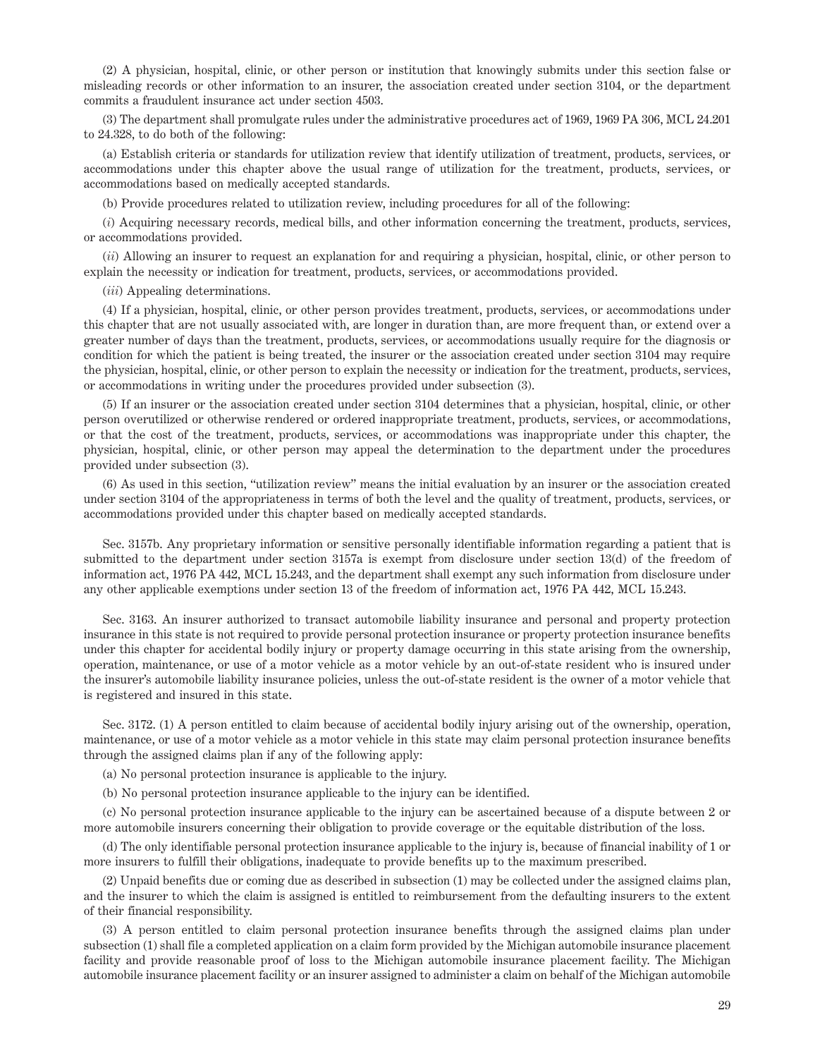(2) A physician, hospital, clinic, or other person or institution that knowingly submits under this section false or misleading records or other information to an insurer, the association created under section 3104, or the department commits a fraudulent insurance act under section 4503.

(3) The department shall promulgate rules under the administrative procedures act of 1969, 1969 PA 306, MCL 24.201 to 24.328, to do both of the following:

(a) Establish criteria or standards for utilization review that identify utilization of treatment, products, services, or accommodations under this chapter above the usual range of utilization for the treatment, products, services, or accommodations based on medically accepted standards.

(b) Provide procedures related to utilization review, including procedures for all of the following:

(*i*) Acquiring necessary records, medical bills, and other information concerning the treatment, products, services, or accommodations provided.

(*ii*) Allowing an insurer to request an explanation for and requiring a physician, hospital, clinic, or other person to explain the necessity or indication for treatment, products, services, or accommodations provided.

(*iii*) Appealing determinations.

(4) If a physician, hospital, clinic, or other person provides treatment, products, services, or accommodations under this chapter that are not usually associated with, are longer in duration than, are more frequent than, or extend over a greater number of days than the treatment, products, services, or accommodations usually require for the diagnosis or condition for which the patient is being treated, the insurer or the association created under section 3104 may require the physician, hospital, clinic, or other person to explain the necessity or indication for the treatment, products, services, or accommodations in writing under the procedures provided under subsection (3).

(5) If an insurer or the association created under section 3104 determines that a physician, hospital, clinic, or other person overutilized or otherwise rendered or ordered inappropriate treatment, products, services, or accommodations, or that the cost of the treatment, products, services, or accommodations was inappropriate under this chapter, the physician, hospital, clinic, or other person may appeal the determination to the department under the procedures provided under subsection (3).

(6) As used in this section, "utilization review" means the initial evaluation by an insurer or the association created under section 3104 of the appropriateness in terms of both the level and the quality of treatment, products, services, or accommodations provided under this chapter based on medically accepted standards.

Sec. 3157b. Any proprietary information or sensitive personally identifiable information regarding a patient that is submitted to the department under section 3157a is exempt from disclosure under section 13(d) of the freedom of information act, 1976 PA 442, MCL 15.243, and the department shall exempt any such information from disclosure under any other applicable exemptions under section 13 of the freedom of information act, 1976 PA 442, MCL 15.243.

Sec. 3163. An insurer authorized to transact automobile liability insurance and personal and property protection insurance in this state is not required to provide personal protection insurance or property protection insurance benefits under this chapter for accidental bodily injury or property damage occurring in this state arising from the ownership, operation, maintenance, or use of a motor vehicle as a motor vehicle by an out-of-state resident who is insured under the insurer's automobile liability insurance policies, unless the out-of-state resident is the owner of a motor vehicle that is registered and insured in this state.

Sec. 3172. (1) A person entitled to claim because of accidental bodily injury arising out of the ownership, operation, maintenance, or use of a motor vehicle as a motor vehicle in this state may claim personal protection insurance benefits through the assigned claims plan if any of the following apply:

(a) No personal protection insurance is applicable to the injury.

(b) No personal protection insurance applicable to the injury can be identified.

(c) No personal protection insurance applicable to the injury can be ascertained because of a dispute between 2 or more automobile insurers concerning their obligation to provide coverage or the equitable distribution of the loss.

(d) The only identifiable personal protection insurance applicable to the injury is, because of financial inability of 1 or more insurers to fulfill their obligations, inadequate to provide benefits up to the maximum prescribed.

(2) Unpaid benefits due or coming due as described in subsection (1) may be collected under the assigned claims plan, and the insurer to which the claim is assigned is entitled to reimbursement from the defaulting insurers to the extent of their financial responsibility.

(3) A person entitled to claim personal protection insurance benefits through the assigned claims plan under subsection (1) shall file a completed application on a claim form provided by the Michigan automobile insurance placement facility and provide reasonable proof of loss to the Michigan automobile insurance placement facility. The Michigan automobile insurance placement facility or an insurer assigned to administer a claim on behalf of the Michigan automobile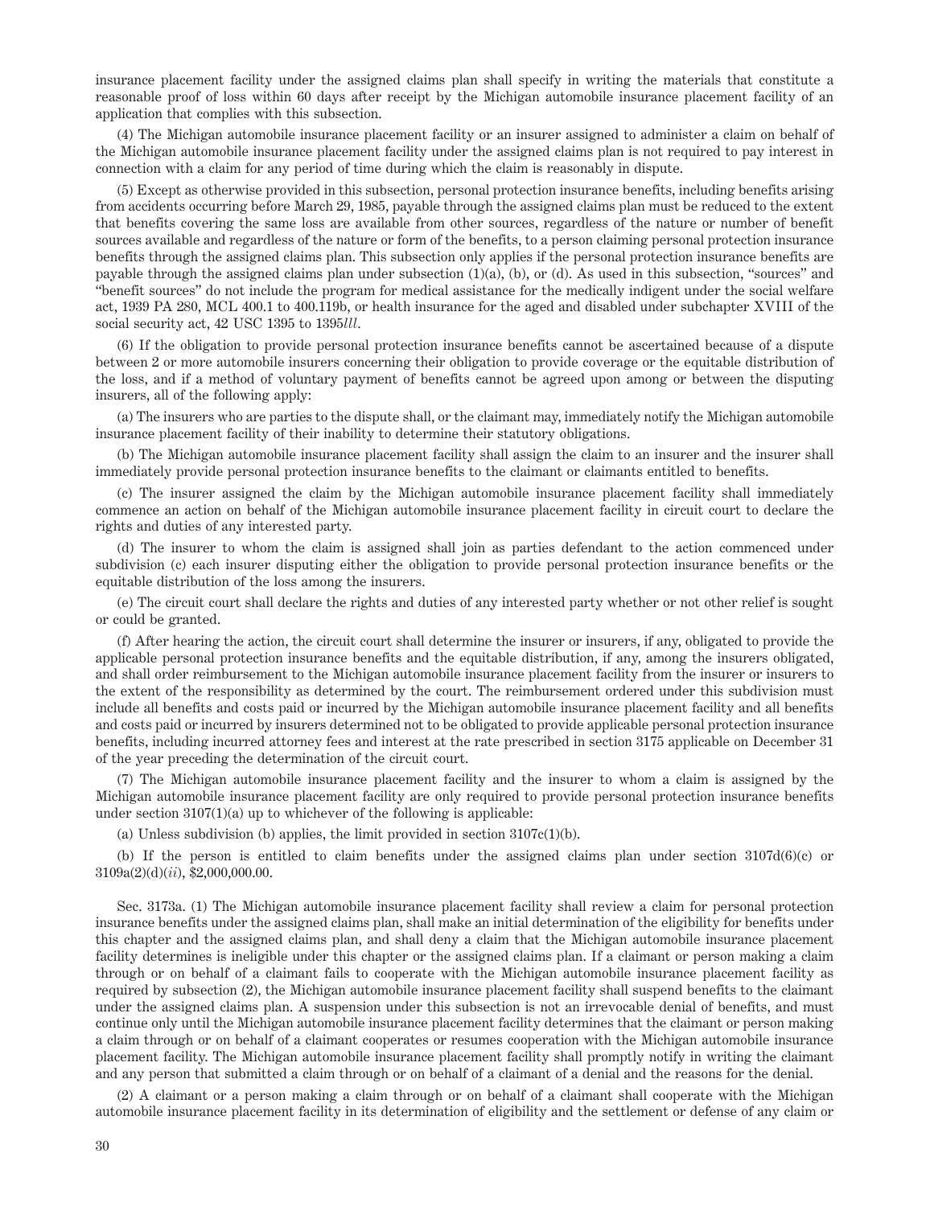insurance placement facility under the assigned claims plan shall specify in writing the materials that constitute a reasonable proof of loss within 60 days after receipt by the Michigan automobile insurance placement facility of an application that complies with this subsection.

(4) The Michigan automobile insurance placement facility or an insurer assigned to administer a claim on behalf of the Michigan automobile insurance placement facility under the assigned claims plan is not required to pay interest in connection with a claim for any period of time during which the claim is reasonably in dispute.

(5) Except as otherwise provided in this subsection, personal protection insurance benefits, including benefits arising from accidents occurring before March 29, 1985, payable through the assigned claims plan must be reduced to the extent that benefits covering the same loss are available from other sources, regardless of the nature or number of benefit sources available and regardless of the nature or form of the benefits, to a person claiming personal protection insurance benefits through the assigned claims plan. This subsection only applies if the personal protection insurance benefits are payable through the assigned claims plan under subsection (1)(a), (b), or (d). As used in this subsection, "sources" and "benefit sources" do not include the program for medical assistance for the medically indigent under the social welfare act, 1939 PA 280, MCL 400.1 to 400.119b, or health insurance for the aged and disabled under subchapter XVIII of the social security act, 42 USC 1395 to 1395*lll*.

(6) If the obligation to provide personal protection insurance benefits cannot be ascertained because of a dispute between 2 or more automobile insurers concerning their obligation to provide coverage or the equitable distribution of the loss, and if a method of voluntary payment of benefits cannot be agreed upon among or between the disputing insurers, all of the following apply:

(a) The insurers who are parties to the dispute shall, or the claimant may, immediately notify the Michigan automobile insurance placement facility of their inability to determine their statutory obligations.

(b) The Michigan automobile insurance placement facility shall assign the claim to an insurer and the insurer shall immediately provide personal protection insurance benefits to the claimant or claimants entitled to benefits.

(c) The insurer assigned the claim by the Michigan automobile insurance placement facility shall immediately commence an action on behalf of the Michigan automobile insurance placement facility in circuit court to declare the rights and duties of any interested party.

(d) The insurer to whom the claim is assigned shall join as parties defendant to the action commenced under subdivision (c) each insurer disputing either the obligation to provide personal protection insurance benefits or the equitable distribution of the loss among the insurers.

(e) The circuit court shall declare the rights and duties of any interested party whether or not other relief is sought or could be granted.

(f) After hearing the action, the circuit court shall determine the insurer or insurers, if any, obligated to provide the applicable personal protection insurance benefits and the equitable distribution, if any, among the insurers obligated, and shall order reimbursement to the Michigan automobile insurance placement facility from the insurer or insurers to the extent of the responsibility as determined by the court. The reimbursement ordered under this subdivision must include all benefits and costs paid or incurred by the Michigan automobile insurance placement facility and all benefits and costs paid or incurred by insurers determined not to be obligated to provide applicable personal protection insurance benefits, including incurred attorney fees and interest at the rate prescribed in section 3175 applicable on December 31 of the year preceding the determination of the circuit court.

(7) The Michigan automobile insurance placement facility and the insurer to whom a claim is assigned by the Michigan automobile insurance placement facility are only required to provide personal protection insurance benefits under section 3107(1)(a) up to whichever of the following is applicable:

(a) Unless subdivision (b) applies, the limit provided in section 3107c(1)(b).

(b) If the person is entitled to claim benefits under the assigned claims plan under section 3107d(6)(c) or 3109a(2)(d)(*ii*), $2,000,000.00.

Sec. 3173a. (1) The Michigan automobile insurance placement facility shall review a claim for personal protection insurance benefits under the assigned claims plan, shall make an initial determination of the eligibility for benefits under this chapter and the assigned claims plan, and shall deny a claim that the Michigan automobile insurance placement facility determines is ineligible under this chapter or the assigned claims plan. If a claimant or person making a claim through or on behalf of a claimant fails to cooperate with the Michigan automobile insurance placement facility as required by subsection (2), the Michigan automobile insurance placement facility shall suspend benefits to the claimant under the assigned claims plan. A suspension under this subsection is not an irrevocable denial of benefits, and must continue only until the Michigan automobile insurance placement facility determines that the claimant or person making a claim through or on behalf of a claimant cooperates or resumes cooperation with the Michigan automobile insurance placement facility. The Michigan automobile insurance placement facility shall promptly notify in writing the claimant and any person that submitted a claim through or on behalf of a claimant of a denial and the reasons for the denial.

(2) A claimant or a person making a claim through or on behalf of a claimant shall cooperate with the Michigan automobile insurance placement facility in its determination of eligibility and the settlement or defense of any claim or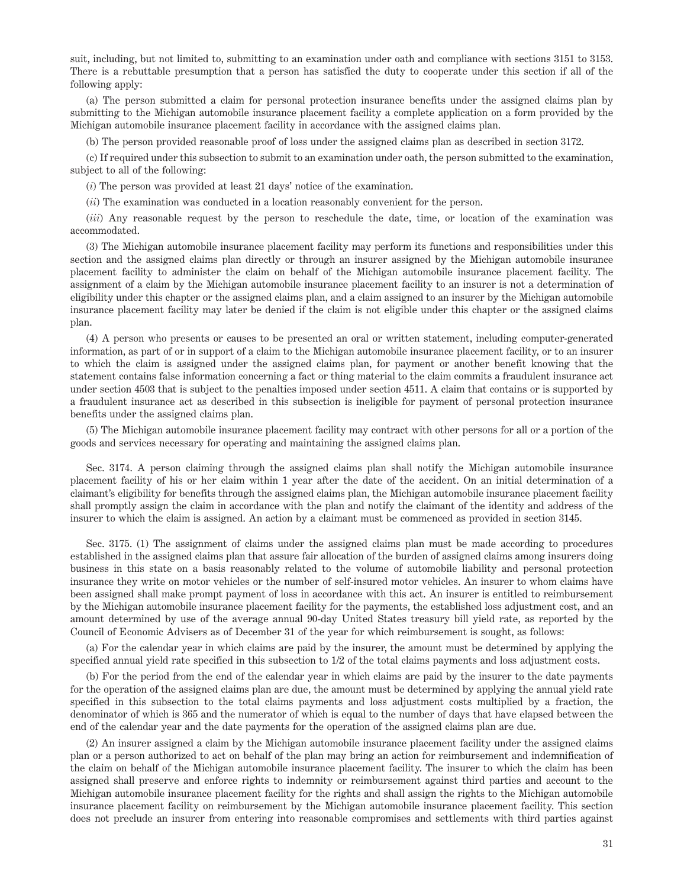suit, including, but not limited to, submitting to an examination under oath and compliance with sections 3151 to 3153. There is a rebuttable presumption that a person has satisfied the duty to cooperate under this section if all of the following apply:

(a) The person submitted a claim for personal protection insurance benefits under the assigned claims plan by submitting to the Michigan automobile insurance placement facility a complete application on a form provided by the Michigan automobile insurance placement facility in accordance with the assigned claims plan.

(b) The person provided reasonable proof of loss under the assigned claims plan as described in section 3172.

(c) If required under this subsection to submit to an examination under oath, the person submitted to the examination, subject to all of the following:

(*i*) The person was provided at least 21 days' notice of the examination.

(*ii*) The examination was conducted in a location reasonably convenient for the person.

(*iii*) Any reasonable request by the person to reschedule the date, time, or location of the examination was accommodated.

(3) The Michigan automobile insurance placement facility may perform its functions and responsibilities under this section and the assigned claims plan directly or through an insurer assigned by the Michigan automobile insurance placement facility to administer the claim on behalf of the Michigan automobile insurance placement facility. The assignment of a claim by the Michigan automobile insurance placement facility to an insurer is not a determination of eligibility under this chapter or the assigned claims plan, and a claim assigned to an insurer by the Michigan automobile insurance placement facility may later be denied if the claim is not eligible under this chapter or the assigned claims plan.

(4) A person who presents or causes to be presented an oral or written statement, including computer-generated information, as part of or in support of a claim to the Michigan automobile insurance placement facility, or to an insurer to which the claim is assigned under the assigned claims plan, for payment or another benefit knowing that the statement contains false information concerning a fact or thing material to the claim commits a fraudulent insurance act under section 4503 that is subject to the penalties imposed under section 4511. A claim that contains or is supported by a fraudulent insurance act as described in this subsection is ineligible for payment of personal protection insurance benefits under the assigned claims plan.

(5) The Michigan automobile insurance placement facility may contract with other persons for all or a portion of the goods and services necessary for operating and maintaining the assigned claims plan.

Sec. 3174. A person claiming through the assigned claims plan shall notify the Michigan automobile insurance placement facility of his or her claim within 1 year after the date of the accident. On an initial determination of a claimant's eligibility for benefits through the assigned claims plan, the Michigan automobile insurance placement facility shall promptly assign the claim in accordance with the plan and notify the claimant of the identity and address of the insurer to which the claim is assigned. An action by a claimant must be commenced as provided in section 3145.

Sec. 3175. (1) The assignment of claims under the assigned claims plan must be made according to procedures established in the assigned claims plan that assure fair allocation of the burden of assigned claims among insurers doing business in this state on a basis reasonably related to the volume of automobile liability and personal protection insurance they write on motor vehicles or the number of self-insured motor vehicles. An insurer to whom claims have been assigned shall make prompt payment of loss in accordance with this act. An insurer is entitled to reimbursement by the Michigan automobile insurance placement facility for the payments, the established loss adjustment cost, and an amount determined by use of the average annual 90-day United States treasury bill yield rate, as reported by the Council of Economic Advisers as of December 31 of the year for which reimbursement is sought, as follows:

(a) For the calendar year in which claims are paid by the insurer, the amount must be determined by applying the specified annual yield rate specified in this subsection to 1/2 of the total claims payments and loss adjustment costs.

(b) For the period from the end of the calendar year in which claims are paid by the insurer to the date payments for the operation of the assigned claims plan are due, the amount must be determined by applying the annual yield rate specified in this subsection to the total claims payments and loss adjustment costs multiplied by a fraction, the denominator of which is 365 and the numerator of which is equal to the number of days that have elapsed between the end of the calendar year and the date payments for the operation of the assigned claims plan are due.

(2) An insurer assigned a claim by the Michigan automobile insurance placement facility under the assigned claims plan or a person authorized to act on behalf of the plan may bring an action for reimbursement and indemnification of the claim on behalf of the Michigan automobile insurance placement facility. The insurer to which the claim has been assigned shall preserve and enforce rights to indemnity or reimbursement against third parties and account to the Michigan automobile insurance placement facility for the rights and shall assign the rights to the Michigan automobile insurance placement facility on reimbursement by the Michigan automobile insurance placement facility. This section does not preclude an insurer from entering into reasonable compromises and settlements with third parties against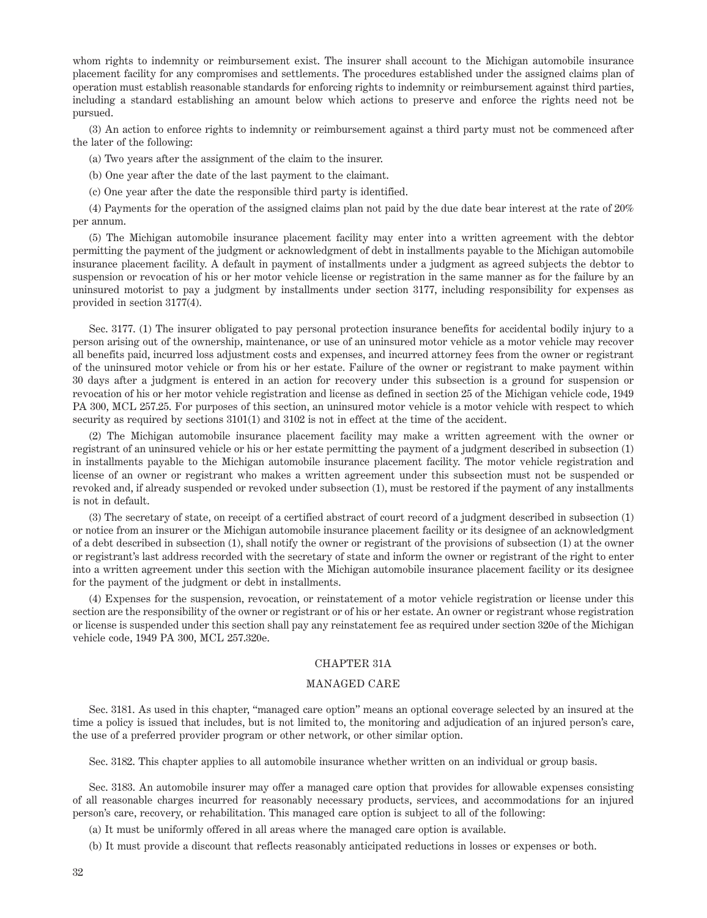whom rights to indemnity or reimbursement exist. The insurer shall account to the Michigan automobile insurance placement facility for any compromises and settlements. The procedures established under the assigned claims plan of operation must establish reasonable standards for enforcing rights to indemnity or reimbursement against third parties, including a standard establishing an amount below which actions to preserve and enforce the rights need not be pursued.

(3) An action to enforce rights to indemnity or reimbursement against a third party must not be commenced after the later of the following:

(a) Two years after the assignment of the claim to the insurer.

(b) One year after the date of the last payment to the claimant.

(c) One year after the date the responsible third party is identified.

(4) Payments for the operation of the assigned claims plan not paid by the due date bear interest at the rate of 20% per annum.

(5) The Michigan automobile insurance placement facility may enter into a written agreement with the debtor permitting the payment of the judgment or acknowledgment of debt in installments payable to the Michigan automobile insurance placement facility. A default in payment of installments under a judgment as agreed subjects the debtor to suspension or revocation of his or her motor vehicle license or registration in the same manner as for the failure by an uninsured motorist to pay a judgment by installments under section 3177, including responsibility for expenses as provided in section 3177(4).

Sec. 3177. (1) The insurer obligated to pay personal protection insurance benefits for accidental bodily injury to a person arising out of the ownership, maintenance, or use of an uninsured motor vehicle as a motor vehicle may recover all benefits paid, incurred loss adjustment costs and expenses, and incurred attorney fees from the owner or registrant of the uninsured motor vehicle or from his or her estate. Failure of the owner or registrant to make payment within 30 days after a judgment is entered in an action for recovery under this subsection is a ground for suspension or revocation of his or her motor vehicle registration and license as defined in section 25 of the Michigan vehicle code, 1949 PA 300, MCL 257.25. For purposes of this section, an uninsured motor vehicle is a motor vehicle with respect to which security as required by sections 3101(1) and 3102 is not in effect at the time of the accident.

(2) The Michigan automobile insurance placement facility may make a written agreement with the owner or registrant of an uninsured vehicle or his or her estate permitting the payment of a judgment described in subsection (1) in installments payable to the Michigan automobile insurance placement facility. The motor vehicle registration and license of an owner or registrant who makes a written agreement under this subsection must not be suspended or revoked and, if already suspended or revoked under subsection (1), must be restored if the payment of any installments is not in default.

(3) The secretary of state, on receipt of a certified abstract of court record of a judgment described in subsection (1) or notice from an insurer or the Michigan automobile insurance placement facility or its designee of an acknowledgment of a debt described in subsection (1), shall notify the owner or registrant of the provisions of subsection (1) at the owner or registrant's last address recorded with the secretary of state and inform the owner or registrant of the right to enter into a written agreement under this section with the Michigan automobile insurance placement facility or its designee for the payment of the judgment or debt in installments.

(4) Expenses for the suspension, revocation, or reinstatement of a motor vehicle registration or license under this section are the responsibility of the owner or registrant or of his or her estate. An owner or registrant whose registration or license is suspended under this section shall pay any reinstatement fee as required under section 320e of the Michigan vehicle code, 1949 PA 300, MCL 257.320e.

## CHAPTER 31A

## MANAGED CARE

Sec. 3181. As used in this chapter, "managed care option" means an optional coverage selected by an insured at the time a policy is issued that includes, but is not limited to, the monitoring and adjudication of an injured person's care, the use of a preferred provider program or other network, or other similar option.

Sec. 3182. This chapter applies to all automobile insurance whether written on an individual or group basis.

Sec. 3183. An automobile insurer may offer a managed care option that provides for allowable expenses consisting of all reasonable charges incurred for reasonably necessary products, services, and accommodations for an injured person's care, recovery, or rehabilitation. This managed care option is subject to all of the following:

(a) It must be uniformly offered in all areas where the managed care option is available.

(b) It must provide a discount that reflects reasonably anticipated reductions in losses or expenses or both.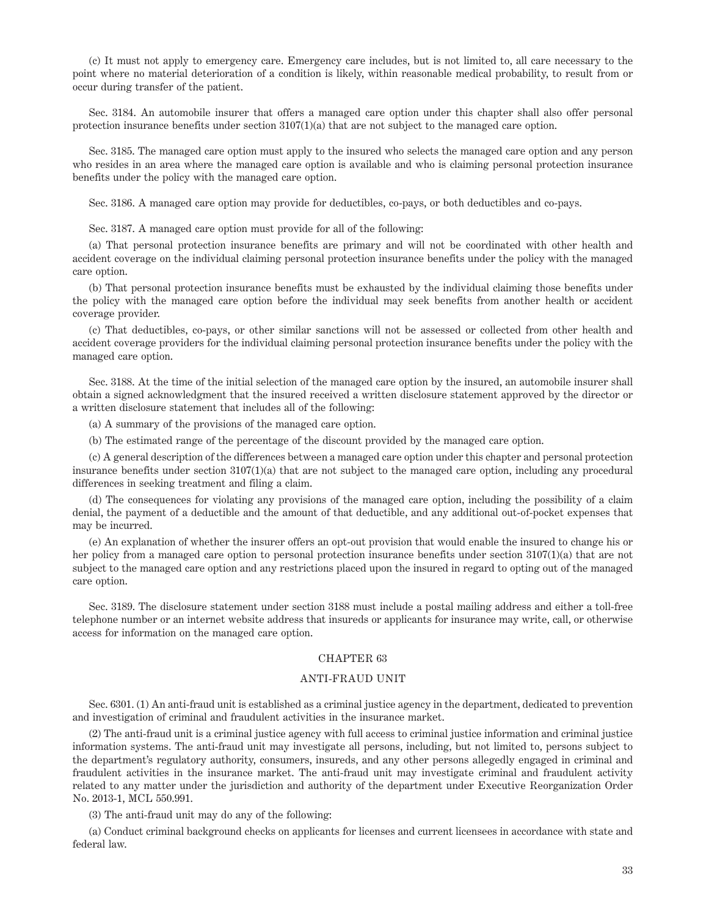(c) It must not apply to emergency care. Emergency care includes, but is not limited to, all care necessary to the point where no material deterioration of a condition is likely, within reasonable medical probability, to result from or occur during transfer of the patient.

Sec. 3184. An automobile insurer that offers a managed care option under this chapter shall also offer personal protection insurance benefits under section 3107(1)(a) that are not subject to the managed care option.

Sec. 3185. The managed care option must apply to the insured who selects the managed care option and any person who resides in an area where the managed care option is available and who is claiming personal protection insurance benefits under the policy with the managed care option.

Sec. 3186. A managed care option may provide for deductibles, co-pays, or both deductibles and co-pays.

Sec. 3187. A managed care option must provide for all of the following:

(a) That personal protection insurance benefits are primary and will not be coordinated with other health and accident coverage on the individual claiming personal protection insurance benefits under the policy with the managed care option.

(b) That personal protection insurance benefits must be exhausted by the individual claiming those benefits under the policy with the managed care option before the individual may seek benefits from another health or accident coverage provider.

(c) That deductibles, co-pays, or other similar sanctions will not be assessed or collected from other health and accident coverage providers for the individual claiming personal protection insurance benefits under the policy with the managed care option.

Sec. 3188. At the time of the initial selection of the managed care option by the insured, an automobile insurer shall obtain a signed acknowledgment that the insured received a written disclosure statement approved by the director or a written disclosure statement that includes all of the following:

(a) A summary of the provisions of the managed care option.

(b) The estimated range of the percentage of the discount provided by the managed care option.

(c) A general description of the differences between a managed care option under this chapter and personal protection insurance benefits under section 3107(1)(a) that are not subject to the managed care option, including any procedural differences in seeking treatment and filing a claim.

(d) The consequences for violating any provisions of the managed care option, including the possibility of a claim denial, the payment of a deductible and the amount of that deductible, and any additional out-of-pocket expenses that may be incurred.

(e) An explanation of whether the insurer offers an opt-out provision that would enable the insured to change his or her policy from a managed care option to personal protection insurance benefits under section 3107(1)(a) that are not subject to the managed care option and any restrictions placed upon the insured in regard to opting out of the managed care option.

Sec. 3189. The disclosure statement under section 3188 must include a postal mailing address and either a toll-free telephone number or an internet website address that insureds or applicants for insurance may write, call, or otherwise access for information on the managed care option.

## CHAPTER 63

## ANTI-FRAUD UNIT

Sec. 6301. (1) An anti-fraud unit is established as a criminal justice agency in the department, dedicated to prevention and investigation of criminal and fraudulent activities in the insurance market.

(2) The anti-fraud unit is a criminal justice agency with full access to criminal justice information and criminal justice information systems. The anti-fraud unit may investigate all persons, including, but not limited to, persons subject to the department's regulatory authority, consumers, insureds, and any other persons allegedly engaged in criminal and fraudulent activities in the insurance market. The anti-fraud unit may investigate criminal and fraudulent activity related to any matter under the jurisdiction and authority of the department under Executive Reorganization Order No. 2013-1, MCL 550.991.

(3) The anti-fraud unit may do any of the following:

(a) Conduct criminal background checks on applicants for licenses and current licensees in accordance with state and federal law.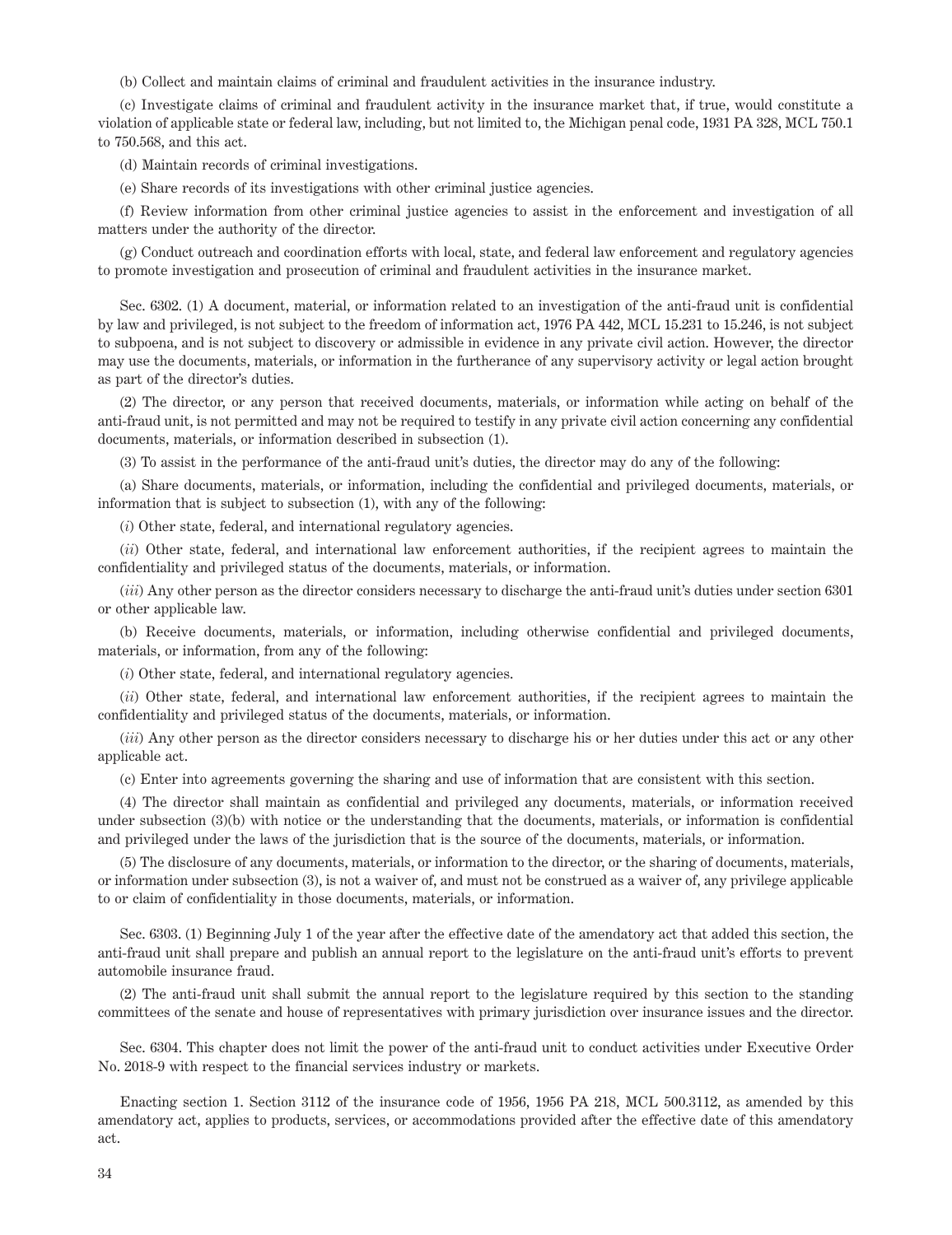(b) Collect and maintain claims of criminal and fraudulent activities in the insurance industry.

(c) Investigate claims of criminal and fraudulent activity in the insurance market that, if true, would constitute a violation of applicable state or federal law, including, but not limited to, the Michigan penal code, 1931 PA 328, MCL 750.1 to 750.568, and this act.

(d) Maintain records of criminal investigations.

(e) Share records of its investigations with other criminal justice agencies.

(f) Review information from other criminal justice agencies to assist in the enforcement and investigation of all matters under the authority of the director.

(g) Conduct outreach and coordination efforts with local, state, and federal law enforcement and regulatory agencies to promote investigation and prosecution of criminal and fraudulent activities in the insurance market.

Sec. 6302. (1) A document, material, or information related to an investigation of the anti-fraud unit is confidential by law and privileged, is not subject to the freedom of information act, 1976 PA 442, MCL 15.231 to 15.246, is not subject to subpoena, and is not subject to discovery or admissible in evidence in any private civil action. However, the director may use the documents, materials, or information in the furtherance of any supervisory activity or legal action brought as part of the director's duties.

(2) The director, or any person that received documents, materials, or information while acting on behalf of the anti-fraud unit, is not permitted and may not be required to testify in any private civil action concerning any confidential documents, materials, or information described in subsection (1).

(3) To assist in the performance of the anti-fraud unit's duties, the director may do any of the following:

(a) Share documents, materials, or information, including the confidential and privileged documents, materials, or information that is subject to subsection (1), with any of the following:

(*i*) Other state, federal, and international regulatory agencies.

(*ii*) Other state, federal, and international law enforcement authorities, if the recipient agrees to maintain the confidentiality and privileged status of the documents, materials, or information.

(*iii*) Any other person as the director considers necessary to discharge the anti-fraud unit's duties under section 6301 or other applicable law.

(b) Receive documents, materials, or information, including otherwise confidential and privileged documents, materials, or information, from any of the following:

(*i*) Other state, federal, and international regulatory agencies.

(*ii*) Other state, federal, and international law enforcement authorities, if the recipient agrees to maintain the confidentiality and privileged status of the documents, materials, or information.

(*iii*) Any other person as the director considers necessary to discharge his or her duties under this act or any other applicable act.

(c) Enter into agreements governing the sharing and use of information that are consistent with this section.

(4) The director shall maintain as confidential and privileged any documents, materials, or information received under subsection (3)(b) with notice or the understanding that the documents, materials, or information is confidential and privileged under the laws of the jurisdiction that is the source of the documents, materials, or information.

(5) The disclosure of any documents, materials, or information to the director, or the sharing of documents, materials, or information under subsection (3), is not a waiver of, and must not be construed as a waiver of, any privilege applicable to or claim of confidentiality in those documents, materials, or information.

Sec. 6303. (1) Beginning July 1 of the year after the effective date of the amendatory act that added this section, the anti-fraud unit shall prepare and publish an annual report to the legislature on the anti-fraud unit's efforts to prevent automobile insurance fraud.

(2) The anti-fraud unit shall submit the annual report to the legislature required by this section to the standing committees of the senate and house of representatives with primary jurisdiction over insurance issues and the director.

Sec. 6304. This chapter does not limit the power of the anti-fraud unit to conduct activities under Executive Order No. 2018-9 with respect to the financial services industry or markets.

Enacting section 1. Section 3112 of the insurance code of 1956, 1956 PA 218, MCL 500.3112, as amended by this amendatory act, applies to products, services, or accommodations provided after the effective date of this amendatory act.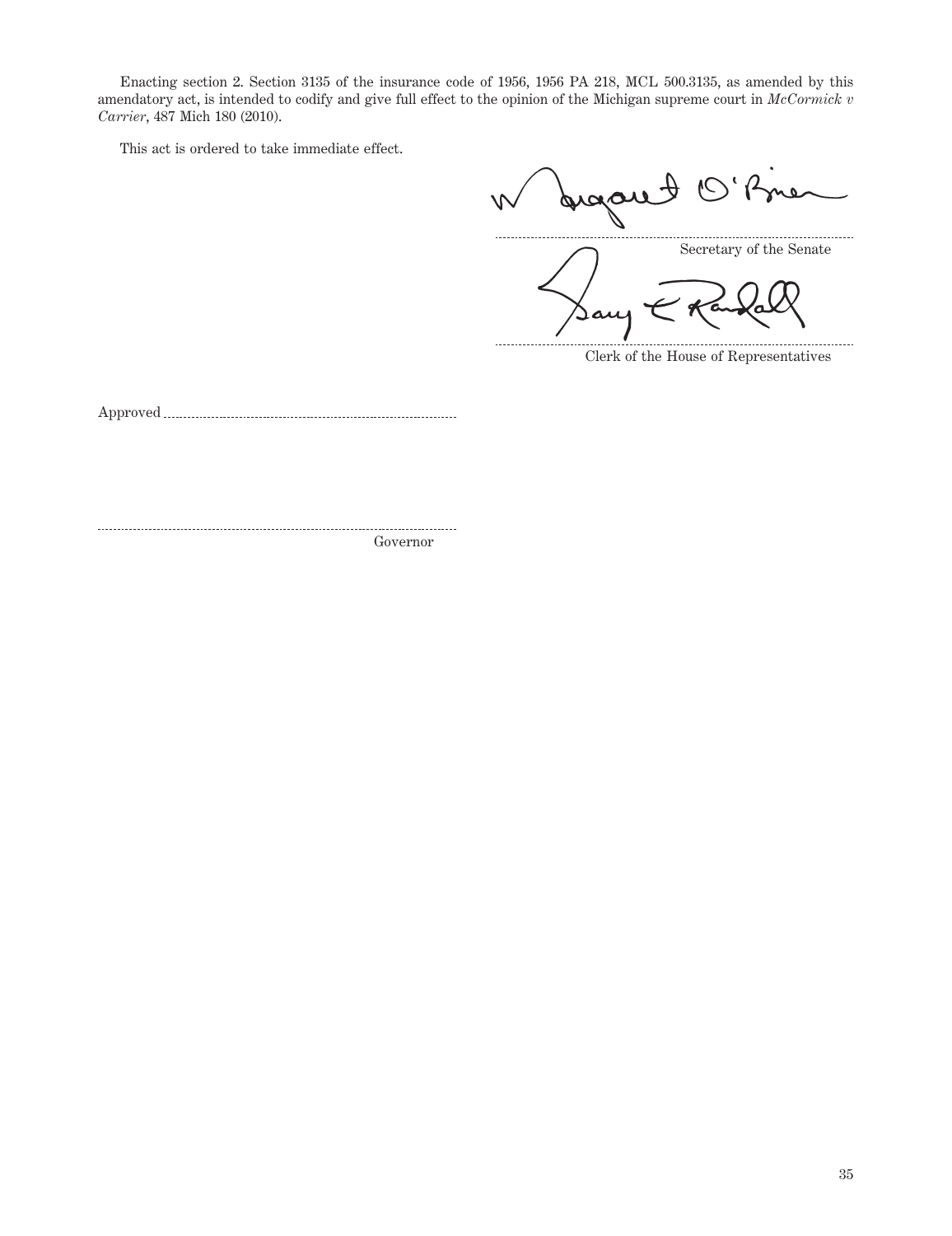Enacting section 2. Section 3135 of the insurance code of 1956, 1956 PA 218, MCL 500.3135, as amended by this amendatory act, is intended to codify and give full effect to the opinion of the Michigan supreme court in *McCormick v Carrier*, 487 Mich 180 (2010).

This act is ordered to take immediate effect.

Secretary of the Senate

Clerk of the House of Representatives

Approved

Governor